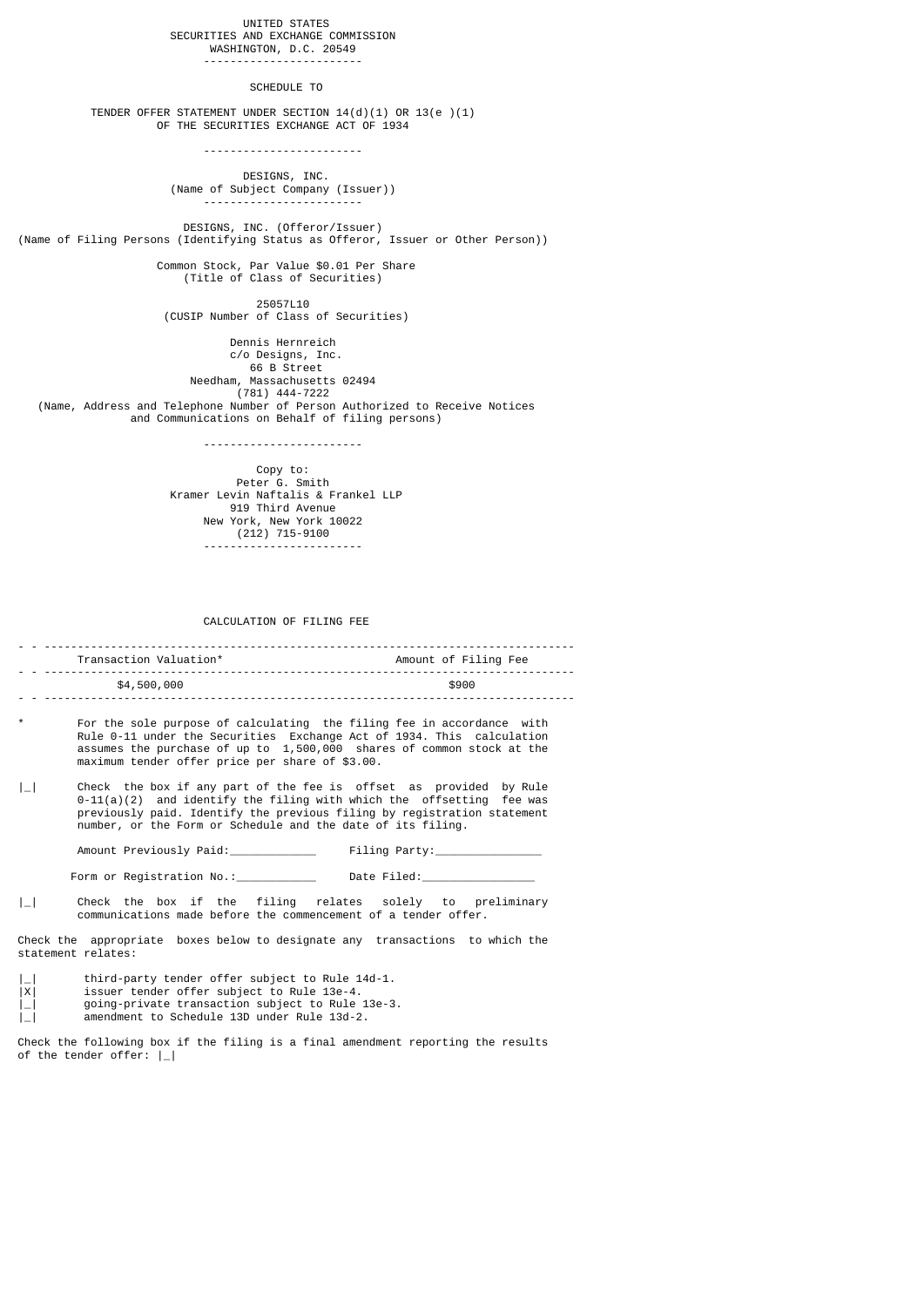UNITED STATES
SECURITIES AND EXCHANGE COMMISSION
WASHINGTON, D.C. 20549

---

# SCHEDULE TO

TENDER OFFER STATEMENT UNDER SECTION 14(d)(1) OR 13(e )(1)
OF THE SECURITIES EXCHANGE ACT OF 1934

---

DESIGNS, INC.
(Name of Subject Company (Issuer))

---

DESIGNS, INC. (Offeror/Issuer)
(Name of Filing Persons (Identifying Status as Offeror, Issuer or Other Person))

Common Stock, Par Value $0.01 Per Share
(Title of Class of Securities)

25057L10
(CUSIP Number of Class of Securities)

Dennis Hernreich
c/o Designs, Inc.
66 B Street
Needham, Massachusetts 02494
(781) 444-7222
(Name, Address and Telephone Number of Person Authorized to Receive Notices and Communications on Behalf of filing persons)

---

Copy to:
Peter G. Smith
Kramer Levin Naftalis & Frankel LLP
919 Third Avenue
New York, New York 10022
(212) 715-9100

---

CALCULATION OF FILING FEE

| Transaction Valuation* | Amount of Filing Fee |
|---|---|
| $4,500,000 | $900 |

\* For the sole purpose of calculating the filing fee in accordance with Rule 0-11 under the Securities Exchange Act of 1934. This calculation assumes the purchase of up to 1,500,000 shares of common stock at the maximum tender offer price per share of $3.00.

|_| Check the box if any part of the fee is offset as provided by Rule 0-11(a)(2) and identify the filing with which the offsetting fee was previously paid. Identify the previous filing by registration statement number, or the Form or Schedule and the date of its filing.

Amount Previously Paid:____________ Filing Party:_______________

Form or Registration No.:____________ Date Filed:________________

|_| Check the box if the filing relates solely to preliminary communications made before the commencement of a tender offer.

Check the appropriate boxes below to designate any transactions to which the statement relates:

|_| third-party tender offer subject to Rule 14d-1.
|X| issuer tender offer subject to Rule 13e-4.
|_| going-private transaction subject to Rule 13e-3.
|_| amendment to Schedule 13D under Rule 13d-2.

Check the following box if the filing is a final amendment reporting the results of the tender offer: |_|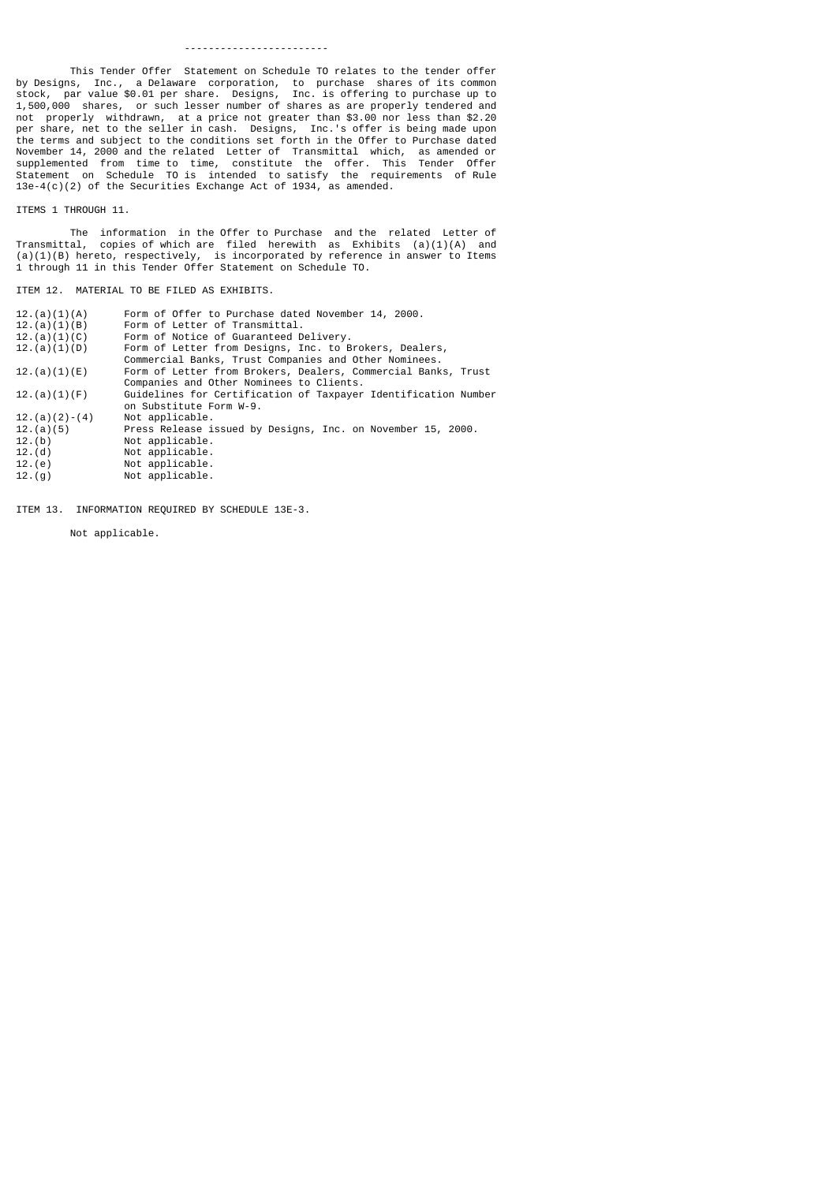------------------------

This Tender Offer Statement on Schedule TO relates to the tender offer by Designs, Inc., a Delaware corporation, to purchase shares of its common stock, par value $0.01 per share. Designs, Inc. is offering to purchase up to 1,500,000 shares, or such lesser number of shares as are properly tendered and not properly withdrawn, at a price not greater than $3.00 nor less than $2.20 per share, net to the seller in cash. Designs, Inc.'s offer is being made upon the terms and subject to the conditions set forth in the Offer to Purchase dated November 14, 2000 and the related Letter of Transmittal which, as amended or supplemented from time to time, constitute the offer. This Tender Offer Statement on Schedule TO is intended to satisfy the requirements of Rule 13e-4(c)(2) of the Securities Exchange Act of 1934, as amended.

ITEMS 1 THROUGH 11.

The information in the Offer to Purchase and the related Letter of Transmittal, copies of which are filed herewith as Exhibits (a)(1)(A) and (a)(1)(B) hereto, respectively, is incorporated by reference in answer to Items 1 through 11 in this Tender Offer Statement on Schedule TO.

ITEM 12. MATERIAL TO BE FILED AS EXHIBITS.

| | |
|---|---|
| 12.(a)(1)(A) | Form of Offer to Purchase dated November 14, 2000. |
| 12.(a)(1)(B) | Form of Letter of Transmittal. |
| 12.(a)(1)(C) | Form of Notice of Guaranteed Delivery. |
| 12.(a)(1)(D) | Form of Letter from Designs, Inc. to Brokers, Dealers, Commercial Banks, Trust Companies and Other Nominees. |
| 12.(a)(1)(E) | Form of Letter from Brokers, Dealers, Commercial Banks, Trust Companies and Other Nominees to Clients. |
| 12.(a)(1)(F) | Guidelines for Certification of Taxpayer Identification Number on Substitute Form W-9. |
| 12.(a)(2)-(4) | Not applicable. |
| 12.(a)(5) | Press Release issued by Designs, Inc. on November 15, 2000. |
| 12.(b) | Not applicable. |
| 12.(d) | Not applicable. |
| 12.(e) | Not applicable. |
| 12.(g) | Not applicable. |

ITEM 13. INFORMATION REQUIRED BY SCHEDULE 13E-3.

Not applicable.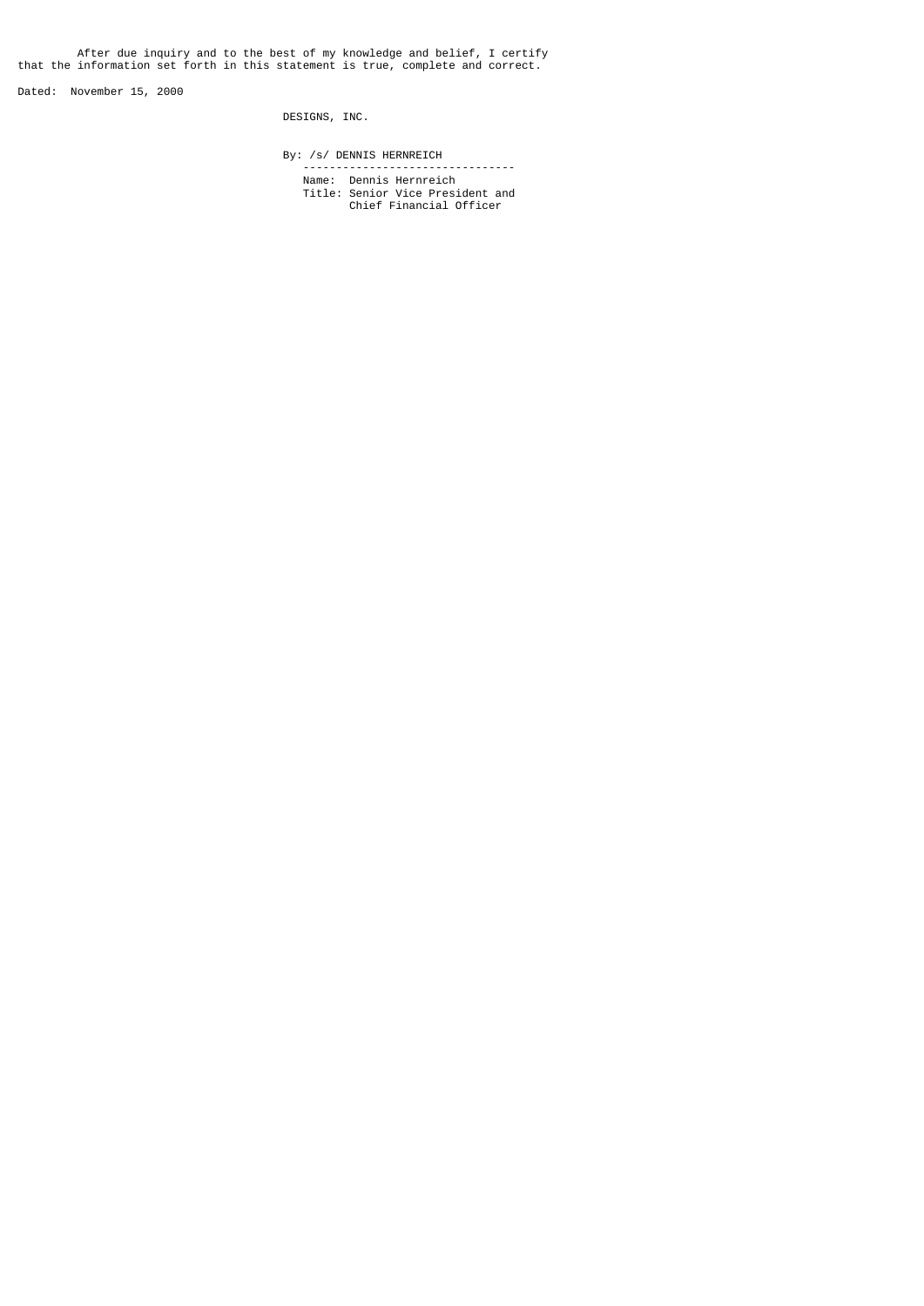After due inquiry and to the best of my knowledge and belief, I certify that the information set forth in this statement is true, complete and correct.

Dated: November 15, 2000

DESIGNS, INC.

By: /s/ DENNIS HERNREICH

Name: Dennis Hernreich
Title: Senior Vice President and Chief Financial Officer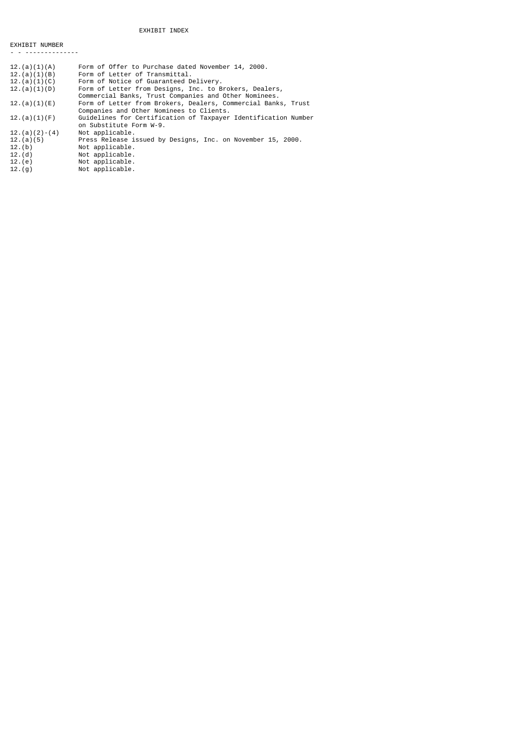# EXHIBIT INDEX

| EXHIBIT NUMBER | |
|---|---|
| 12.(a)(1)(A) | Form of Offer to Purchase dated November 14, 2000. |
| 12.(a)(1)(B) | Form of Letter of Transmittal. |
| 12.(a)(1)(C) | Form of Notice of Guaranteed Delivery. |
| 12.(a)(1)(D) | Form of Letter from Designs, Inc. to Brokers, Dealers, Commercial Banks, Trust Companies and Other Nominees. |
| 12.(a)(1)(E) | Form of Letter from Brokers, Dealers, Commercial Banks, Trust Companies and Other Nominees to Clients. |
| 12.(a)(1)(F) | Guidelines for Certification of Taxpayer Identification Number on Substitute Form W-9. |
| 12.(a)(2)-(4) | Not applicable. |
| 12.(a)(5) | Press Release issued by Designs, Inc. on November 15, 2000. |
| 12.(b) | Not applicable. |
| 12.(d) | Not applicable. |
| 12.(e) | Not applicable. |
| 12.(g) | Not applicable. |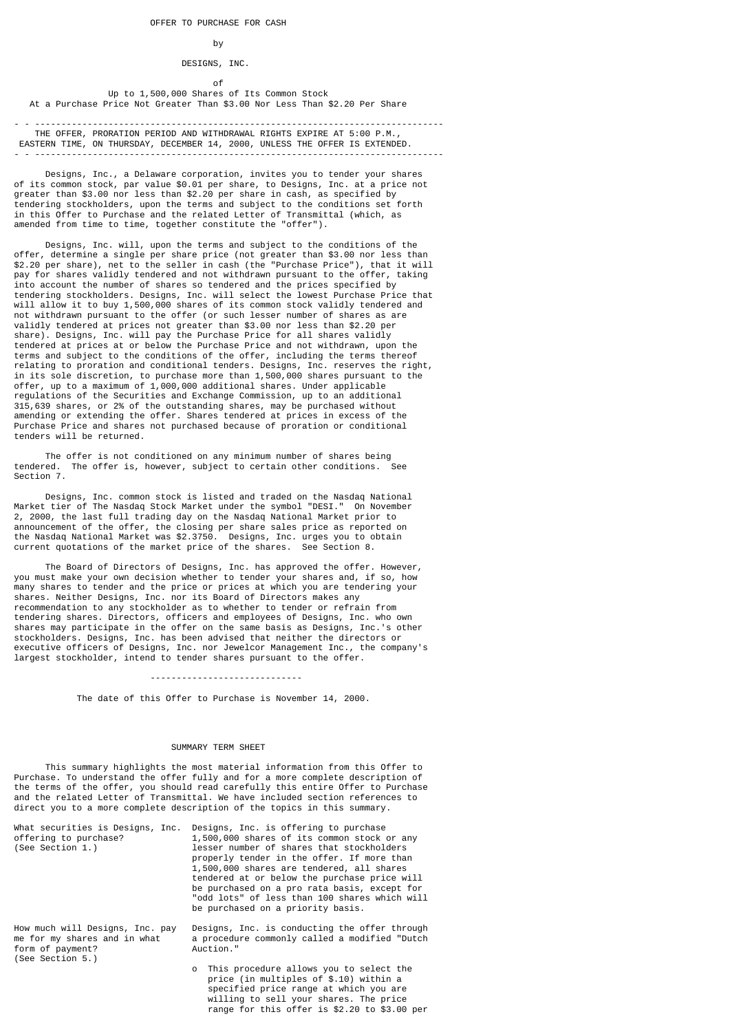OFFER TO PURCHASE FOR CASH

by

DESIGNS, INC.

of

Up to 1,500,000 Shares of Its Common Stock
At a Purchase Price Not Greater Than $3.00 Nor Less Than $2.20 Per Share

---

THE OFFER, PRORATION PERIOD AND WITHDRAWAL RIGHTS EXPIRE AT 5:00 P.M., EASTERN TIME, ON THURSDAY, DECEMBER 14, 2000, UNLESS THE OFFER IS EXTENDED.

---

Designs, Inc., a Delaware corporation, invites you to tender your shares of its common stock, par value $0.01 per share, to Designs, Inc. at a price not greater than $3.00 nor less than $2.20 per share in cash, as specified by tendering stockholders, upon the terms and subject to the conditions set forth in this Offer to Purchase and the related Letter of Transmittal (which, as amended from time to time, together constitute the "offer").

Designs, Inc. will, upon the terms and subject to the conditions of the offer, determine a single per share price (not greater than $3.00 nor less than $2.20 per share), net to the seller in cash (the "Purchase Price"), that it will pay for shares validly tendered and not withdrawn pursuant to the offer, taking into account the number of shares so tendered and the prices specified by tendering stockholders. Designs, Inc. will select the lowest Purchase Price that will allow it to buy 1,500,000 shares of its common stock validly tendered and not withdrawn pursuant to the offer (or such lesser number of shares as are validly tendered at prices not greater than $3.00 nor less than $2.20 per share). Designs, Inc. will pay the Purchase Price for all shares validly tendered at prices at or below the Purchase Price and not withdrawn, upon the terms and subject to the conditions of the offer, including the terms thereof relating to proration and conditional tenders. Designs, Inc. reserves the right, in its sole discretion, to purchase more than 1,500,000 shares pursuant to the offer, up to a maximum of 1,000,000 additional shares. Under applicable regulations of the Securities and Exchange Commission, up to an additional 315,639 shares, or 2% of the outstanding shares, may be purchased without amending or extending the offer. Shares tendered at prices in excess of the Purchase Price and shares not purchased because of proration or conditional tenders will be returned.

The offer is not conditioned on any minimum number of shares being tendered. The offer is, however, subject to certain other conditions. See Section 7.

Designs, Inc. common stock is listed and traded on the Nasdaq National Market tier of The Nasdaq Stock Market under the symbol "DESI." On November 2, 2000, the last full trading day on the Nasdaq National Market prior to announcement of the offer, the closing per share sales price as reported on the Nasdaq National Market was $2.3750. Designs, Inc. urges you to obtain current quotations of the market price of the shares. See Section 8.

The Board of Directors of Designs, Inc. has approved the offer. However, you must make your own decision whether to tender your shares and, if so, how many shares to tender and the price or prices at which you are tendering your shares. Neither Designs, Inc. nor its Board of Directors makes any recommendation to any stockholder as to whether to tender or refrain from tendering shares. Directors, officers and employees of Designs, Inc. who own shares may participate in the offer on the same basis as Designs, Inc.'s other stockholders. Designs, Inc. has been advised that neither the directors or executive officers of Designs, Inc. nor Jewelcor Management Inc., the company's largest stockholder, intend to tender shares pursuant to the offer.

---

The date of this Offer to Purchase is November 14, 2000.

## SUMMARY TERM SHEET

This summary highlights the most material information from this Offer to Purchase. To understand the offer fully and for a more complete description of the terms of the offer, you should read carefully this entire Offer to Purchase and the related Letter of Transmittal. We have included section references to direct you to a more complete description of the topics in this summary.

| | |
|---|---|
| What securities is Designs, Inc. offering to purchase? (See Section 1.) | Designs, Inc. is offering to purchase 1,500,000 shares of its common stock or any lesser number of shares that stockholders properly tender in the offer. If more than 1,500,000 shares are tendered, all shares tendered at or below the purchase price will be purchased on a pro rata basis, except for "odd lots" of less than 100 shares which will be purchased on a priority basis. |
| How much will Designs, Inc. pay me for my shares and in what form of payment? (See Section 5.) | Designs, Inc. is conducting the offer through a procedure commonly called a modified "Dutch Auction." <br> o This procedure allows you to select the price (in multiples of $.10) within a specified price range at which you are willing to sell your shares. The price range for this offer is $2.20 to $3.00 per |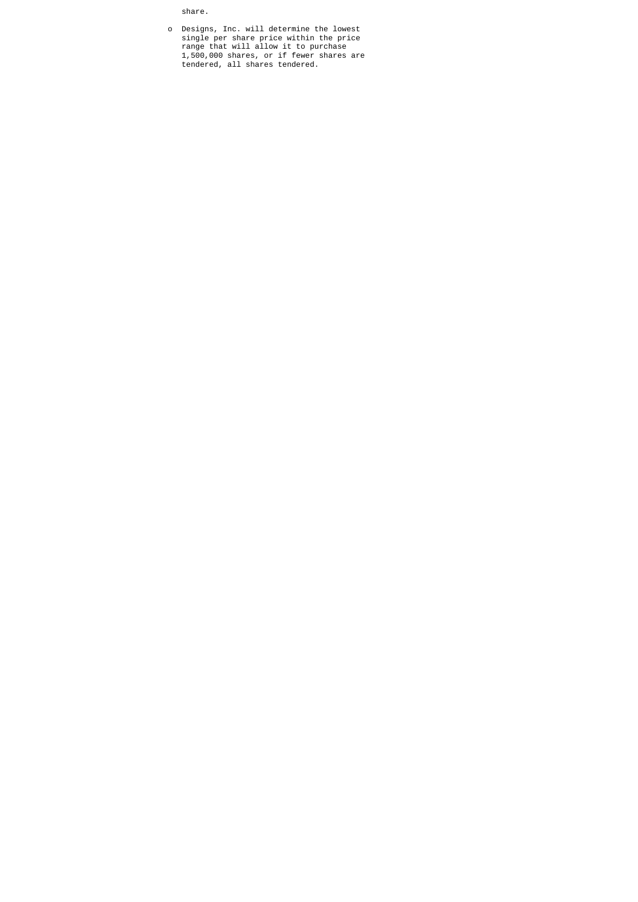share.

- Designs, Inc. will determine the lowest single per share price within the price range that will allow it to purchase 1,500,000 shares, or if fewer shares are tendered, all shares tendered.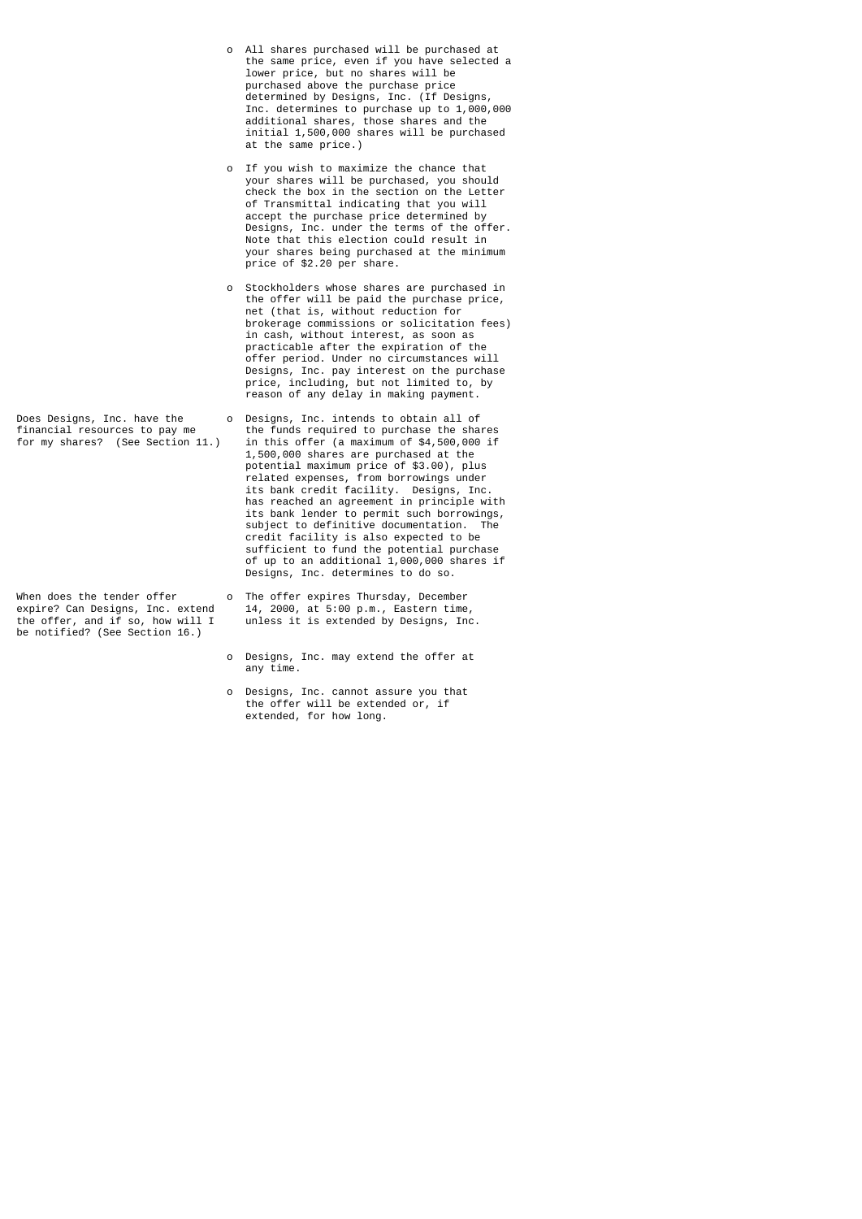- All shares purchased will be purchased at the same price, even if you have selected a lower price, but no shares will be purchased above the purchase price determined by Designs, Inc. (If Designs, Inc. determines to purchase up to 1,000,000 additional shares, those shares and the initial 1,500,000 shares will be purchased at the same price.)

- If you wish to maximize the chance that your shares will be purchased, you should check the box in the section on the Letter of Transmittal indicating that you will accept the purchase price determined by Designs, Inc. under the terms of the offer. Note that this election could result in your shares being purchased at the minimum price of $2.20 per share.

- Stockholders whose shares are purchased in the offer will be paid the purchase price, net (that is, without reduction for brokerage commissions or solicitation fees) in cash, without interest, as soon as practicable after the expiration of the offer period. Under no circumstances will Designs, Inc. pay interest on the purchase price, including, but not limited to, by reason of any delay in making payment.

**Does Designs, Inc. have the financial resources to pay me for my shares? (See Section 11.)**

- Designs, Inc. intends to obtain all of the funds required to purchase the shares in this offer (a maximum of $4,500,000 if 1,500,000 shares are purchased at the potential maximum price of $3.00), plus related expenses, from borrowings under its bank credit facility. Designs, Inc. has reached an agreement in principle with its bank lender to permit such borrowings, subject to definitive documentation. The credit facility is also expected to be sufficient to fund the potential purchase of up to an additional 1,000,000 shares if Designs, Inc. determines to do so.

**When does the tender offer expire? Can Designs, Inc. extend the offer, and if so, how will I be notified? (See Section 16.)**

- The offer expires Thursday, December 14, 2000, at 5:00 p.m., Eastern time, unless it is extended by Designs, Inc.

- Designs, Inc. may extend the offer at any time.

- Designs, Inc. cannot assure you that the offer will be extended or, if extended, for how long.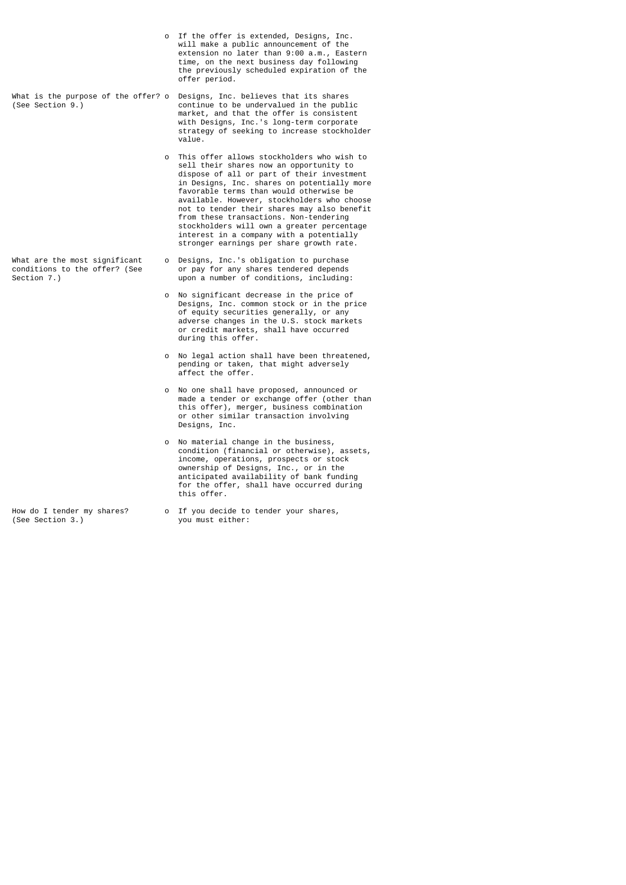| | |
|---|---|
| | o If the offer is extended, Designs, Inc. will make a public announcement of the extension no later than 9:00 a.m., Eastern time, on the next business day following the previously scheduled expiration of the offer period. |
| What is the purpose of the offer? (See Section 9.) | o Designs, Inc. believes that its shares continue to be undervalued in the public market, and that the offer is consistent with Designs, Inc.'s long-term corporate strategy of seeking to increase stockholder value. |
| | o This offer allows stockholders who wish to sell their shares now an opportunity to dispose of all or part of their investment in Designs, Inc. shares on potentially more favorable terms than would otherwise be available. However, stockholders who choose not to tender their shares may also benefit from these transactions. Non-tendering stockholders will own a greater percentage interest in a company with a potentially stronger earnings per share growth rate. |
| What are the most significant conditions to the offer? (See Section 7.) | o Designs, Inc.'s obligation to purchase or pay for any shares tendered depends upon a number of conditions, including: |
| | o No significant decrease in the price of Designs, Inc. common stock or in the price of equity securities generally, or any adverse changes in the U.S. stock markets or credit markets, shall have occurred during this offer. |
| | o No legal action shall have been threatened, pending or taken, that might adversely affect the offer. |
| | o No one shall have proposed, announced or made a tender or exchange offer (other than this offer), merger, business combination or other similar transaction involving Designs, Inc. |
| | o No material change in the business, condition (financial or otherwise), assets, income, operations, prospects or stock ownership of Designs, Inc., or in the anticipated availability of bank funding for the offer, shall have occurred during this offer. |
| How do I tender my shares? (See Section 3.) | o If you decide to tender your shares, you must either: |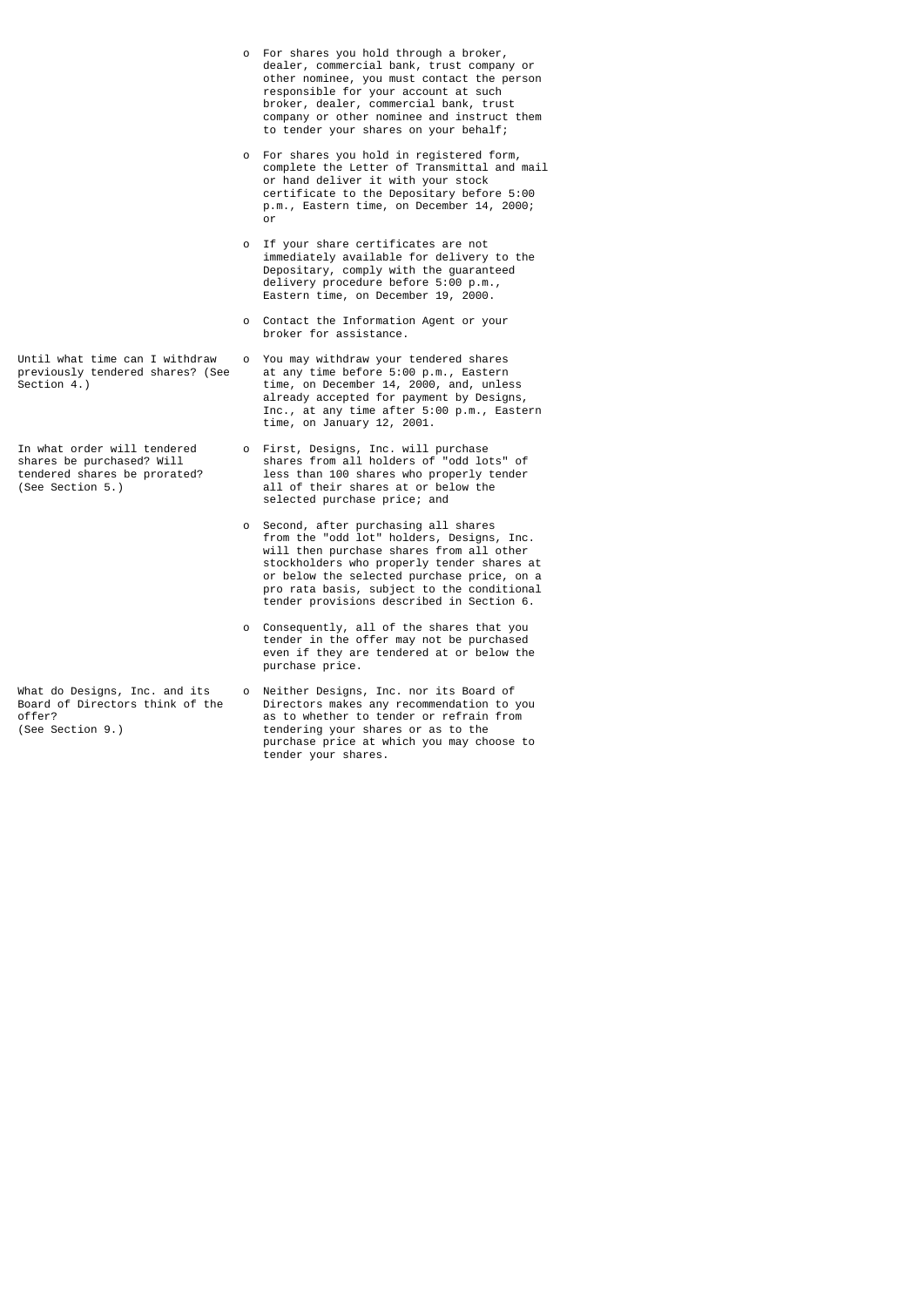- For shares you hold through a broker, dealer, commercial bank, trust company or other nominee, you must contact the person responsible for your account at such broker, dealer, commercial bank, trust company or other nominee and instruct them to tender your shares on your behalf;
- For shares you hold in registered form, complete the Letter of Transmittal and mail or hand deliver it with your stock certificate to the Depositary before 5:00 p.m., Eastern time, on December 14, 2000; or
- If your share certificates are not immediately available for delivery to the Depositary, comply with the guaranteed delivery procedure before 5:00 p.m., Eastern time, on December 19, 2000.
- Contact the Information Agent or your broker for assistance.

**Until what time can I withdraw previously tendered shares? (See Section 4.)**

- You may withdraw your tendered shares at any time before 5:00 p.m., Eastern time, on December 14, 2000, and, unless already accepted for payment by Designs, Inc., at any time after 5:00 p.m., Eastern time, on January 12, 2001.

**In what order will tendered shares be purchased? Will tendered shares be prorated? (See Section 5.)**

- First, Designs, Inc. will purchase shares from all holders of "odd lots" of less than 100 shares who properly tender all of their shares at or below the selected purchase price; and
- Second, after purchasing all shares from the "odd lot" holders, Designs, Inc. will then purchase shares from all other stockholders who properly tender shares at or below the selected purchase price, on a pro rata basis, subject to the conditional tender provisions described in Section 6.
- Consequently, all of the shares that you tender in the offer may not be purchased even if they are tendered at or below the purchase price.

**What do Designs, Inc. and its Board of Directors think of the offer? (See Section 9.)**

- Neither Designs, Inc. nor its Board of Directors makes any recommendation to you as to whether to tender or refrain from tendering your shares or as to the purchase price at which you may choose to tender your shares.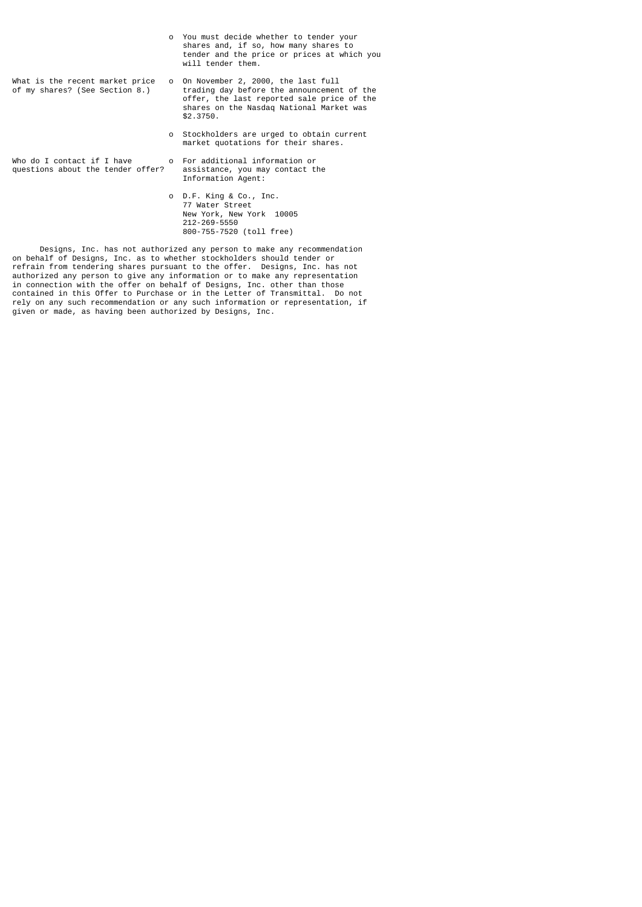| | |
|---|---|
| | o You must decide whether to tender your shares and, if so, how many shares to tender and the price or prices at which you will tender them. |
| What is the recent market price of my shares? (See Section 8.) | o On November 2, 2000, the last full trading day before the announcement of the offer, the last reported sale price of the shares on the Nasdaq National Market was $2.3750. |
| | o Stockholders are urged to obtain current market quotations for their shares. |
| Who do I contact if I have questions about the tender offer? | o For additional information or assistance, you may contact the Information Agent: |
| | o D.F. King & Co., Inc.<br>77 Water Street<br>New York, New York 10005<br>212-269-5550<br>800-755-7520 (toll free) |

Designs, Inc. has not authorized any person to make any recommendation on behalf of Designs, Inc. as to whether stockholders should tender or refrain from tendering shares pursuant to the offer. Designs, Inc. has not authorized any person to give any information or to make any representation in connection with the offer on behalf of Designs, Inc. other than those contained in this Offer to Purchase or in the Letter of Transmittal. Do not rely on any such recommendation or any such information or representation, if given or made, as having been authorized by Designs, Inc.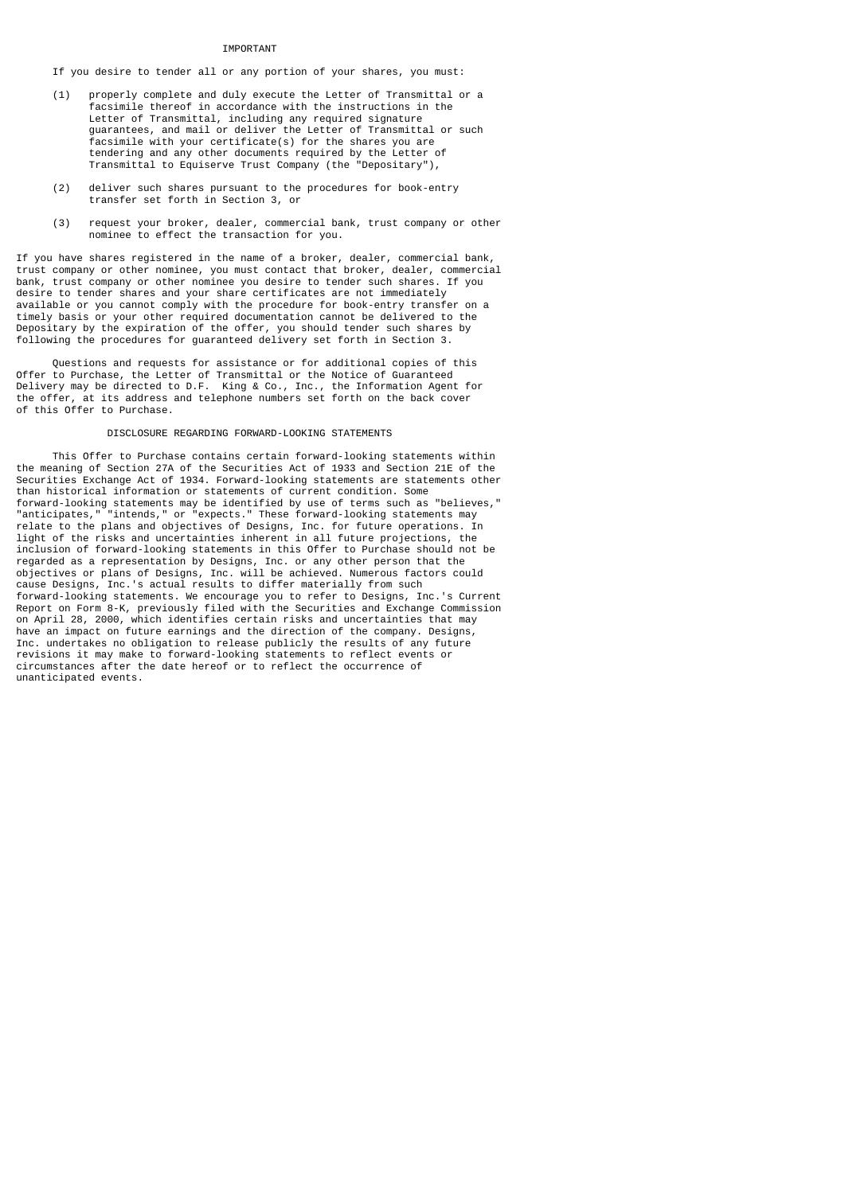## IMPORTANT

If you desire to tender all or any portion of your shares, you must:

(1) properly complete and duly execute the Letter of Transmittal or a facsimile thereof in accordance with the instructions in the Letter of Transmittal, including any required signature guarantees, and mail or deliver the Letter of Transmittal or such facsimile with your certificate(s) for the shares you are tendering and any other documents required by the Letter of Transmittal to Equiserve Trust Company (the "Depositary"),

(2) deliver such shares pursuant to the procedures for book-entry transfer set forth in Section 3, or

(3) request your broker, dealer, commercial bank, trust company or other nominee to effect the transaction for you.

If you have shares registered in the name of a broker, dealer, commercial bank, trust company or other nominee, you must contact that broker, dealer, commercial bank, trust company or other nominee you desire to tender such shares. If you desire to tender shares and your share certificates are not immediately available or you cannot comply with the procedure for book-entry transfer on a timely basis or your other required documentation cannot be delivered to the Depositary by the expiration of the offer, you should tender such shares by following the procedures for guaranteed delivery set forth in Section 3.

Questions and requests for assistance or for additional copies of this Offer to Purchase, the Letter of Transmittal or the Notice of Guaranteed Delivery may be directed to D.F. King & Co., Inc., the Information Agent for the offer, at its address and telephone numbers set forth on the back cover of this Offer to Purchase.

## DISCLOSURE REGARDING FORWARD-LOOKING STATEMENTS

This Offer to Purchase contains certain forward-looking statements within the meaning of Section 27A of the Securities Act of 1933 and Section 21E of the Securities Exchange Act of 1934. Forward-looking statements are statements other than historical information or statements of current condition. Some forward-looking statements may be identified by use of terms such as "believes," "anticipates," "intends," or "expects." These forward-looking statements may relate to the plans and objectives of Designs, Inc. for future operations. In light of the risks and uncertainties inherent in all future projections, the inclusion of forward-looking statements in this Offer to Purchase should not be regarded as a representation by Designs, Inc. or any other person that the objectives or plans of Designs, Inc. will be achieved. Numerous factors could cause Designs, Inc.'s actual results to differ materially from such forward-looking statements. We encourage you to refer to Designs, Inc.'s Current Report on Form 8-K, previously filed with the Securities and Exchange Commission on April 28, 2000, which identifies certain risks and uncertainties that may have an impact on future earnings and the direction of the company. Designs, Inc. undertakes no obligation to release publicly the results of any future revisions it may make to forward-looking statements to reflect events or circumstances after the date hereof or to reflect the occurrence of unanticipated events.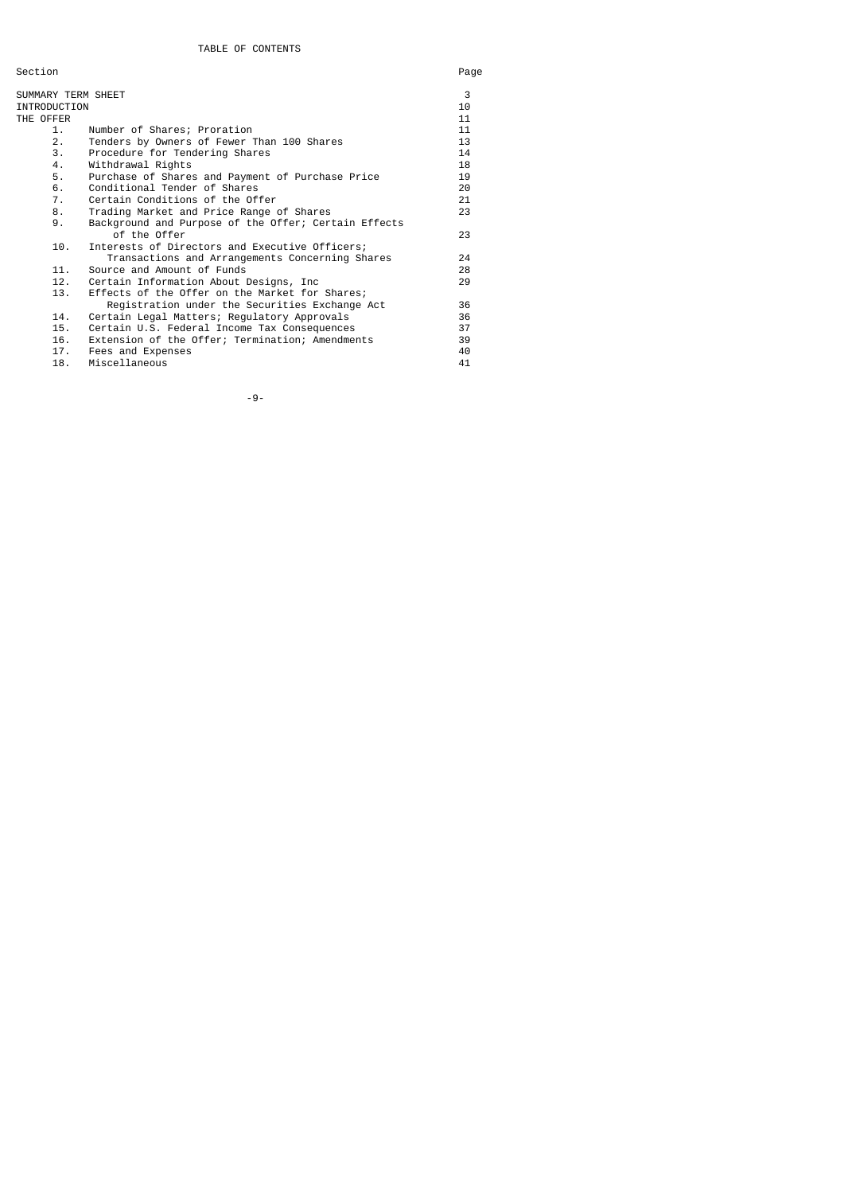# TABLE OF CONTENTS

| Section | | Page |
|---|---|---|
| SUMMARY TERM SHEET | | 3 |
| INTRODUCTION | | 10 |
| THE OFFER | | 11 |
| 1. | Number of Shares; Proration | 11 |
| 2. | Tenders by Owners of Fewer Than 100 Shares | 13 |
| 3. | Procedure for Tendering Shares | 14 |
| 4. | Withdrawal Rights | 18 |
| 5. | Purchase of Shares and Payment of Purchase Price | 19 |
| 6. | Conditional Tender of Shares | 20 |
| 7. | Certain Conditions of the Offer | 21 |
| 8. | Trading Market and Price Range of Shares | 23 |
| 9. | Background and Purpose of the Offer; Certain Effects of the Offer | 23 |
| 10. | Interests of Directors and Executive Officers; Transactions and Arrangements Concerning Shares | 24 |
| 11. | Source and Amount of Funds | 28 |
| 12. | Certain Information About Designs, Inc | 29 |
| 13. | Effects of the Offer on the Market for Shares; Registration under the Securities Exchange Act | 36 |
| 14. | Certain Legal Matters; Regulatory Approvals | 36 |
| 15. | Certain U.S. Federal Income Tax Consequences | 37 |
| 16. | Extension of the Offer; Termination; Amendments | 39 |
| 17. | Fees and Expenses | 40 |
| 18. | Miscellaneous | 41 |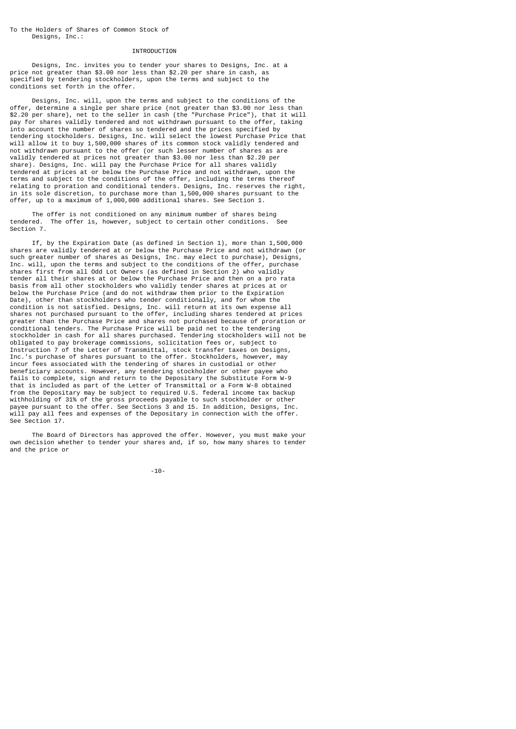To the Holders of Shares of Common Stock of
Designs, Inc.:

## INTRODUCTION

Designs, Inc. invites you to tender your shares to Designs, Inc. at a price not greater than $3.00 nor less than $2.20 per share in cash, as specified by tendering stockholders, upon the terms and subject to the conditions set forth in the offer.

Designs, Inc. will, upon the terms and subject to the conditions of the offer, determine a single per share price (not greater than $3.00 nor less than $2.20 per share), net to the seller in cash (the "Purchase Price"), that it will pay for shares validly tendered and not withdrawn pursuant to the offer, taking into account the number of shares so tendered and the prices specified by tendering stockholders. Designs, Inc. will select the lowest Purchase Price that will allow it to buy 1,500,000 shares of its common stock validly tendered and not withdrawn pursuant to the offer (or such lesser number of shares as are validly tendered at prices not greater than $3.00 nor less than $2.20 per share). Designs, Inc. will pay the Purchase Price for all shares validly tendered at prices at or below the Purchase Price and not withdrawn, upon the terms and subject to the conditions of the offer, including the terms thereof relating to proration and conditional tenders. Designs, Inc. reserves the right, in its sole discretion, to purchase more than 1,500,000 shares pursuant to the offer, up to a maximum of 1,000,000 additional shares. See Section 1.

The offer is not conditioned on any minimum number of shares being tendered. The offer is, however, subject to certain other conditions. See Section 7.

If, by the Expiration Date (as defined in Section 1), more than 1,500,000 shares are validly tendered at or below the Purchase Price and not withdrawn (or such greater number of shares as Designs, Inc. may elect to purchase), Designs, Inc. will, upon the terms and subject to the conditions of the offer, purchase shares first from all Odd Lot Owners (as defined in Section 2) who validly tender all their shares at or below the Purchase Price and then on a pro rata basis from all other stockholders who validly tender shares at prices at or below the Purchase Price (and do not withdraw them prior to the Expiration Date), other than stockholders who tender conditionally, and for whom the condition is not satisfied. Designs, Inc. will return at its own expense all shares not purchased pursuant to the offer, including shares tendered at prices greater than the Purchase Price and shares not purchased because of proration or conditional tenders. The Purchase Price will be paid net to the tendering stockholder in cash for all shares purchased. Tendering stockholders will not be obligated to pay brokerage commissions, solicitation fees or, subject to Instruction 7 of the Letter of Transmittal, stock transfer taxes on Designs, Inc.'s purchase of shares pursuant to the offer. Stockholders, however, may incur fees associated with the tendering of shares in custodial or other beneficiary accounts. However, any tendering stockholder or other payee who fails to complete, sign and return to the Depositary the Substitute Form W-9 that is included as part of the Letter of Transmittal or a Form W-8 obtained from the Depositary may be subject to required U.S. federal income tax backup withholding of 31% of the gross proceeds payable to such stockholder or other payee pursuant to the offer. See Sections 3 and 15. In addition, Designs, Inc. will pay all fees and expenses of the Depositary in connection with the offer. See Section 17.

The Board of Directors has approved the offer. However, you must make your own decision whether to tender your shares and, if so, how many shares to tender and the price or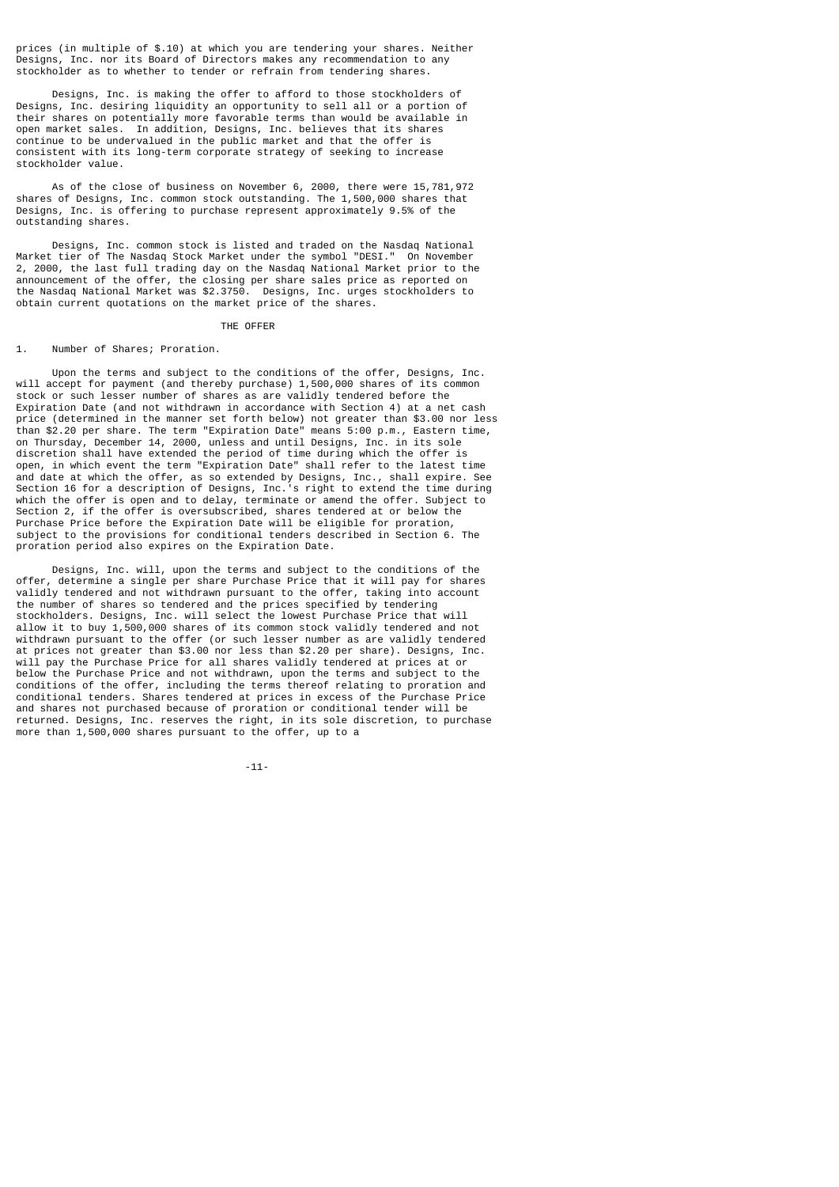prices (in multiple of $.10) at which you are tendering your shares. Neither Designs, Inc. nor its Board of Directors makes any recommendation to any stockholder as to whether to tender or refrain from tendering shares.

Designs, Inc. is making the offer to afford to those stockholders of Designs, Inc. desiring liquidity an opportunity to sell all or a portion of their shares on potentially more favorable terms than would be available in open market sales. In addition, Designs, Inc. believes that its shares continue to be undervalued in the public market and that the offer is consistent with its long-term corporate strategy of seeking to increase stockholder value.

As of the close of business on November 6, 2000, there were 15,781,972 shares of Designs, Inc. common stock outstanding. The 1,500,000 shares that Designs, Inc. is offering to purchase represent approximately 9.5% of the outstanding shares.

Designs, Inc. common stock is listed and traded on the Nasdaq National Market tier of The Nasdaq Stock Market under the symbol "DESI." On November 2, 2000, the last full trading day on the Nasdaq National Market prior to the announcement of the offer, the closing per share sales price as reported on the Nasdaq National Market was $2.3750. Designs, Inc. urges stockholders to obtain current quotations on the market price of the shares.

## THE OFFER

### 1. Number of Shares; Proration.

Upon the terms and subject to the conditions of the offer, Designs, Inc. will accept for payment (and thereby purchase) 1,500,000 shares of its common stock or such lesser number of shares as are validly tendered before the Expiration Date (and not withdrawn in accordance with Section 4) at a net cash price (determined in the manner set forth below) not greater than $3.00 nor less than $2.20 per share. The term "Expiration Date" means 5:00 p.m., Eastern time, on Thursday, December 14, 2000, unless and until Designs, Inc. in its sole discretion shall have extended the period of time during which the offer is open, in which event the term "Expiration Date" shall refer to the latest time and date at which the offer, as so extended by Designs, Inc., shall expire. See Section 16 for a description of Designs, Inc.'s right to extend the time during which the offer is open and to delay, terminate or amend the offer. Subject to Section 2, if the offer is oversubscribed, shares tendered at or below the Purchase Price before the Expiration Date will be eligible for proration, subject to the provisions for conditional tenders described in Section 6. The proration period also expires on the Expiration Date.

Designs, Inc. will, upon the terms and subject to the conditions of the offer, determine a single per share Purchase Price that it will pay for shares validly tendered and not withdrawn pursuant to the offer, taking into account the number of shares so tendered and the prices specified by tendering stockholders. Designs, Inc. will select the lowest Purchase Price that will allow it to buy 1,500,000 shares of its common stock validly tendered and not withdrawn pursuant to the offer (or such lesser number as are validly tendered at prices not greater than $3.00 nor less than $2.20 per share). Designs, Inc. will pay the Purchase Price for all shares validly tendered at prices at or below the Purchase Price and not withdrawn, upon the terms and subject to the conditions of the offer, including the terms thereof relating to proration and conditional tenders. Shares tendered at prices in excess of the Purchase Price and shares not purchased because of proration or conditional tender will be returned. Designs, Inc. reserves the right, in its sole discretion, to purchase more than 1,500,000 shares pursuant to the offer, up to a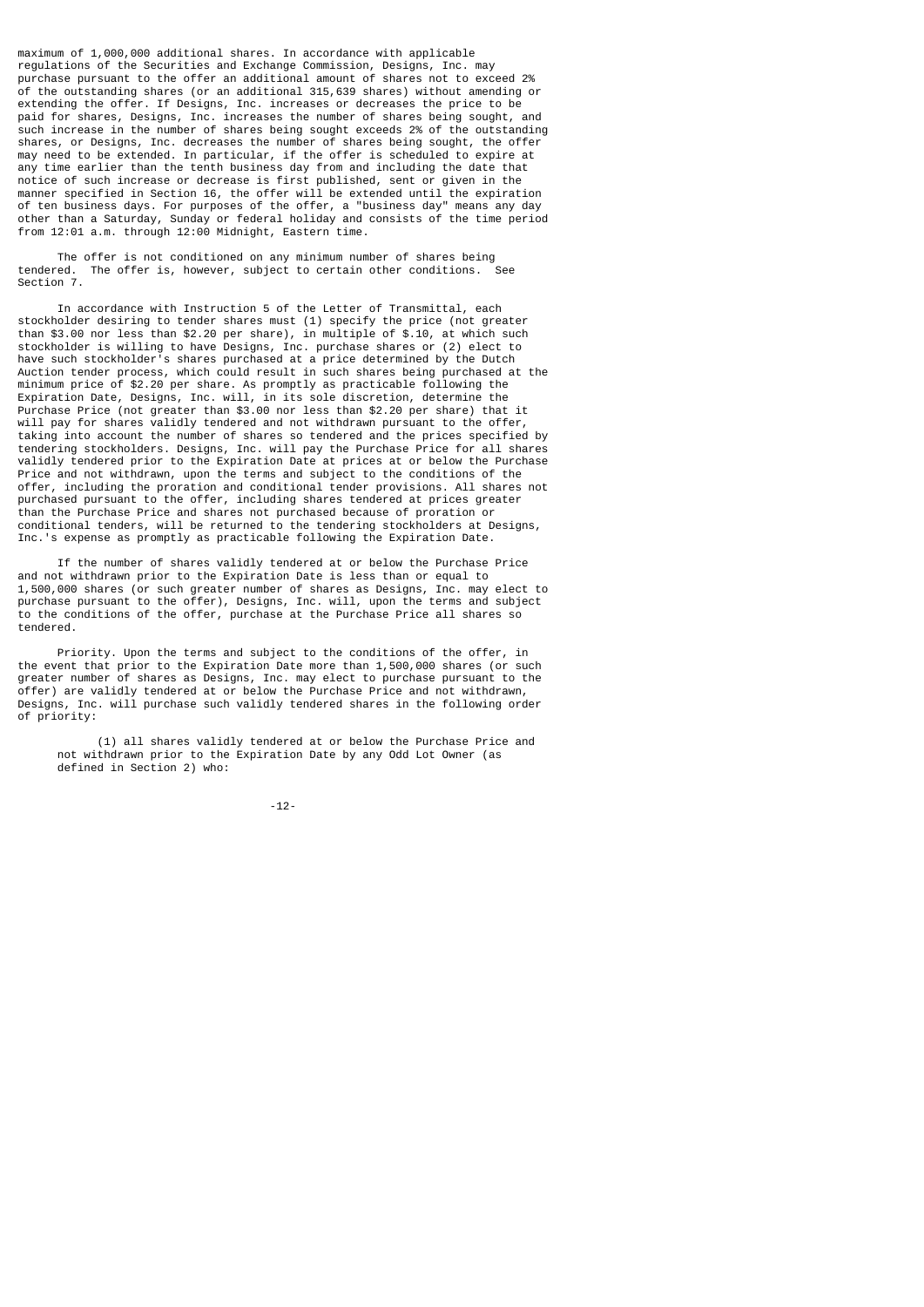maximum of 1,000,000 additional shares. In accordance with applicable regulations of the Securities and Exchange Commission, Designs, Inc. may purchase pursuant to the offer an additional amount of shares not to exceed 2% of the outstanding shares (or an additional 315,639 shares) without amending or extending the offer. If Designs, Inc. increases or decreases the price to be paid for shares, Designs, Inc. increases the number of shares being sought, and such increase in the number of shares being sought exceeds 2% of the outstanding shares, or Designs, Inc. decreases the number of shares being sought, the offer may need to be extended. In particular, if the offer is scheduled to expire at any time earlier than the tenth business day from and including the date that notice of such increase or decrease is first published, sent or given in the manner specified in Section 16, the offer will be extended until the expiration of ten business days. For purposes of the offer, a "business day" means any day other than a Saturday, Sunday or federal holiday and consists of the time period from 12:01 a.m. through 12:00 Midnight, Eastern time.

The offer is not conditioned on any minimum number of shares being tendered. The offer is, however, subject to certain other conditions. See Section 7.

In accordance with Instruction 5 of the Letter of Transmittal, each stockholder desiring to tender shares must (1) specify the price (not greater than $3.00 nor less than $2.20 per share), in multiple of $.10, at which such stockholder is willing to have Designs, Inc. purchase shares or (2) elect to have such stockholder's shares purchased at a price determined by the Dutch Auction tender process, which could result in such shares being purchased at the minimum price of $2.20 per share. As promptly as practicable following the Expiration Date, Designs, Inc. will, in its sole discretion, determine the Purchase Price (not greater than $3.00 nor less than $2.20 per share) that it will pay for shares validly tendered and not withdrawn pursuant to the offer, taking into account the number of shares so tendered and the prices specified by tendering stockholders. Designs, Inc. will pay the Purchase Price for all shares validly tendered prior to the Expiration Date at prices at or below the Purchase Price and not withdrawn, upon the terms and subject to the conditions of the offer, including the proration and conditional tender provisions. All shares not purchased pursuant to the offer, including shares tendered at prices greater than the Purchase Price and shares not purchased because of proration or conditional tenders, will be returned to the tendering stockholders at Designs, Inc.'s expense as promptly as practicable following the Expiration Date.

If the number of shares validly tendered at or below the Purchase Price and not withdrawn prior to the Expiration Date is less than or equal to 1,500,000 shares (or such greater number of shares as Designs, Inc. may elect to purchase pursuant to the offer), Designs, Inc. will, upon the terms and subject to the conditions of the offer, purchase at the Purchase Price all shares so tendered.

Priority. Upon the terms and subject to the conditions of the offer, in the event that prior to the Expiration Date more than 1,500,000 shares (or such greater number of shares as Designs, Inc. may elect to purchase pursuant to the offer) are validly tendered at or below the Purchase Price and not withdrawn, Designs, Inc. will purchase such validly tendered shares in the following order of priority:

(1) all shares validly tendered at or below the Purchase Price and not withdrawn prior to the Expiration Date by any Odd Lot Owner (as defined in Section 2) who: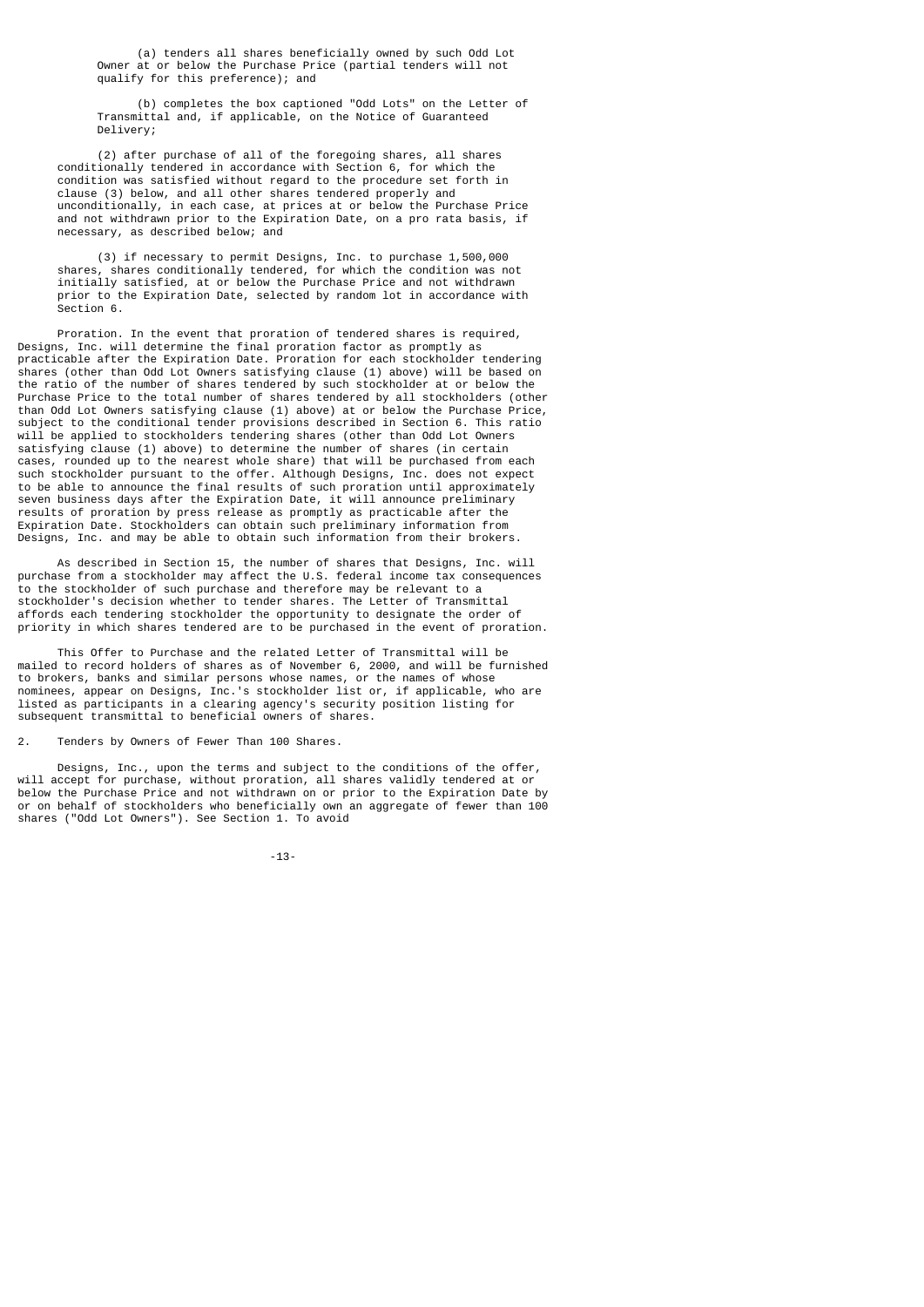(a) tenders all shares beneficially owned by such Odd Lot Owner at or below the Purchase Price (partial tenders will not qualify for this preference); and

(b) completes the box captioned "Odd Lots" on the Letter of Transmittal and, if applicable, on the Notice of Guaranteed Delivery;

(2) after purchase of all of the foregoing shares, all shares conditionally tendered in accordance with Section 6, for which the condition was satisfied without regard to the procedure set forth in clause (3) below, and all other shares tendered properly and unconditionally, in each case, at prices at or below the Purchase Price and not withdrawn prior to the Expiration Date, on a pro rata basis, if necessary, as described below; and

(3) if necessary to permit Designs, Inc. to purchase 1,500,000 shares, shares conditionally tendered, for which the condition was not initially satisfied, at or below the Purchase Price and not withdrawn prior to the Expiration Date, selected by random lot in accordance with Section 6.

Proration. In the event that proration of tendered shares is required, Designs, Inc. will determine the final proration factor as promptly as practicable after the Expiration Date. Proration for each stockholder tendering shares (other than Odd Lot Owners satisfying clause (1) above) will be based on the ratio of the number of shares tendered by such stockholder at or below the Purchase Price to the total number of shares tendered by all stockholders (other than Odd Lot Owners satisfying clause (1) above) at or below the Purchase Price, subject to the conditional tender provisions described in Section 6. This ratio will be applied to stockholders tendering shares (other than Odd Lot Owners satisfying clause (1) above) to determine the number of shares (in certain cases, rounded up to the nearest whole share) that will be purchased from each such stockholder pursuant to the offer. Although Designs, Inc. does not expect to be able to announce the final results of such proration until approximately seven business days after the Expiration Date, it will announce preliminary results of proration by press release as promptly as practicable after the Expiration Date. Stockholders can obtain such preliminary information from Designs, Inc. and may be able to obtain such information from their brokers.

As described in Section 15, the number of shares that Designs, Inc. will purchase from a stockholder may affect the U.S. federal income tax consequences to the stockholder of such purchase and therefore may be relevant to a stockholder's decision whether to tender shares. The Letter of Transmittal affords each tendering stockholder the opportunity to designate the order of priority in which shares tendered are to be purchased in the event of proration.

This Offer to Purchase and the related Letter of Transmittal will be mailed to record holders of shares as of November 6, 2000, and will be furnished to brokers, banks and similar persons whose names, or the names of whose nominees, appear on Designs, Inc.'s stockholder list or, if applicable, who are listed as participants in a clearing agency's security position listing for subsequent transmittal to beneficial owners of shares.

## 2. Tenders by Owners of Fewer Than 100 Shares.

Designs, Inc., upon the terms and subject to the conditions of the offer, will accept for purchase, without proration, all shares validly tendered at or below the Purchase Price and not withdrawn on or prior to the Expiration Date by or on behalf of stockholders who beneficially own an aggregate of fewer than 100 shares ("Odd Lot Owners"). See Section 1. To avoid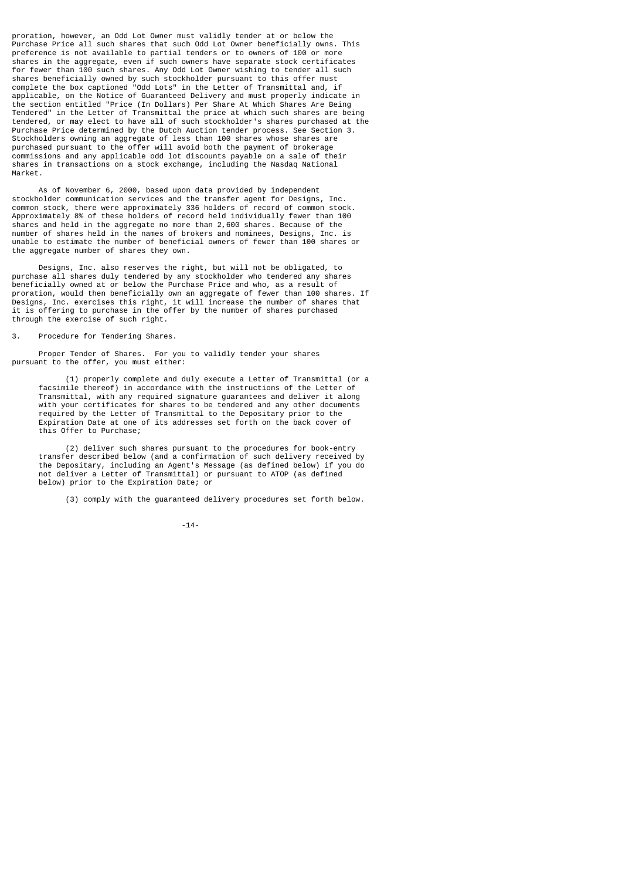proration, however, an Odd Lot Owner must validly tender at or below the Purchase Price all such shares that such Odd Lot Owner beneficially owns. This preference is not available to partial tenders or to owners of 100 or more shares in the aggregate, even if such owners have separate stock certificates for fewer than 100 such shares. Any Odd Lot Owner wishing to tender all such shares beneficially owned by such stockholder pursuant to this offer must complete the box captioned "Odd Lots" in the Letter of Transmittal and, if applicable, on the Notice of Guaranteed Delivery and must properly indicate in the section entitled "Price (In Dollars) Per Share At Which Shares Are Being Tendered" in the Letter of Transmittal the price at which such shares are being tendered, or may elect to have all of such stockholder's shares purchased at the Purchase Price determined by the Dutch Auction tender process. See Section 3. Stockholders owning an aggregate of less than 100 shares whose shares are purchased pursuant to the offer will avoid both the payment of brokerage commissions and any applicable odd lot discounts payable on a sale of their shares in transactions on a stock exchange, including the Nasdaq National Market.

As of November 6, 2000, based upon data provided by independent stockholder communication services and the transfer agent for Designs, Inc. common stock, there were approximately 336 holders of record of common stock. Approximately 8% of these holders of record held individually fewer than 100 shares and held in the aggregate no more than 2,600 shares. Because of the number of shares held in the names of brokers and nominees, Designs, Inc. is unable to estimate the number of beneficial owners of fewer than 100 shares or the aggregate number of shares they own.

Designs, Inc. also reserves the right, but will not be obligated, to purchase all shares duly tendered by any stockholder who tendered any shares beneficially owned at or below the Purchase Price and who, as a result of proration, would then beneficially own an aggregate of fewer than 100 shares. If Designs, Inc. exercises this right, it will increase the number of shares that it is offering to purchase in the offer by the number of shares purchased through the exercise of such right.

## 3. Procedure for Tendering Shares.

Proper Tender of Shares. For you to validly tender your shares pursuant to the offer, you must either:

(1) properly complete and duly execute a Letter of Transmittal (or a facsimile thereof) in accordance with the instructions of the Letter of Transmittal, with any required signature guarantees and deliver it along with your certificates for shares to be tendered and any other documents required by the Letter of Transmittal to the Depositary prior to the Expiration Date at one of its addresses set forth on the back cover of this Offer to Purchase;

(2) deliver such shares pursuant to the procedures for book-entry transfer described below (and a confirmation of such delivery received by the Depositary, including an Agent's Message (as defined below) if you do not deliver a Letter of Transmittal) or pursuant to ATOP (as defined below) prior to the Expiration Date; or

(3) comply with the guaranteed delivery procedures set forth below.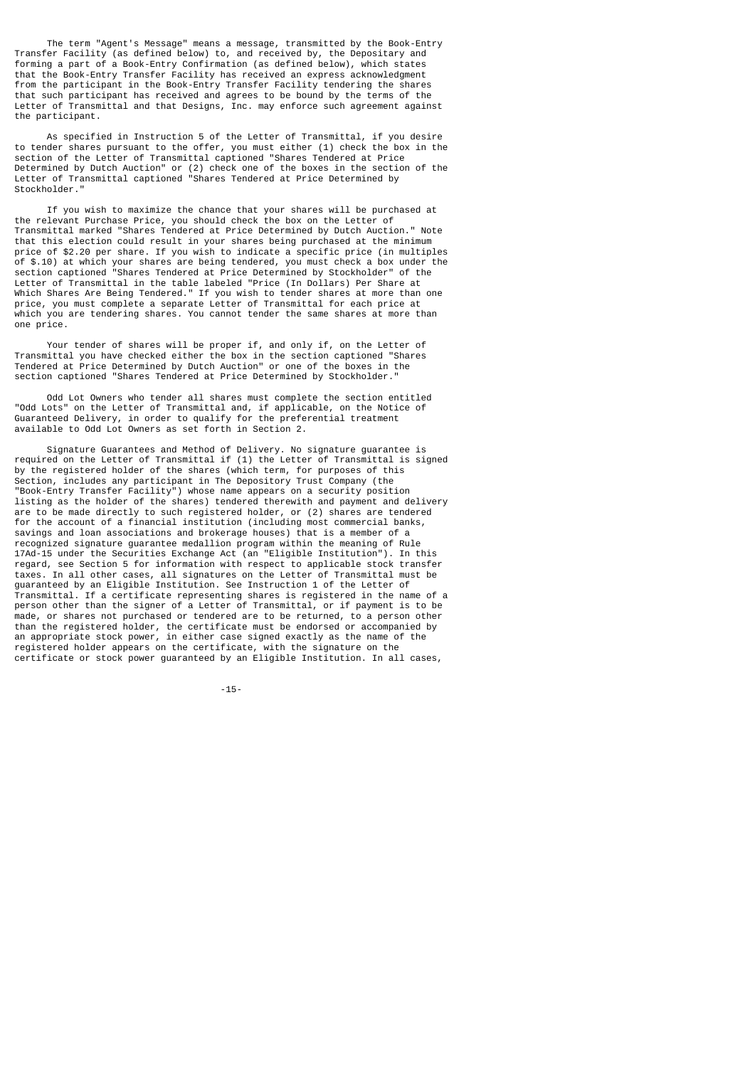The term "Agent's Message" means a message, transmitted by the Book-Entry Transfer Facility (as defined below) to, and received by, the Depositary and forming a part of a Book-Entry Confirmation (as defined below), which states that the Book-Entry Transfer Facility has received an express acknowledgment from the participant in the Book-Entry Transfer Facility tendering the shares that such participant has received and agrees to be bound by the terms of the Letter of Transmittal and that Designs, Inc. may enforce such agreement against the participant.

As specified in Instruction 5 of the Letter of Transmittal, if you desire to tender shares pursuant to the offer, you must either (1) check the box in the section of the Letter of Transmittal captioned "Shares Tendered at Price Determined by Dutch Auction" or (2) check one of the boxes in the section of the Letter of Transmittal captioned "Shares Tendered at Price Determined by Stockholder."

If you wish to maximize the chance that your shares will be purchased at the relevant Purchase Price, you should check the box on the Letter of Transmittal marked "Shares Tendered at Price Determined by Dutch Auction." Note that this election could result in your shares being purchased at the minimum price of $2.20 per share. If you wish to indicate a specific price (in multiples of $.10) at which your shares are being tendered, you must check a box under the section captioned "Shares Tendered at Price Determined by Stockholder" of the Letter of Transmittal in the table labeled "Price (In Dollars) Per Share at Which Shares Are Being Tendered." If you wish to tender shares at more than one price, you must complete a separate Letter of Transmittal for each price at which you are tendering shares. You cannot tender the same shares at more than one price.

Your tender of shares will be proper if, and only if, on the Letter of Transmittal you have checked either the box in the section captioned "Shares Tendered at Price Determined by Dutch Auction" or one of the boxes in the section captioned "Shares Tendered at Price Determined by Stockholder."

Odd Lot Owners who tender all shares must complete the section entitled "Odd Lots" on the Letter of Transmittal and, if applicable, on the Notice of Guaranteed Delivery, in order to qualify for the preferential treatment available to Odd Lot Owners as set forth in Section 2.

Signature Guarantees and Method of Delivery. No signature guarantee is required on the Letter of Transmittal if (1) the Letter of Transmittal is signed by the registered holder of the shares (which term, for purposes of this Section, includes any participant in The Depository Trust Company (the "Book-Entry Transfer Facility") whose name appears on a security position listing as the holder of the shares) tendered therewith and payment and delivery are to be made directly to such registered holder, or (2) shares are tendered for the account of a financial institution (including most commercial banks, savings and loan associations and brokerage houses) that is a member of a recognized signature guarantee medallion program within the meaning of Rule 17Ad-15 under the Securities Exchange Act (an "Eligible Institution"). In this regard, see Section 5 for information with respect to applicable stock transfer taxes. In all other cases, all signatures on the Letter of Transmittal must be guaranteed by an Eligible Institution. See Instruction 1 of the Letter of Transmittal. If a certificate representing shares is registered in the name of a person other than the signer of a Letter of Transmittal, or if payment is to be made, or shares not purchased or tendered are to be returned, to a person other than the registered holder, the certificate must be endorsed or accompanied by an appropriate stock power, in either case signed exactly as the name of the registered holder appears on the certificate, with the signature on the certificate or stock power guaranteed by an Eligible Institution. In all cases,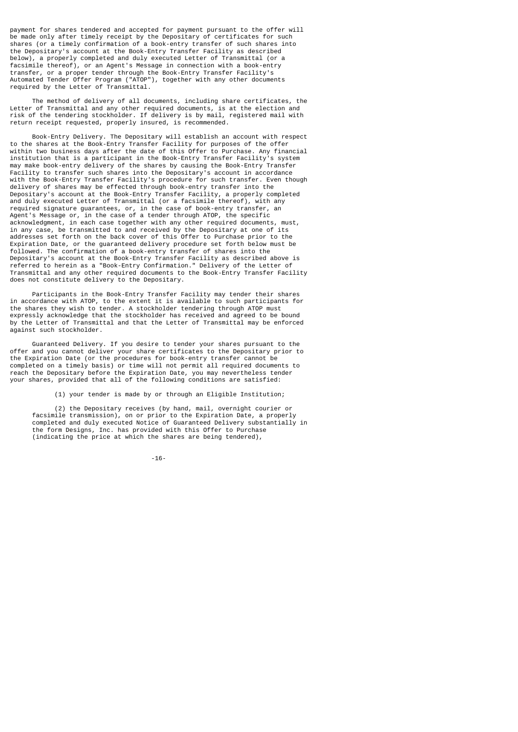payment for shares tendered and accepted for payment pursuant to the offer will be made only after timely receipt by the Depositary of certificates for such shares (or a timely confirmation of a book-entry transfer of such shares into the Depositary's account at the Book-Entry Transfer Facility as described below), a properly completed and duly executed Letter of Transmittal (or a facsimile thereof), or an Agent's Message in connection with a book-entry transfer, or a proper tender through the Book-Entry Transfer Facility's Automated Tender Offer Program ("ATOP"), together with any other documents required by the Letter of Transmittal.

The method of delivery of all documents, including share certificates, the Letter of Transmittal and any other required documents, is at the election and risk of the tendering stockholder. If delivery is by mail, registered mail with return receipt requested, properly insured, is recommended.

Book-Entry Delivery. The Depositary will establish an account with respect to the shares at the Book-Entry Transfer Facility for purposes of the offer within two business days after the date of this Offer to Purchase. Any financial institution that is a participant in the Book-Entry Transfer Facility's system may make book-entry delivery of the shares by causing the Book-Entry Transfer Facility to transfer such shares into the Depositary's account in accordance with the Book-Entry Transfer Facility's procedure for such transfer. Even though delivery of shares may be effected through book-entry transfer into the Depositary's account at the Book-Entry Transfer Facility, a properly completed and duly executed Letter of Transmittal (or a facsimile thereof), with any required signature guarantees, or, in the case of book-entry transfer, an Agent's Message or, in the case of a tender through ATOP, the specific acknowledgment, in each case together with any other required documents, must, in any case, be transmitted to and received by the Depositary at one of its addresses set forth on the back cover of this Offer to Purchase prior to the Expiration Date, or the guaranteed delivery procedure set forth below must be followed. The confirmation of a book-entry transfer of shares into the Depositary's account at the Book-Entry Transfer Facility as described above is referred to herein as a "Book-Entry Confirmation." Delivery of the Letter of Transmittal and any other required documents to the Book-Entry Transfer Facility does not constitute delivery to the Depositary.

Participants in the Book-Entry Transfer Facility may tender their shares in accordance with ATOP, to the extent it is available to such participants for the shares they wish to tender. A stockholder tendering through ATOP must expressly acknowledge that the stockholder has received and agreed to be bound by the Letter of Transmittal and that the Letter of Transmittal may be enforced against such stockholder.

Guaranteed Delivery. If you desire to tender your shares pursuant to the offer and you cannot deliver your share certificates to the Depositary prior to the Expiration Date (or the procedures for book-entry transfer cannot be completed on a timely basis) or time will not permit all required documents to reach the Depositary before the Expiration Date, you may nevertheless tender your shares, provided that all of the following conditions are satisfied:

(1) your tender is made by or through an Eligible Institution;

(2) the Depositary receives (by hand, mail, overnight courier or facsimile transmission), on or prior to the Expiration Date, a properly completed and duly executed Notice of Guaranteed Delivery substantially in the form Designs, Inc. has provided with this Offer to Purchase (indicating the price at which the shares are being tendered),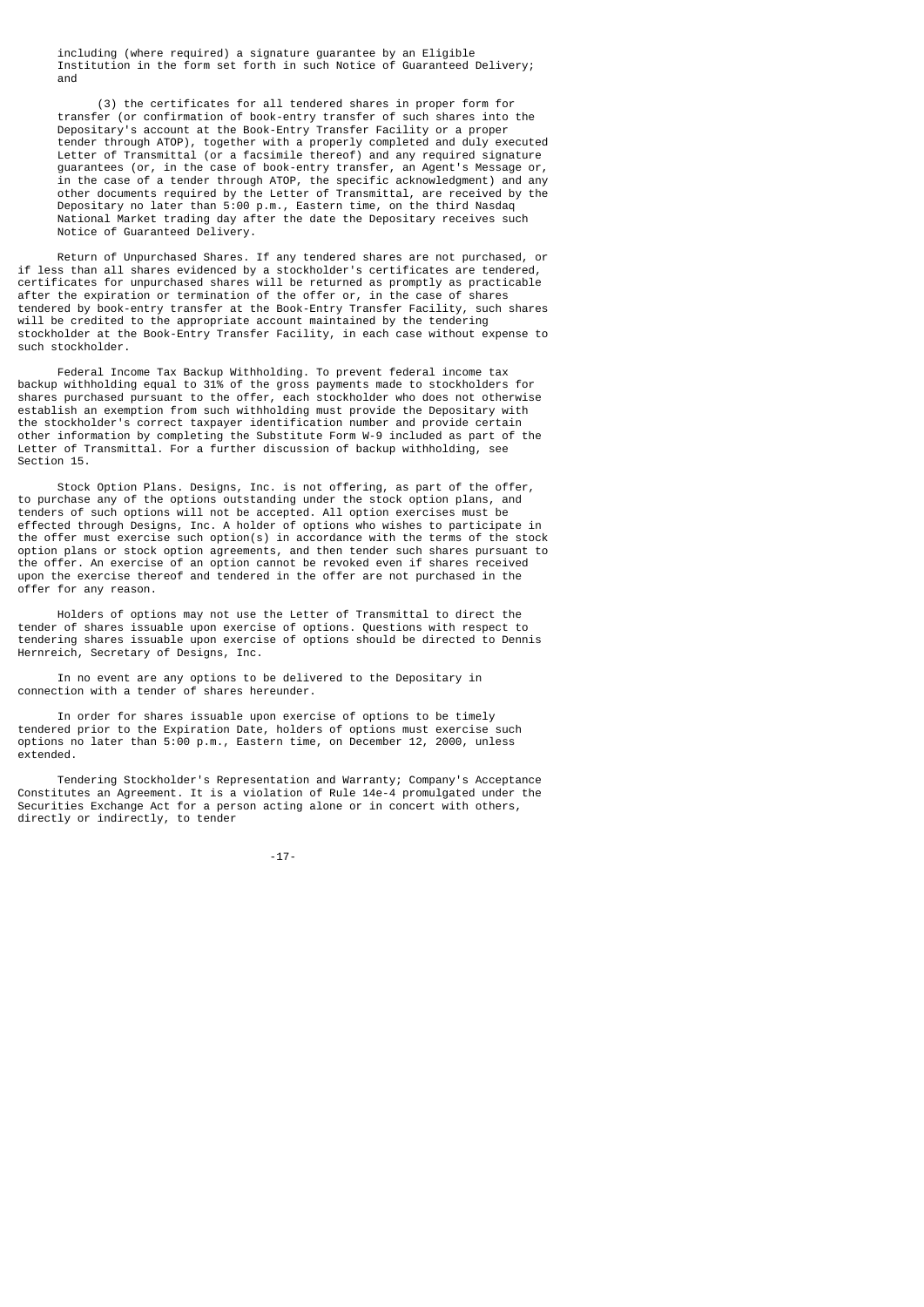including (where required) a signature guarantee by an Eligible Institution in the form set forth in such Notice of Guaranteed Delivery; and

(3) the certificates for all tendered shares in proper form for transfer (or confirmation of book-entry transfer of such shares into the Depositary's account at the Book-Entry Transfer Facility or a proper tender through ATOP), together with a properly completed and duly executed Letter of Transmittal (or a facsimile thereof) and any required signature guarantees (or, in the case of book-entry transfer, an Agent's Message or, in the case of a tender through ATOP, the specific acknowledgment) and any other documents required by the Letter of Transmittal, are received by the Depositary no later than 5:00 p.m., Eastern time, on the third Nasdaq National Market trading day after the date the Depositary receives such Notice of Guaranteed Delivery.

Return of Unpurchased Shares. If any tendered shares are not purchased, or if less than all shares evidenced by a stockholder's certificates are tendered, certificates for unpurchased shares will be returned as promptly as practicable after the expiration or termination of the offer or, in the case of shares tendered by book-entry transfer at the Book-Entry Transfer Facility, such shares will be credited to the appropriate account maintained by the tendering stockholder at the Book-Entry Transfer Facility, in each case without expense to such stockholder.

Federal Income Tax Backup Withholding. To prevent federal income tax backup withholding equal to 31% of the gross payments made to stockholders for shares purchased pursuant to the offer, each stockholder who does not otherwise establish an exemption from such withholding must provide the Depositary with the stockholder's correct taxpayer identification number and provide certain other information by completing the Substitute Form W-9 included as part of the Letter of Transmittal. For a further discussion of backup withholding, see Section 15.

Stock Option Plans. Designs, Inc. is not offering, as part of the offer, to purchase any of the options outstanding under the stock option plans, and tenders of such options will not be accepted. All option exercises must be effected through Designs, Inc. A holder of options who wishes to participate in the offer must exercise such option(s) in accordance with the terms of the stock option plans or stock option agreements, and then tender such shares pursuant to the offer. An exercise of an option cannot be revoked even if shares received upon the exercise thereof and tendered in the offer are not purchased in the offer for any reason.

Holders of options may not use the Letter of Transmittal to direct the tender of shares issuable upon exercise of options. Questions with respect to tendering shares issuable upon exercise of options should be directed to Dennis Hernreich, Secretary of Designs, Inc.

In no event are any options to be delivered to the Depositary in connection with a tender of shares hereunder.

In order for shares issuable upon exercise of options to be timely tendered prior to the Expiration Date, holders of options must exercise such options no later than 5:00 p.m., Eastern time, on December 12, 2000, unless extended.

Tendering Stockholder's Representation and Warranty; Company's Acceptance Constitutes an Agreement. It is a violation of Rule 14e-4 promulgated under the Securities Exchange Act for a person acting alone or in concert with others, directly or indirectly, to tender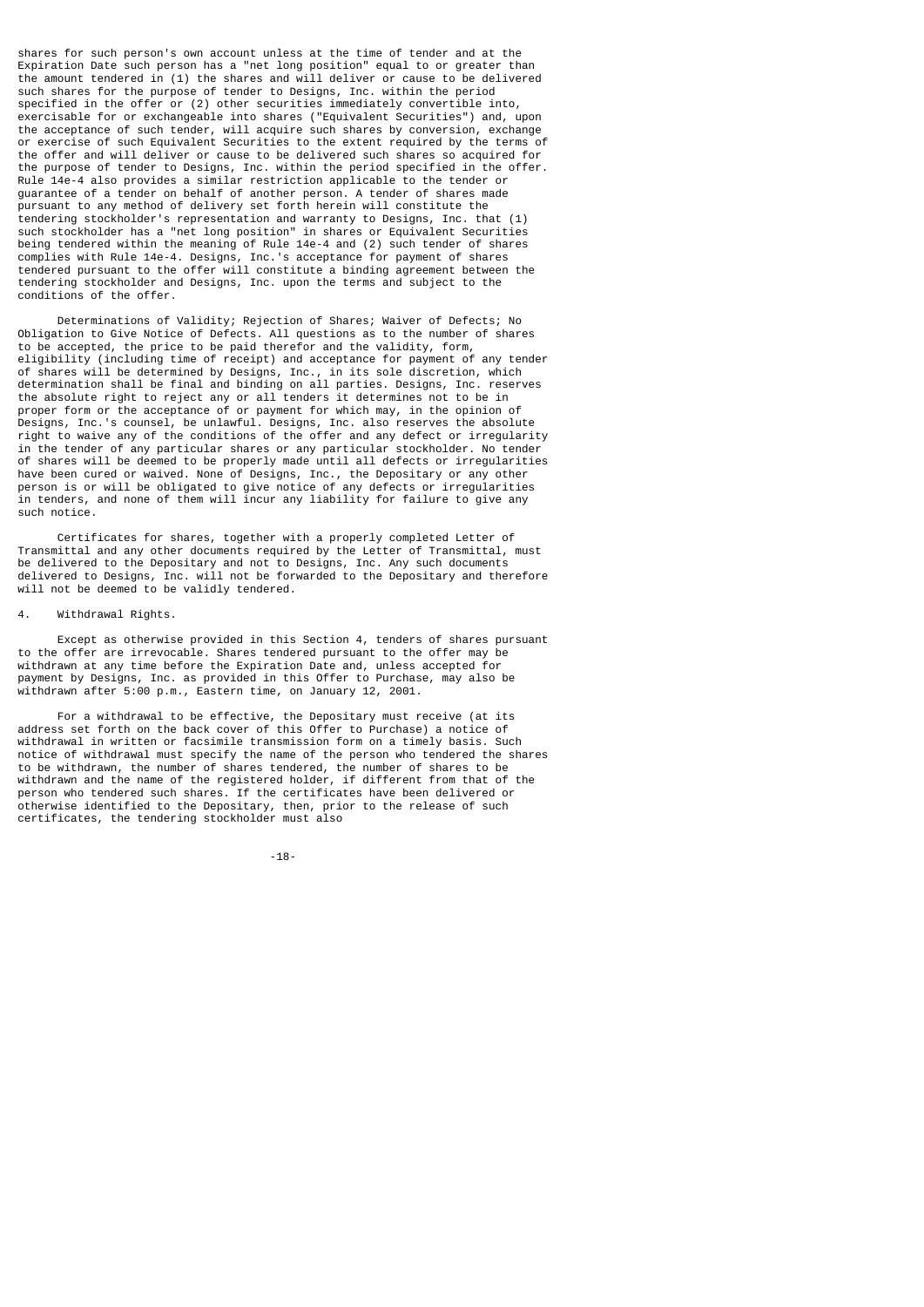shares for such person's own account unless at the time of tender and at the Expiration Date such person has a "net long position" equal to or greater than the amount tendered in (1) the shares and will deliver or cause to be delivered such shares for the purpose of tender to Designs, Inc. within the period specified in the offer or (2) other securities immediately convertible into, exercisable for or exchangeable into shares ("Equivalent Securities") and, upon the acceptance of such tender, will acquire such shares by conversion, exchange or exercise of such Equivalent Securities to the extent required by the terms of the offer and will deliver or cause to be delivered such shares so acquired for the purpose of tender to Designs, Inc. within the period specified in the offer. Rule 14e-4 also provides a similar restriction applicable to the tender or guarantee of a tender on behalf of another person. A tender of shares made pursuant to any method of delivery set forth herein will constitute the tendering stockholder's representation and warranty to Designs, Inc. that (1) such stockholder has a "net long position" in shares or Equivalent Securities being tendered within the meaning of Rule 14e-4 and (2) such tender of shares complies with Rule 14e-4. Designs, Inc.'s acceptance for payment of shares tendered pursuant to the offer will constitute a binding agreement between the tendering stockholder and Designs, Inc. upon the terms and subject to the conditions of the offer.

Determinations of Validity; Rejection of Shares; Waiver of Defects; No Obligation to Give Notice of Defects. All questions as to the number of shares to be accepted, the price to be paid therefor and the validity, form, eligibility (including time of receipt) and acceptance for payment of any tender of shares will be determined by Designs, Inc., in its sole discretion, which determination shall be final and binding on all parties. Designs, Inc. reserves the absolute right to reject any or all tenders it determines not to be in proper form or the acceptance of or payment for which may, in the opinion of Designs, Inc.'s counsel, be unlawful. Designs, Inc. also reserves the absolute right to waive any of the conditions of the offer and any defect or irregularity in the tender of any particular shares or any particular stockholder. No tender of shares will be deemed to be properly made until all defects or irregularities have been cured or waived. None of Designs, Inc., the Depositary or any other person is or will be obligated to give notice of any defects or irregularities in tenders, and none of them will incur any liability for failure to give any such notice.

Certificates for shares, together with a properly completed Letter of Transmittal and any other documents required by the Letter of Transmittal, must be delivered to the Depositary and not to Designs, Inc. Any such documents delivered to Designs, Inc. will not be forwarded to the Depositary and therefore will not be deemed to be validly tendered.

4. Withdrawal Rights.

Except as otherwise provided in this Section 4, tenders of shares pursuant to the offer are irrevocable. Shares tendered pursuant to the offer may be withdrawn at any time before the Expiration Date and, unless accepted for payment by Designs, Inc. as provided in this Offer to Purchase, may also be withdrawn after 5:00 p.m., Eastern time, on January 12, 2001.

For a withdrawal to be effective, the Depositary must receive (at its address set forth on the back cover of this Offer to Purchase) a notice of withdrawal in written or facsimile transmission form on a timely basis. Such notice of withdrawal must specify the name of the person who tendered the shares to be withdrawn, the number of shares tendered, the number of shares to be withdrawn and the name of the registered holder, if different from that of the person who tendered such shares. If the certificates have been delivered or otherwise identified to the Depositary, then, prior to the release of such certificates, the tendering stockholder must also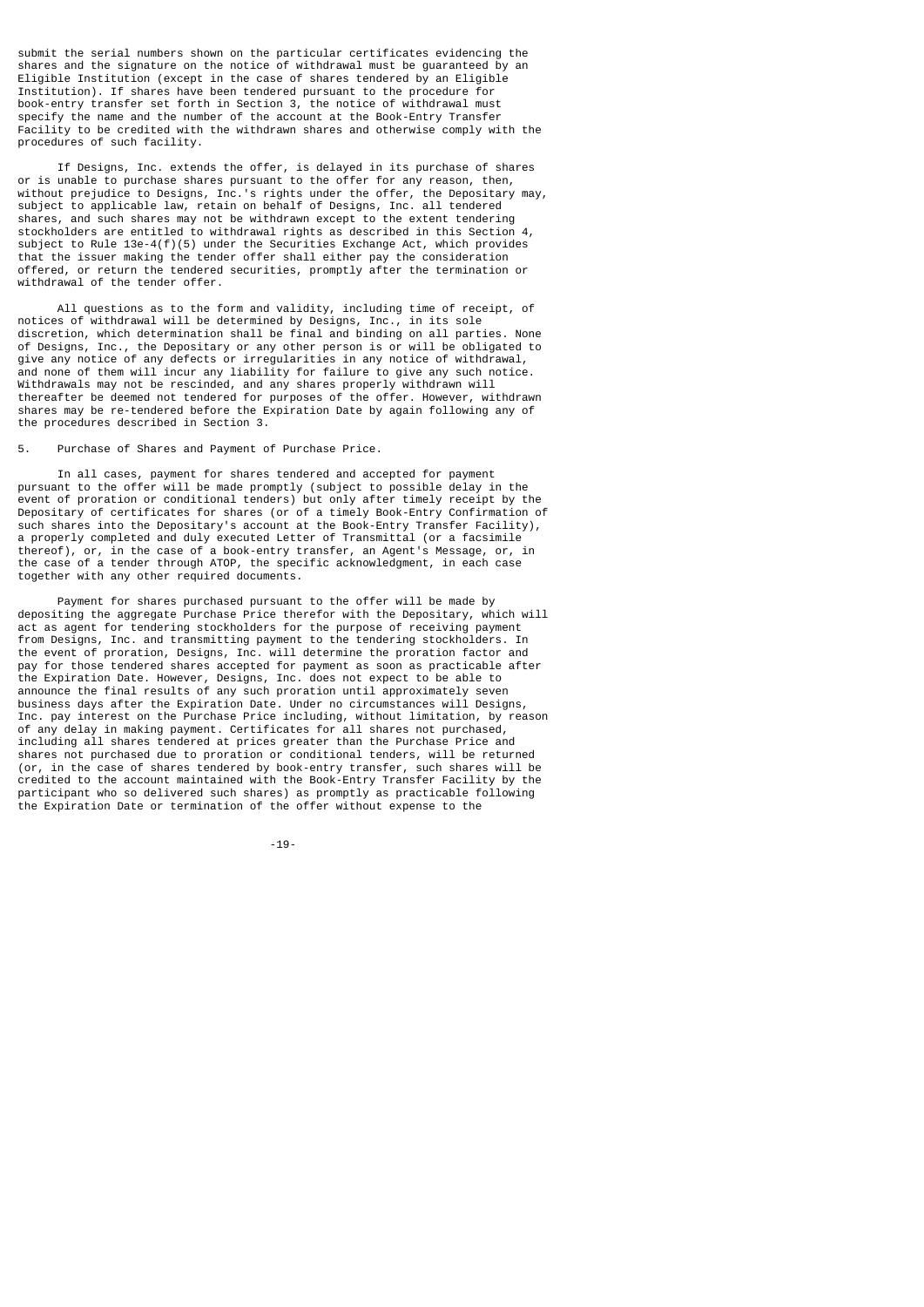submit the serial numbers shown on the particular certificates evidencing the shares and the signature on the notice of withdrawal must be guaranteed by an Eligible Institution (except in the case of shares tendered by an Eligible Institution). If shares have been tendered pursuant to the procedure for book-entry transfer set forth in Section 3, the notice of withdrawal must specify the name and the number of the account at the Book-Entry Transfer Facility to be credited with the withdrawn shares and otherwise comply with the procedures of such facility.

If Designs, Inc. extends the offer, is delayed in its purchase of shares or is unable to purchase shares pursuant to the offer for any reason, then, without prejudice to Designs, Inc.'s rights under the offer, the Depositary may, subject to applicable law, retain on behalf of Designs, Inc. all tendered shares, and such shares may not be withdrawn except to the extent tendering stockholders are entitled to withdrawal rights as described in this Section 4, subject to Rule 13e-4(f)(5) under the Securities Exchange Act, which provides that the issuer making the tender offer shall either pay the consideration offered, or return the tendered securities, promptly after the termination or withdrawal of the tender offer.

All questions as to the form and validity, including time of receipt, of notices of withdrawal will be determined by Designs, Inc., in its sole discretion, which determination shall be final and binding on all parties. None of Designs, Inc., the Depositary or any other person is or will be obligated to give any notice of any defects or irregularities in any notice of withdrawal, and none of them will incur any liability for failure to give any such notice. Withdrawals may not be rescinded, and any shares properly withdrawn will thereafter be deemed not tendered for purposes of the offer. However, withdrawn shares may be re-tendered before the Expiration Date by again following any of the procedures described in Section 3.

5. Purchase of Shares and Payment of Purchase Price.

In all cases, payment for shares tendered and accepted for payment pursuant to the offer will be made promptly (subject to possible delay in the event of proration or conditional tenders) but only after timely receipt by the Depositary of certificates for shares (or of a timely Book-Entry Confirmation of such shares into the Depositary's account at the Book-Entry Transfer Facility), a properly completed and duly executed Letter of Transmittal (or a facsimile thereof), or, in the case of a book-entry transfer, an Agent's Message, or, in the case of a tender through ATOP, the specific acknowledgment, in each case together with any other required documents.

Payment for shares purchased pursuant to the offer will be made by depositing the aggregate Purchase Price therefor with the Depositary, which will act as agent for tendering stockholders for the purpose of receiving payment from Designs, Inc. and transmitting payment to the tendering stockholders. In the event of proration, Designs, Inc. will determine the proration factor and pay for those tendered shares accepted for payment as soon as practicable after the Expiration Date. However, Designs, Inc. does not expect to be able to announce the final results of any such proration until approximately seven business days after the Expiration Date. Under no circumstances will Designs, Inc. pay interest on the Purchase Price including, without limitation, by reason of any delay in making payment. Certificates for all shares not purchased, including all shares tendered at prices greater than the Purchase Price and shares not purchased due to proration or conditional tenders, will be returned (or, in the case of shares tendered by book-entry transfer, such shares will be credited to the account maintained with the Book-Entry Transfer Facility by the participant who so delivered such shares) as promptly as practicable following the Expiration Date or termination of the offer without expense to the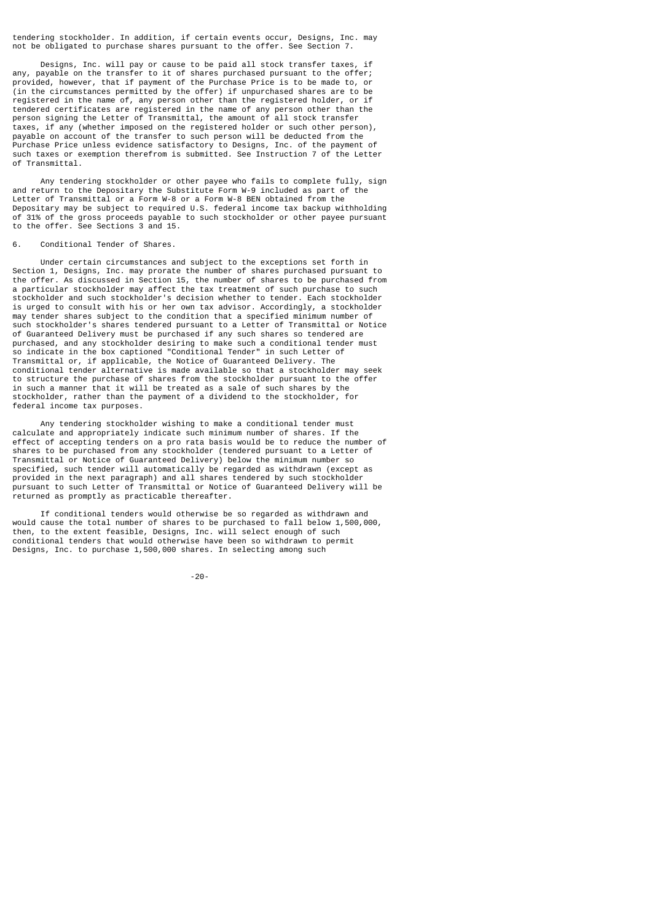tendering stockholder. In addition, if certain events occur, Designs, Inc. may not be obligated to purchase shares pursuant to the offer. See Section 7.

Designs, Inc. will pay or cause to be paid all stock transfer taxes, if any, payable on the transfer to it of shares purchased pursuant to the offer; provided, however, that if payment of the Purchase Price is to be made to, or (in the circumstances permitted by the offer) if unpurchased shares are to be registered in the name of, any person other than the registered holder, or if tendered certificates are registered in the name of any person other than the person signing the Letter of Transmittal, the amount of all stock transfer taxes, if any (whether imposed on the registered holder or such other person), payable on account of the transfer to such person will be deducted from the Purchase Price unless evidence satisfactory to Designs, Inc. of the payment of such taxes or exemption therefrom is submitted. See Instruction 7 of the Letter of Transmittal.

Any tendering stockholder or other payee who fails to complete fully, sign and return to the Depositary the Substitute Form W-9 included as part of the Letter of Transmittal or a Form W-8 or a Form W-8 BEN obtained from the Depositary may be subject to required U.S. federal income tax backup withholding of 31% of the gross proceeds payable to such stockholder or other payee pursuant to the offer. See Sections 3 and 15.

## 6. Conditional Tender of Shares.

Under certain circumstances and subject to the exceptions set forth in Section 1, Designs, Inc. may prorate the number of shares purchased pursuant to the offer. As discussed in Section 15, the number of shares to be purchased from a particular stockholder may affect the tax treatment of such purchase to such stockholder and such stockholder's decision whether to tender. Each stockholder is urged to consult with his or her own tax advisor. Accordingly, a stockholder may tender shares subject to the condition that a specified minimum number of such stockholder's shares tendered pursuant to a Letter of Transmittal or Notice of Guaranteed Delivery must be purchased if any such shares so tendered are purchased, and any stockholder desiring to make such a conditional tender must so indicate in the box captioned "Conditional Tender" in such Letter of Transmittal or, if applicable, the Notice of Guaranteed Delivery. The conditional tender alternative is made available so that a stockholder may seek to structure the purchase of shares from the stockholder pursuant to the offer in such a manner that it will be treated as a sale of such shares by the stockholder, rather than the payment of a dividend to the stockholder, for federal income tax purposes.

Any tendering stockholder wishing to make a conditional tender must calculate and appropriately indicate such minimum number of shares. If the effect of accepting tenders on a pro rata basis would be to reduce the number of shares to be purchased from any stockholder (tendered pursuant to a Letter of Transmittal or Notice of Guaranteed Delivery) below the minimum number so specified, such tender will automatically be regarded as withdrawn (except as provided in the next paragraph) and all shares tendered by such stockholder pursuant to such Letter of Transmittal or Notice of Guaranteed Delivery will be returned as promptly as practicable thereafter.

If conditional tenders would otherwise be so regarded as withdrawn and would cause the total number of shares to be purchased to fall below 1,500,000, then, to the extent feasible, Designs, Inc. will select enough of such conditional tenders that would otherwise have been so withdrawn to permit Designs, Inc. to purchase 1,500,000 shares. In selecting among such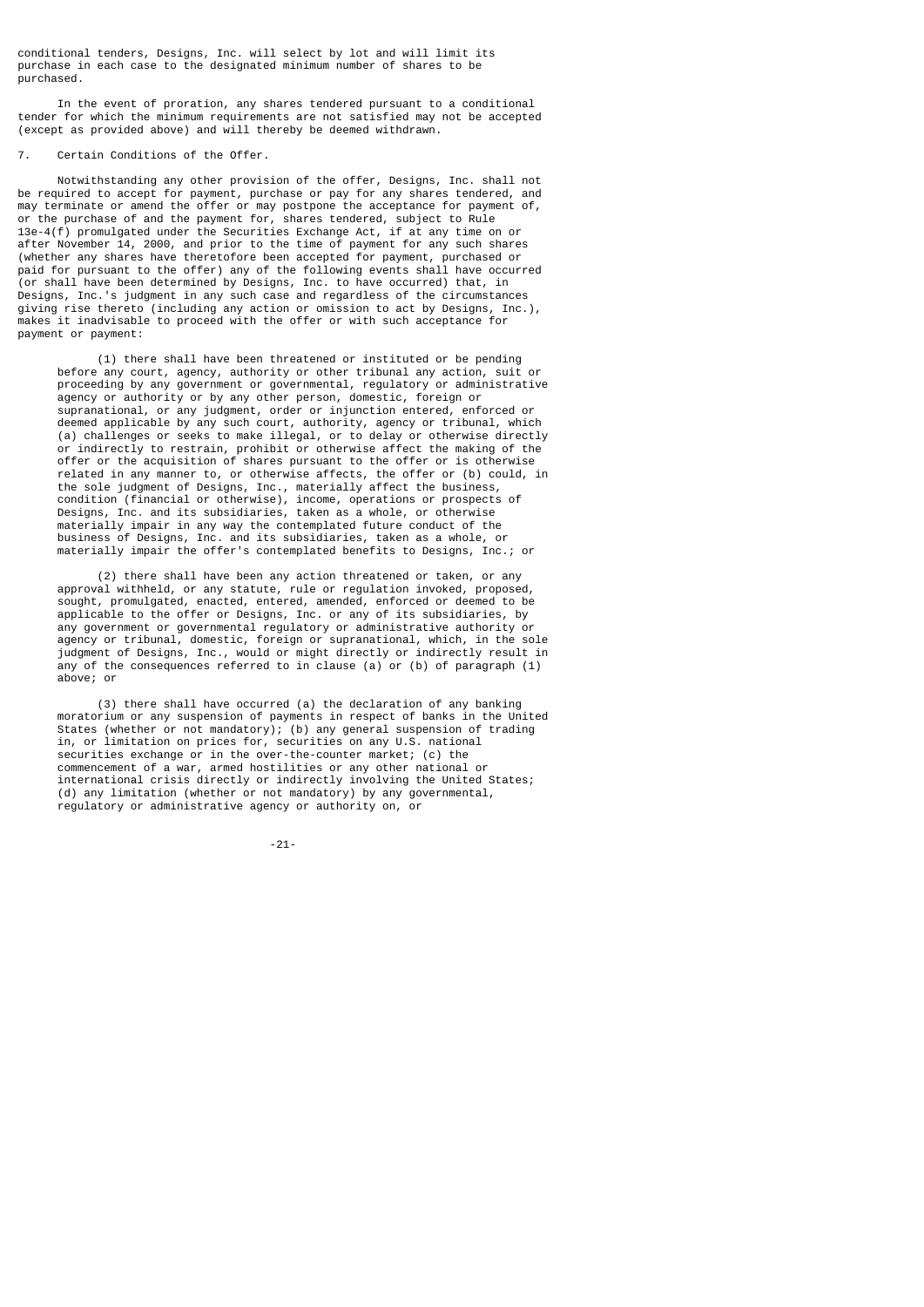conditional tenders, Designs, Inc. will select by lot and will limit its purchase in each case to the designated minimum number of shares to be purchased.

In the event of proration, any shares tendered pursuant to a conditional tender for which the minimum requirements are not satisfied may not be accepted (except as provided above) and will thereby be deemed withdrawn.

## 7. Certain Conditions of the Offer.

Notwithstanding any other provision of the offer, Designs, Inc. shall not be required to accept for payment, purchase or pay for any shares tendered, and may terminate or amend the offer or may postpone the acceptance for payment of, or the purchase of and the payment for, shares tendered, subject to Rule 13e-4(f) promulgated under the Securities Exchange Act, if at any time on or after November 14, 2000, and prior to the time of payment for any such shares (whether any shares have theretofore been accepted for payment, purchased or paid for pursuant to the offer) any of the following events shall have occurred (or shall have been determined by Designs, Inc. to have occurred) that, in Designs, Inc.'s judgment in any such case and regardless of the circumstances giving rise thereto (including any action or omission to act by Designs, Inc.), makes it inadvisable to proceed with the offer or with such acceptance for payment or payment:

(1) there shall have been threatened or instituted or be pending before any court, agency, authority or other tribunal any action, suit or proceeding by any government or governmental, regulatory or administrative agency or authority or by any other person, domestic, foreign or supranational, or any judgment, order or injunction entered, enforced or deemed applicable by any such court, authority, agency or tribunal, which (a) challenges or seeks to make illegal, or to delay or otherwise directly or indirectly to restrain, prohibit or otherwise affect the making of the offer or the acquisition of shares pursuant to the offer or is otherwise related in any manner to, or otherwise affects, the offer or (b) could, in the sole judgment of Designs, Inc., materially affect the business, condition (financial or otherwise), income, operations or prospects of Designs, Inc. and its subsidiaries, taken as a whole, or otherwise materially impair in any way the contemplated future conduct of the business of Designs, Inc. and its subsidiaries, taken as a whole, or materially impair the offer's contemplated benefits to Designs, Inc.; or

(2) there shall have been any action threatened or taken, or any approval withheld, or any statute, rule or regulation invoked, proposed, sought, promulgated, enacted, entered, amended, enforced or deemed to be applicable to the offer or Designs, Inc. or any of its subsidiaries, by any government or governmental regulatory or administrative authority or agency or tribunal, domestic, foreign or supranational, which, in the sole judgment of Designs, Inc., would or might directly or indirectly result in any of the consequences referred to in clause (a) or (b) of paragraph (1) above; or

(3) there shall have occurred (a) the declaration of any banking moratorium or any suspension of payments in respect of banks in the United States (whether or not mandatory); (b) any general suspension of trading in, or limitation on prices for, securities on any U.S. national securities exchange or in the over-the-counter market; (c) the commencement of a war, armed hostilities or any other national or international crisis directly or indirectly involving the United States; (d) any limitation (whether or not mandatory) by any governmental, regulatory or administrative agency or authority on, or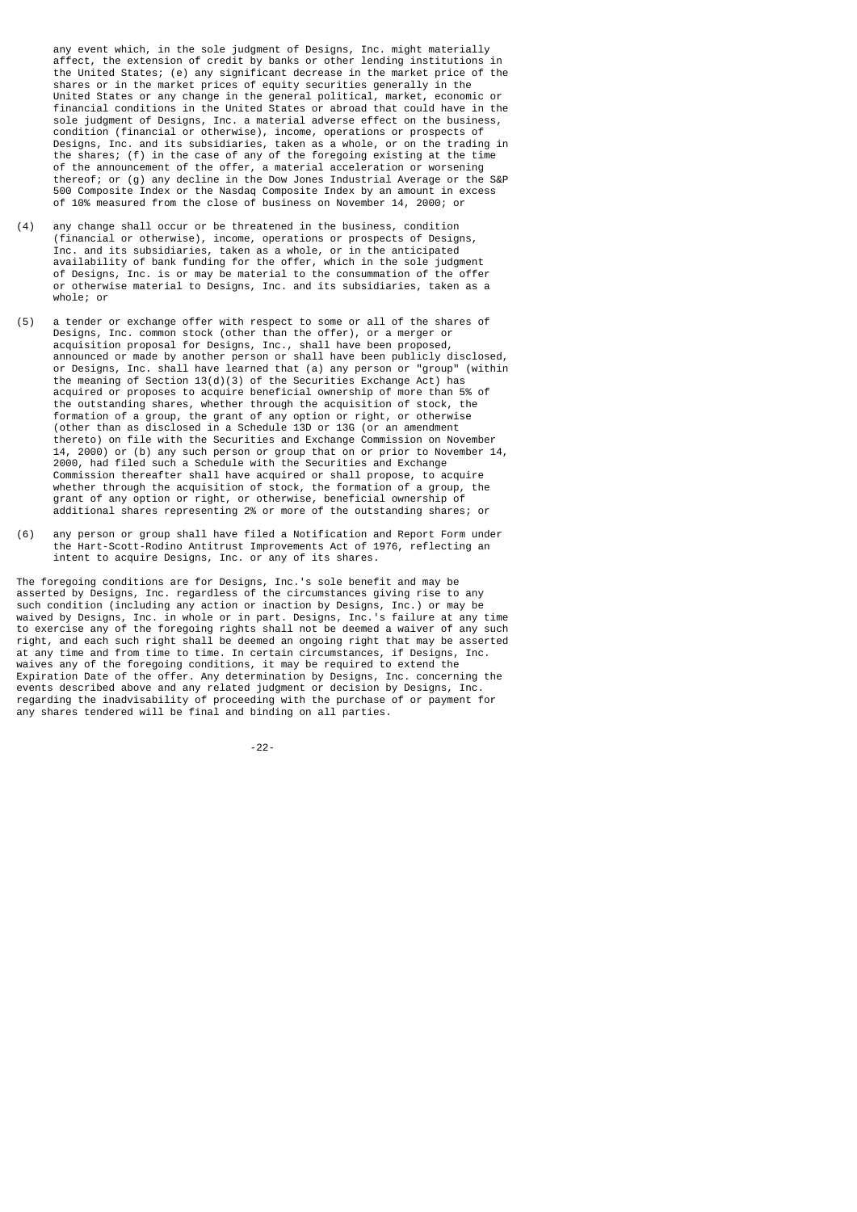any event which, in the sole judgment of Designs, Inc. might materially affect, the extension of credit by banks or other lending institutions in the United States; (e) any significant decrease in the market price of the shares or in the market prices of equity securities generally in the United States or any change in the general political, market, economic or financial conditions in the United States or abroad that could have in the sole judgment of Designs, Inc. a material adverse effect on the business, condition (financial or otherwise), income, operations or prospects of Designs, Inc. and its subsidiaries, taken as a whole, or on the trading in the shares; (f) in the case of any of the foregoing existing at the time of the announcement of the offer, a material acceleration or worsening thereof; or (g) any decline in the Dow Jones Industrial Average or the S&P 500 Composite Index or the Nasdaq Composite Index by an amount in excess of 10% measured from the close of business on November 14, 2000; or

(4) any change shall occur or be threatened in the business, condition (financial or otherwise), income, operations or prospects of Designs, Inc. and its subsidiaries, taken as a whole, or in the anticipated availability of bank funding for the offer, which in the sole judgment of Designs, Inc. is or may be material to the consummation of the offer or otherwise material to Designs, Inc. and its subsidiaries, taken as a whole; or

(5) a tender or exchange offer with respect to some or all of the shares of Designs, Inc. common stock (other than the offer), or a merger or acquisition proposal for Designs, Inc., shall have been proposed, announced or made by another person or shall have been publicly disclosed, or Designs, Inc. shall have learned that (a) any person or "group" (within the meaning of Section 13(d)(3) of the Securities Exchange Act) has acquired or proposes to acquire beneficial ownership of more than 5% of the outstanding shares, whether through the acquisition of stock, the formation of a group, the grant of any option or right, or otherwise (other than as disclosed in a Schedule 13D or 13G (or an amendment thereto) on file with the Securities and Exchange Commission on November 14, 2000) or (b) any such person or group that on or prior to November 14, 2000, had filed such a Schedule with the Securities and Exchange Commission thereafter shall have acquired or shall propose, to acquire whether through the acquisition of stock, the formation of a group, the grant of any option or right, or otherwise, beneficial ownership of additional shares representing 2% or more of the outstanding shares; or

(6) any person or group shall have filed a Notification and Report Form under the Hart-Scott-Rodino Antitrust Improvements Act of 1976, reflecting an intent to acquire Designs, Inc. or any of its shares.

The foregoing conditions are for Designs, Inc.'s sole benefit and may be asserted by Designs, Inc. regardless of the circumstances giving rise to any such condition (including any action or inaction by Designs, Inc.) or may be waived by Designs, Inc. in whole or in part. Designs, Inc.'s failure at any time to exercise any of the foregoing rights shall not be deemed a waiver of any such right, and each such right shall be deemed an ongoing right that may be asserted at any time and from time to time. In certain circumstances, if Designs, Inc. waives any of the foregoing conditions, it may be required to extend the Expiration Date of the offer. Any determination by Designs, Inc. concerning the events described above and any related judgment or decision by Designs, Inc. regarding the inadvisability of proceeding with the purchase of or payment for any shares tendered will be final and binding on all parties.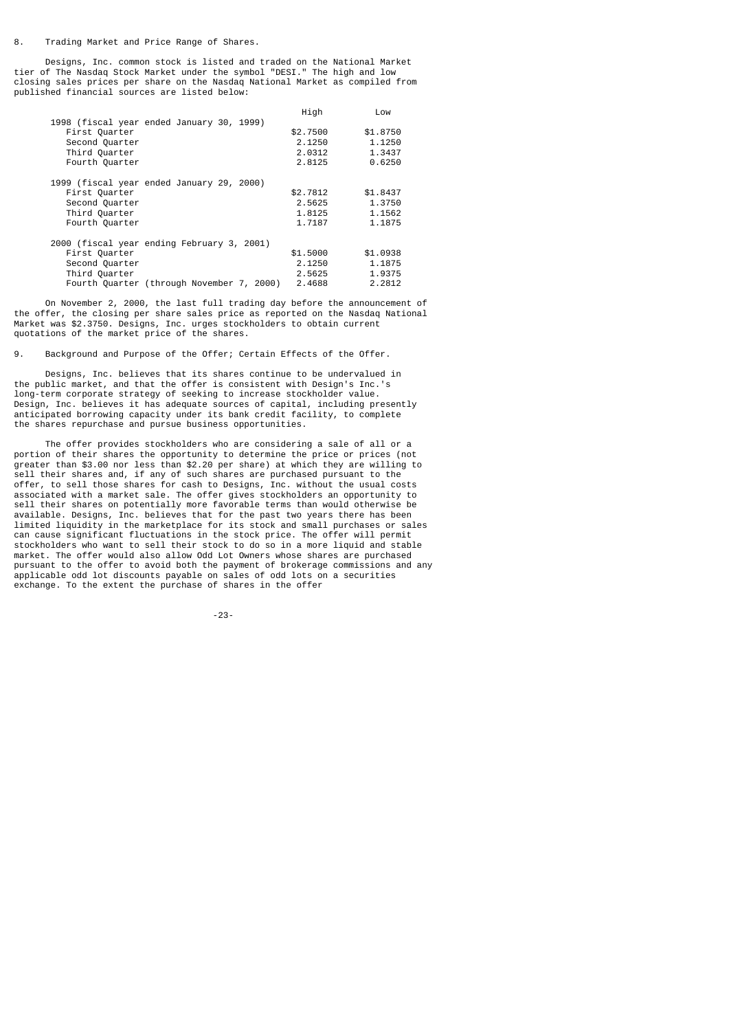8. Trading Market and Price Range of Shares.

Designs, Inc. common stock is listed and traded on the National Market tier of The Nasdaq Stock Market under the symbol "DESI." The high and low closing sales prices per share on the Nasdaq National Market as compiled from published financial sources are listed below:

| | High | Low |
|---|---|---|
| 1998 (fiscal year ended January 30, 1999) | | |
| First Quarter | $2.7500 | $1.8750 |
| Second Quarter | 2.1250 | 1.1250 |
| Third Quarter | 2.0312 | 1.3437 |
| Fourth Quarter | 2.8125 | 0.6250 |
| 1999 (fiscal year ended January 29, 2000) | | |
| First Quarter | $2.7812 | $1.8437 |
| Second Quarter | 2.5625 | 1.3750 |
| Third Quarter | 1.8125 | 1.1562 |
| Fourth Quarter | 1.7187 | 1.1875 |
| 2000 (fiscal year ending February 3, 2001) | | |
| First Quarter | $1.5000 | $1.0938 |
| Second Quarter | 2.1250 | 1.1875 |
| Third Quarter | 2.5625 | 1.9375 |
| Fourth Quarter (through November 7, 2000) | 2.4688 | 2.2812 |

On November 2, 2000, the last full trading day before the announcement of the offer, the closing per share sales price as reported on the Nasdaq National Market was $2.3750. Designs, Inc. urges stockholders to obtain current quotations of the market price of the shares.

9. Background and Purpose of the Offer; Certain Effects of the Offer.

Designs, Inc. believes that its shares continue to be undervalued in the public market, and that the offer is consistent with Design's Inc.'s long-term corporate strategy of seeking to increase stockholder value. Design, Inc. believes it has adequate sources of capital, including presently anticipated borrowing capacity under its bank credit facility, to complete the shares repurchase and pursue business opportunities.

The offer provides stockholders who are considering a sale of all or a portion of their shares the opportunity to determine the price or prices (not greater than $3.00 nor less than $2.20 per share) at which they are willing to sell their shares and, if any of such shares are purchased pursuant to the offer, to sell those shares for cash to Designs, Inc. without the usual costs associated with a market sale. The offer gives stockholders an opportunity to sell their shares on potentially more favorable terms than would otherwise be available. Designs, Inc. believes that for the past two years there has been limited liquidity in the marketplace for its stock and small purchases or sales can cause significant fluctuations in the stock price. The offer will permit stockholders who want to sell their stock to do so in a more liquid and stable market. The offer would also allow Odd Lot Owners whose shares are purchased pursuant to the offer to avoid both the payment of brokerage commissions and any applicable odd lot discounts payable on sales of odd lots on a securities exchange. To the extent the purchase of shares in the offer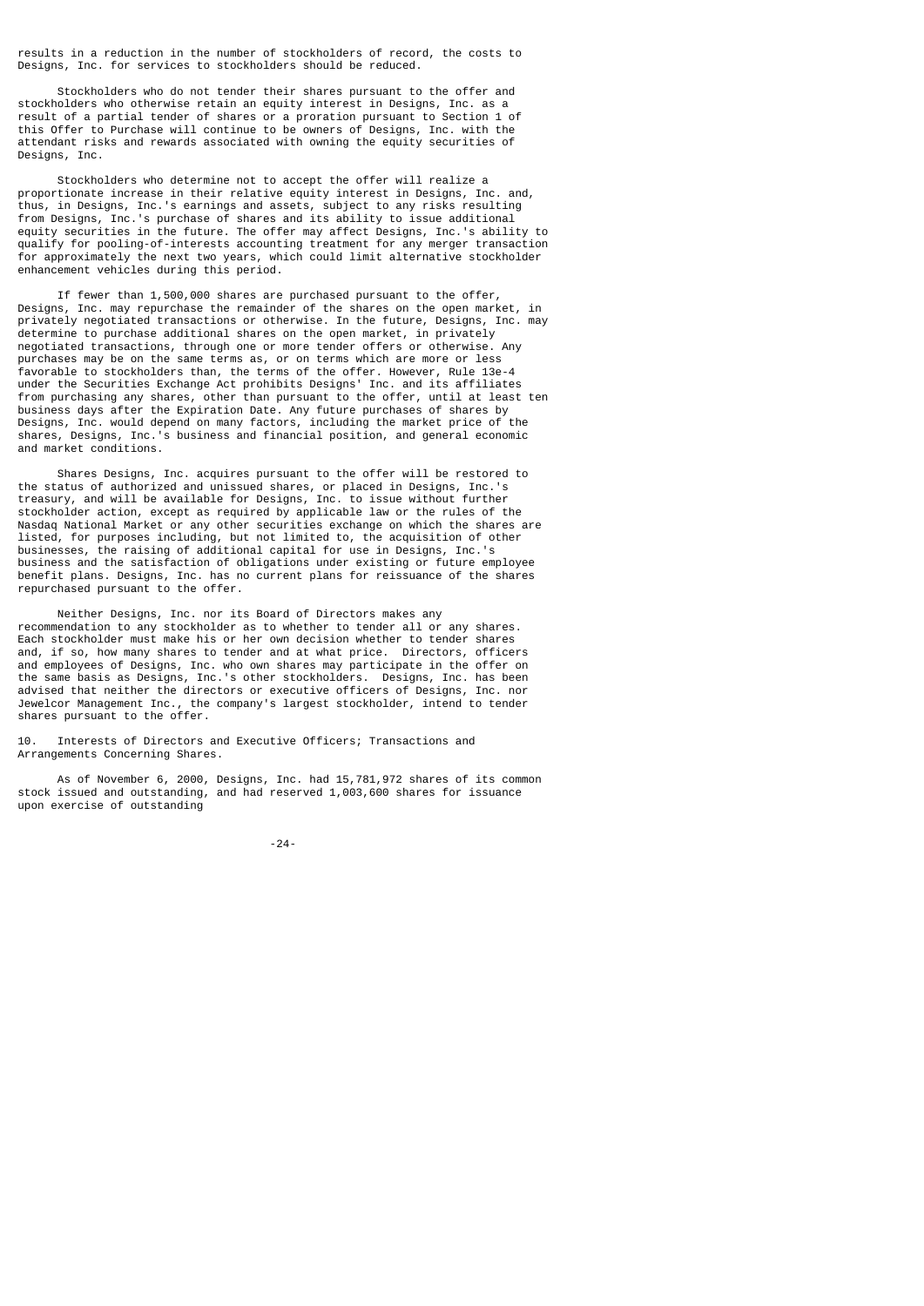results in a reduction in the number of stockholders of record, the costs to Designs, Inc. for services to stockholders should be reduced.

Stockholders who do not tender their shares pursuant to the offer and stockholders who otherwise retain an equity interest in Designs, Inc. as a result of a partial tender of shares or a proration pursuant to Section 1 of this Offer to Purchase will continue to be owners of Designs, Inc. with the attendant risks and rewards associated with owning the equity securities of Designs, Inc.

Stockholders who determine not to accept the offer will realize a proportionate increase in their relative equity interest in Designs, Inc. and, thus, in Designs, Inc.'s earnings and assets, subject to any risks resulting from Designs, Inc.'s purchase of shares and its ability to issue additional equity securities in the future. The offer may affect Designs, Inc.'s ability to qualify for pooling-of-interests accounting treatment for any merger transaction for approximately the next two years, which could limit alternative stockholder enhancement vehicles during this period.

If fewer than 1,500,000 shares are purchased pursuant to the offer, Designs, Inc. may repurchase the remainder of the shares on the open market, in privately negotiated transactions or otherwise. In the future, Designs, Inc. may determine to purchase additional shares on the open market, in privately negotiated transactions, through one or more tender offers or otherwise. Any purchases may be on the same terms as, or on terms which are more or less favorable to stockholders than, the terms of the offer. However, Rule 13e-4 under the Securities Exchange Act prohibits Designs' Inc. and its affiliates from purchasing any shares, other than pursuant to the offer, until at least ten business days after the Expiration Date. Any future purchases of shares by Designs, Inc. would depend on many factors, including the market price of the shares, Designs, Inc.'s business and financial position, and general economic and market conditions.

Shares Designs, Inc. acquires pursuant to the offer will be restored to the status of authorized and unissued shares, or placed in Designs, Inc.'s treasury, and will be available for Designs, Inc. to issue without further stockholder action, except as required by applicable law or the rules of the Nasdaq National Market or any other securities exchange on which the shares are listed, for purposes including, but not limited to, the acquisition of other businesses, the raising of additional capital for use in Designs, Inc.'s business and the satisfaction of obligations under existing or future employee benefit plans. Designs, Inc. has no current plans for reissuance of the shares repurchased pursuant to the offer.

Neither Designs, Inc. nor its Board of Directors makes any recommendation to any stockholder as to whether to tender all or any shares. Each stockholder must make his or her own decision whether to tender shares and, if so, how many shares to tender and at what price. Directors, officers and employees of Designs, Inc. who own shares may participate in the offer on the same basis as Designs, Inc.'s other stockholders. Designs, Inc. has been advised that neither the directors or executive officers of Designs, Inc. nor Jewelcor Management Inc., the company's largest stockholder, intend to tender shares pursuant to the offer.

10. Interests of Directors and Executive Officers; Transactions and Arrangements Concerning Shares.

As of November 6, 2000, Designs, Inc. had 15,781,972 shares of its common stock issued and outstanding, and had reserved 1,003,600 shares for issuance upon exercise of outstanding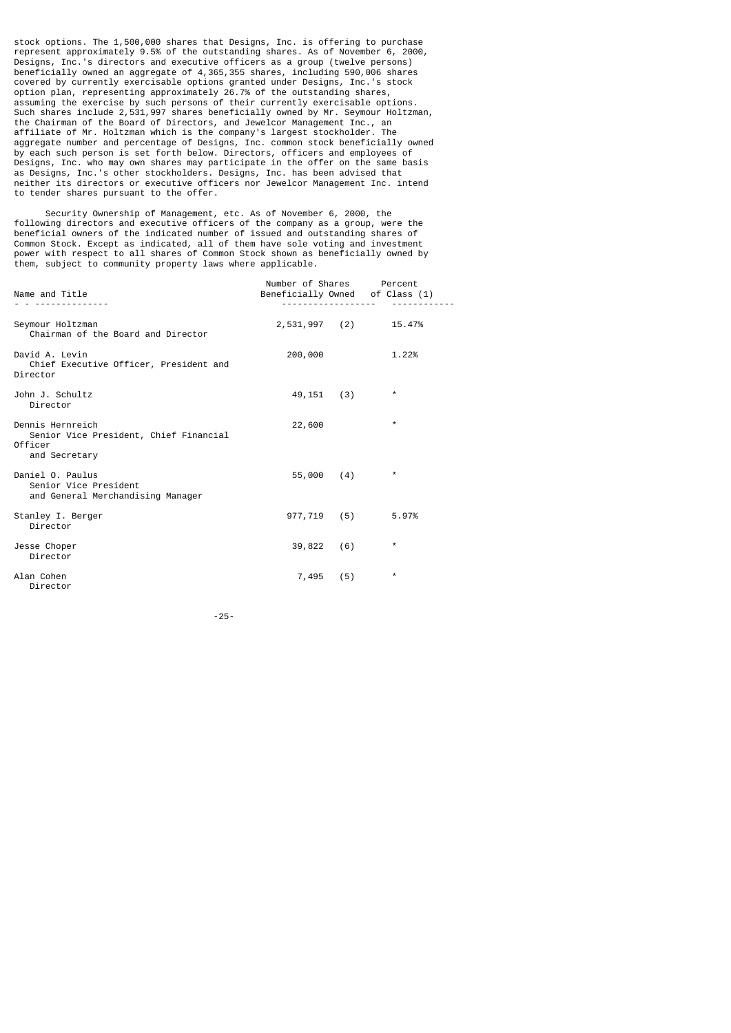stock options. The 1,500,000 shares that Designs, Inc. is offering to purchase represent approximately 9.5% of the outstanding shares. As of November 6, 2000, Designs, Inc.'s directors and executive officers as a group (twelve persons) beneficially owned an aggregate of 4,365,355 shares, including 590,006 shares covered by currently exercisable options granted under Designs, Inc.'s stock option plan, representing approximately 26.7% of the outstanding shares, assuming the exercise by such persons of their currently exercisable options. Such shares include 2,531,997 shares beneficially owned by Mr. Seymour Holtzman, the Chairman of the Board of Directors, and Jewelcor Management Inc., an affiliate of Mr. Holtzman which is the company's largest stockholder. The aggregate number and percentage of Designs, Inc. common stock beneficially owned by each such person is set forth below. Directors, officers and employees of Designs, Inc. who may own shares may participate in the offer on the same basis as Designs, Inc.'s other stockholders. Designs, Inc. has been advised that neither its directors or executive officers nor Jewelcor Management Inc. intend to tender shares pursuant to the offer.

Security Ownership of Management, etc. As of November 6, 2000, the following directors and executive officers of the company as a group, were the beneficial owners of the indicated number of issued and outstanding shares of Common Stock. Except as indicated, all of them have sole voting and investment power with respect to all shares of Common Stock shown as beneficially owned by them, subject to community property laws where applicable.

| Name and Title | Number of Shares Beneficially Owned | Percent of Class (1) |
|---|---|---|
| Seymour Holtzman<br>Chairman of the Board and Director | 2,531,997 (2) | 15.47% |
| David A. Levin<br>Chief Executive Officer, President and Director | 200,000 | 1.22% |
| John J. Schultz<br>Director | 49,151 (3) | * |
| Dennis Hernreich<br>Senior Vice President, Chief Financial Officer and Secretary | 22,600 | * |
| Daniel O. Paulus<br>Senior Vice President and General Merchandising Manager | 55,000 (4) | * |
| Stanley I. Berger<br>Director | 977,719 (5) | 5.97% |
| Jesse Choper<br>Director | 39,822 (6) | * |
| Alan Cohen<br>Director | 7,495 (5) | * |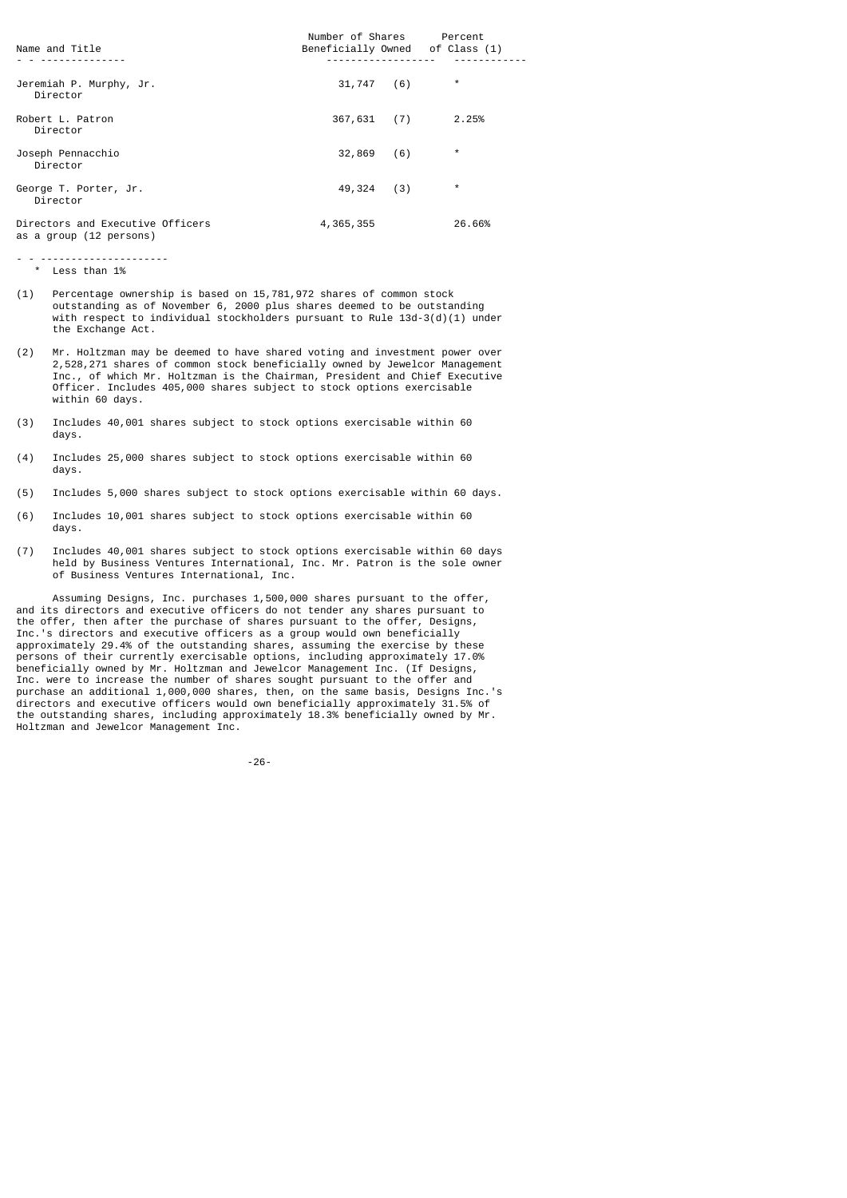| Name and Title | Number of Shares Beneficially Owned | | Percent of Class (1) |
|---|---|---|---|
| Jeremiah P. Murphy, Jr. Director | 31,747 | (6) | * |
| Robert L. Patron Director | 367,631 | (7) | 2.25% |
| Joseph Pennacchio Director | 32,869 | (6) | * |
| George T. Porter, Jr. Director | 49,324 | (3) | * |
| Directors and Executive Officers as a group (12 persons) | 4,365,355 | | 26.66% |

\* Less than 1%

(1) Percentage ownership is based on 15,781,972 shares of common stock outstanding as of November 6, 2000 plus shares deemed to be outstanding with respect to individual stockholders pursuant to Rule 13d-3(d)(1) under the Exchange Act.

(2) Mr. Holtzman may be deemed to have shared voting and investment power over 2,528,271 shares of common stock beneficially owned by Jewelcor Management Inc., of which Mr. Holtzman is the Chairman, President and Chief Executive Officer. Includes 405,000 shares subject to stock options exercisable within 60 days.

(3) Includes 40,001 shares subject to stock options exercisable within 60 days.

(4) Includes 25,000 shares subject to stock options exercisable within 60 days.

(5) Includes 5,000 shares subject to stock options exercisable within 60 days.

(6) Includes 10,001 shares subject to stock options exercisable within 60 days.

(7) Includes 40,001 shares subject to stock options exercisable within 60 days held by Business Ventures International, Inc. Mr. Patron is the sole owner of Business Ventures International, Inc.

Assuming Designs, Inc. purchases 1,500,000 shares pursuant to the offer, and its directors and executive officers do not tender any shares pursuant to the offer, then after the purchase of shares pursuant to the offer, Designs, Inc.'s directors and executive officers as a group would own beneficially approximately 29.4% of the outstanding shares, assuming the exercise by these persons of their currently exercisable options, including approximately 17.0% beneficially owned by Mr. Holtzman and Jewelcor Management Inc. (If Designs, Inc. were to increase the number of shares sought pursuant to the offer and purchase an additional 1,000,000 shares, then, on the same basis, Designs Inc.'s directors and executive officers would own beneficially approximately 31.5% of the outstanding shares, including approximately 18.3% beneficially owned by Mr. Holtzman and Jewelcor Management Inc.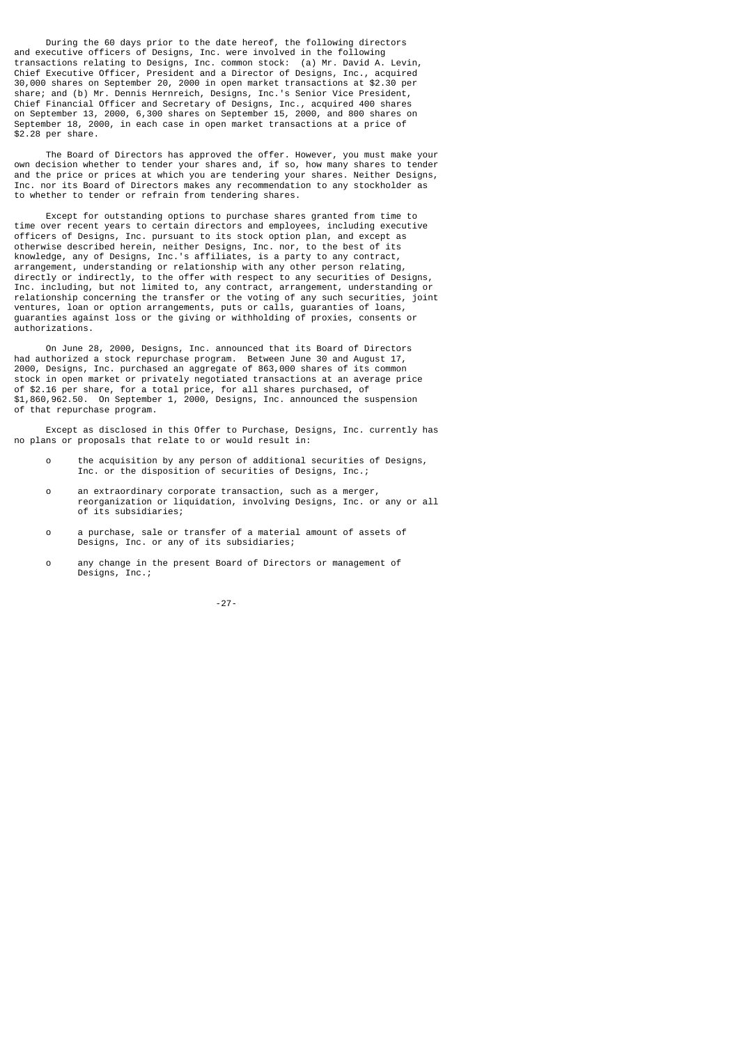During the 60 days prior to the date hereof, the following directors and executive officers of Designs, Inc. were involved in the following transactions relating to Designs, Inc. common stock: (a) Mr. David A. Levin, Chief Executive Officer, President and a Director of Designs, Inc., acquired 30,000 shares on September 20, 2000 in open market transactions at $2.30 per share; and (b) Mr. Dennis Hernreich, Designs, Inc.'s Senior Vice President, Chief Financial Officer and Secretary of Designs, Inc., acquired 400 shares on September 13, 2000, 6,300 shares on September 15, 2000, and 800 shares on September 18, 2000, in each case in open market transactions at a price of $2.28 per share.

The Board of Directors has approved the offer. However, you must make your own decision whether to tender your shares and, if so, how many shares to tender and the price or prices at which you are tendering your shares. Neither Designs, Inc. nor its Board of Directors makes any recommendation to any stockholder as to whether to tender or refrain from tendering shares.

Except for outstanding options to purchase shares granted from time to time over recent years to certain directors and employees, including executive officers of Designs, Inc. pursuant to its stock option plan, and except as otherwise described herein, neither Designs, Inc. nor, to the best of its knowledge, any of Designs, Inc.'s affiliates, is a party to any contract, arrangement, understanding or relationship with any other person relating, directly or indirectly, to the offer with respect to any securities of Designs, Inc. including, but not limited to, any contract, arrangement, understanding or relationship concerning the transfer or the voting of any such securities, joint ventures, loan or option arrangements, puts or calls, guaranties of loans, guaranties against loss or the giving or withholding of proxies, consents or authorizations.

On June 28, 2000, Designs, Inc. announced that its Board of Directors had authorized a stock repurchase program. Between June 30 and August 17, 2000, Designs, Inc. purchased an aggregate of 863,000 shares of its common stock in open market or privately negotiated transactions at an average price of $2.16 per share, for a total price, for all shares purchased, of $1,860,962.50. On September 1, 2000, Designs, Inc. announced the suspension of that repurchase program.

Except as disclosed in this Offer to Purchase, Designs, Inc. currently has no plans or proposals that relate to or would result in:

- the acquisition by any person of additional securities of Designs, Inc. or the disposition of securities of Designs, Inc.;
- an extraordinary corporate transaction, such as a merger, reorganization or liquidation, involving Designs, Inc. or any or all of its subsidiaries;
- a purchase, sale or transfer of a material amount of assets of Designs, Inc. or any of its subsidiaries;
- any change in the present Board of Directors or management of Designs, Inc.;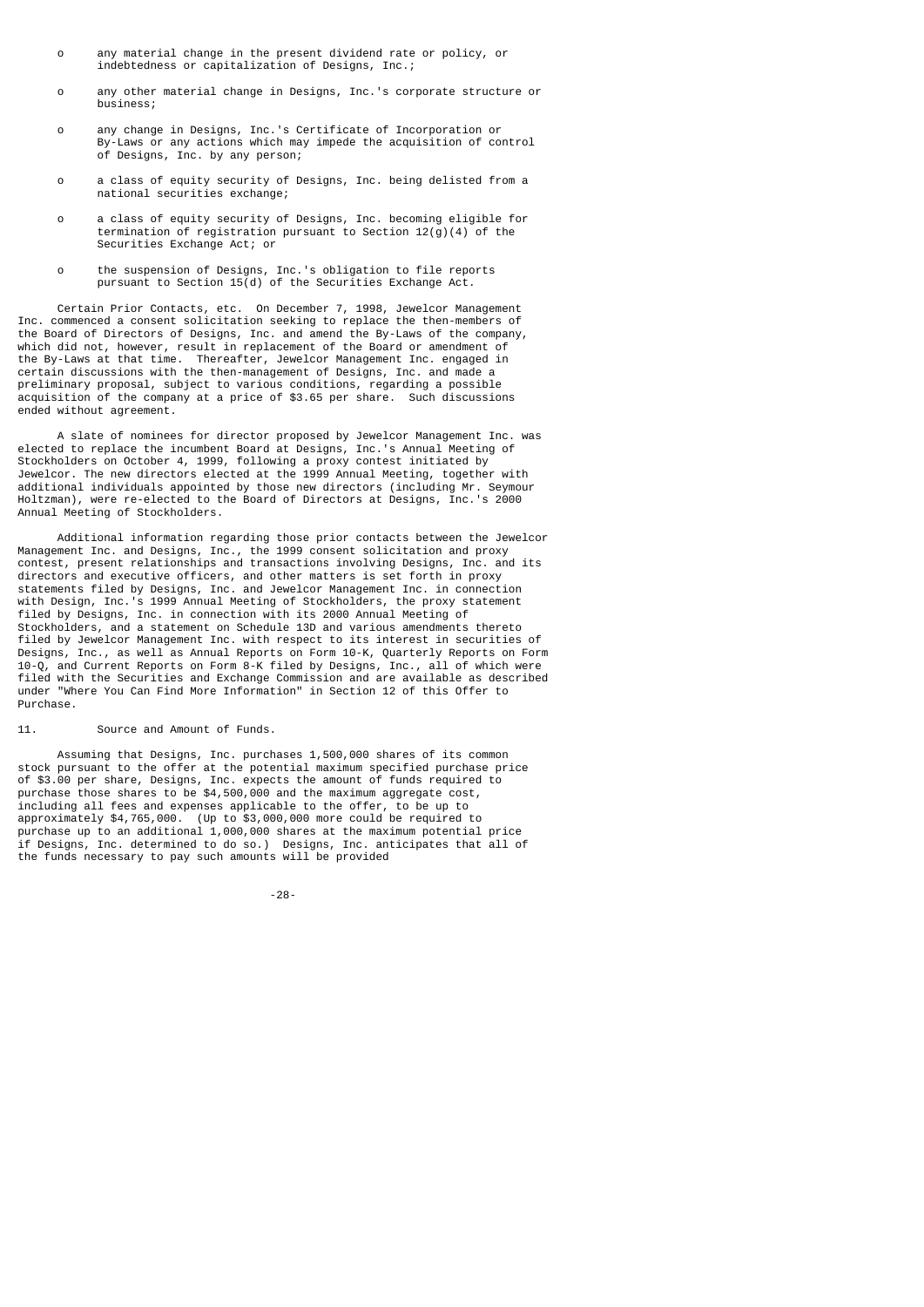- any material change in the present dividend rate or policy, or indebtedness or capitalization of Designs, Inc.;

- any other material change in Designs, Inc.'s corporate structure or business;

- any change in Designs, Inc.'s Certificate of Incorporation or By-Laws or any actions which may impede the acquisition of control of Designs, Inc. by any person;

- a class of equity security of Designs, Inc. being delisted from a national securities exchange;

- a class of equity security of Designs, Inc. becoming eligible for termination of registration pursuant to Section 12(g)(4) of the Securities Exchange Act; or

- the suspension of Designs, Inc.'s obligation to file reports pursuant to Section 15(d) of the Securities Exchange Act.

Certain Prior Contacts, etc. On December 7, 1998, Jewelcor Management Inc. commenced a consent solicitation seeking to replace the then-members of the Board of Directors of Designs, Inc. and amend the By-Laws of the company, which did not, however, result in replacement of the Board or amendment of the By-Laws at that time. Thereafter, Jewelcor Management Inc. engaged in certain discussions with the then-management of Designs, Inc. and made a preliminary proposal, subject to various conditions, regarding a possible acquisition of the company at a price of $3.65 per share. Such discussions ended without agreement.

A slate of nominees for director proposed by Jewelcor Management Inc. was elected to replace the incumbent Board at Designs, Inc.'s Annual Meeting of Stockholders on October 4, 1999, following a proxy contest initiated by Jewelcor. The new directors elected at the 1999 Annual Meeting, together with additional individuals appointed by those new directors (including Mr. Seymour Holtzman), were re-elected to the Board of Directors at Designs, Inc.'s 2000 Annual Meeting of Stockholders.

Additional information regarding those prior contacts between the Jewelcor Management Inc. and Designs, Inc., the 1999 consent solicitation and proxy contest, present relationships and transactions involving Designs, Inc. and its directors and executive officers, and other matters is set forth in proxy statements filed by Designs, Inc. and Jewelcor Management Inc. in connection with Design, Inc.'s 1999 Annual Meeting of Stockholders, the proxy statement filed by Designs, Inc. in connection with its 2000 Annual Meeting of Stockholders, and a statement on Schedule 13D and various amendments thereto filed by Jewelcor Management Inc. with respect to its interest in securities of Designs, Inc., as well as Annual Reports on Form 10-K, Quarterly Reports on Form 10-Q, and Current Reports on Form 8-K filed by Designs, Inc., all of which were filed with the Securities and Exchange Commission and are available as described under "Where You Can Find More Information" in Section 12 of this Offer to Purchase.

11. Source and Amount of Funds.

Assuming that Designs, Inc. purchases 1,500,000 shares of its common stock pursuant to the offer at the potential maximum specified purchase price of $3.00 per share, Designs, Inc. expects the amount of funds required to purchase those shares to be $4,500,000 and the maximum aggregate cost, including all fees and expenses applicable to the offer, to be up to approximately $4,765,000. (Up to $3,000,000 more could be required to purchase up to an additional 1,000,000 shares at the maximum potential price if Designs, Inc. determined to do so.) Designs, Inc. anticipates that all of the funds necessary to pay such amounts will be provided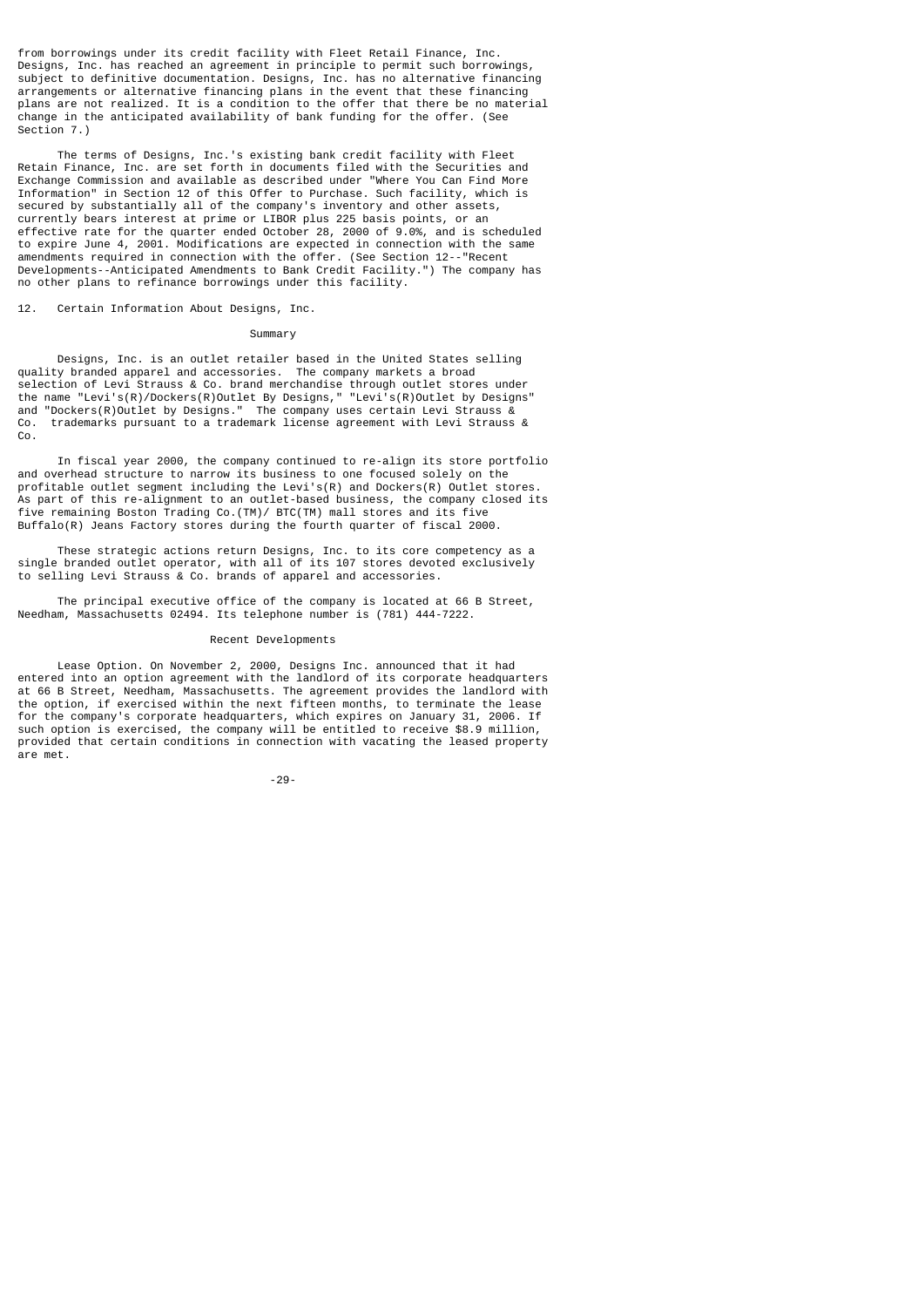from borrowings under its credit facility with Fleet Retail Finance, Inc. Designs, Inc. has reached an agreement in principle to permit such borrowings, subject to definitive documentation. Designs, Inc. has no alternative financing arrangements or alternative financing plans in the event that these financing plans are not realized. It is a condition to the offer that there be no material change in the anticipated availability of bank funding for the offer. (See Section 7.)

The terms of Designs, Inc.'s existing bank credit facility with Fleet Retain Finance, Inc. are set forth in documents filed with the Securities and Exchange Commission and available as described under "Where You Can Find More Information" in Section 12 of this Offer to Purchase. Such facility, which is secured by substantially all of the company's inventory and other assets, currently bears interest at prime or LIBOR plus 225 basis points, or an effective rate for the quarter ended October 28, 2000 of 9.0%, and is scheduled to expire June 4, 2001. Modifications are expected in connection with the same amendments required in connection with the offer. (See Section 12--"Recent Developments--Anticipated Amendments to Bank Credit Facility.") The company has no other plans to refinance borrowings under this facility.

## 12. Certain Information About Designs, Inc.

### Summary

Designs, Inc. is an outlet retailer based in the United States selling quality branded apparel and accessories. The company markets a broad selection of Levi Strauss & Co. brand merchandise through outlet stores under the name "Levi's(R)/Dockers(R)Outlet By Designs," "Levi's(R)Outlet by Designs" and "Dockers(R)Outlet by Designs." The company uses certain Levi Strauss & Co. trademarks pursuant to a trademark license agreement with Levi Strauss & Co.

In fiscal year 2000, the company continued to re-align its store portfolio and overhead structure to narrow its business to one focused solely on the profitable outlet segment including the Levi's(R) and Dockers(R) Outlet stores. As part of this re-alignment to an outlet-based business, the company closed its five remaining Boston Trading Co.(TM)/ BTC(TM) mall stores and its five Buffalo(R) Jeans Factory stores during the fourth quarter of fiscal 2000.

These strategic actions return Designs, Inc. to its core competency as a single branded outlet operator, with all of its 107 stores devoted exclusively to selling Levi Strauss & Co. brands of apparel and accessories.

The principal executive office of the company is located at 66 B Street, Needham, Massachusetts 02494. Its telephone number is (781) 444-7222.

### Recent Developments

Lease Option. On November 2, 2000, Designs Inc. announced that it had entered into an option agreement with the landlord of its corporate headquarters at 66 B Street, Needham, Massachusetts. The agreement provides the landlord with the option, if exercised within the next fifteen months, to terminate the lease for the company's corporate headquarters, which expires on January 31, 2006. If such option is exercised, the company will be entitled to receive \$8.9 million, provided that certain conditions in connection with vacating the leased property are met.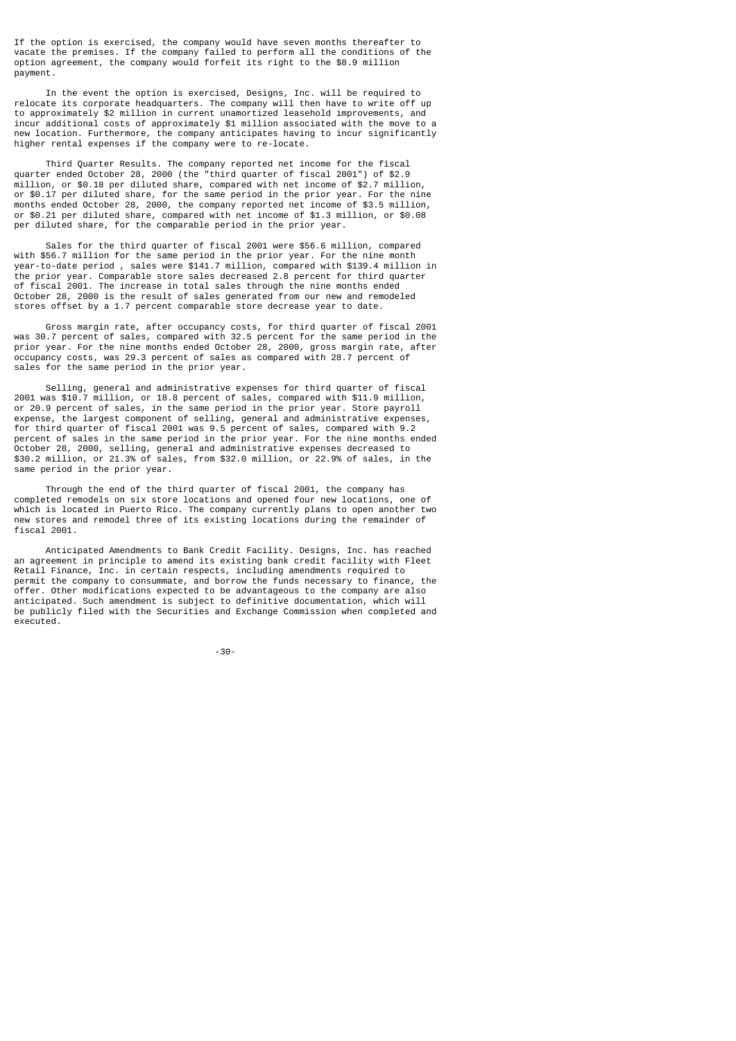If the option is exercised, the company would have seven months thereafter to vacate the premises. If the company failed to perform all the conditions of the option agreement, the company would forfeit its right to the $8.9 million payment.

In the event the option is exercised, Designs, Inc. will be required to relocate its corporate headquarters. The company will then have to write off up to approximately $2 million in current unamortized leasehold improvements, and incur additional costs of approximately $1 million associated with the move to a new location. Furthermore, the company anticipates having to incur significantly higher rental expenses if the company were to re-locate.

Third Quarter Results. The company reported net income for the fiscal quarter ended October 28, 2000 (the "third quarter of fiscal 2001") of $2.9 million, or $0.18 per diluted share, compared with net income of $2.7 million, or $0.17 per diluted share, for the same period in the prior year. For the nine months ended October 28, 2000, the company reported net income of $3.5 million, or $0.21 per diluted share, compared with net income of $1.3 million, or $0.08 per diluted share, for the comparable period in the prior year.

Sales for the third quarter of fiscal 2001 were $56.6 million, compared with $56.7 million for the same period in the prior year. For the nine month year-to-date period , sales were $141.7 million, compared with $139.4 million in the prior year. Comparable store sales decreased 2.8 percent for third quarter of fiscal 2001. The increase in total sales through the nine months ended October 28, 2000 is the result of sales generated from our new and remodeled stores offset by a 1.7 percent comparable store decrease year to date.

Gross margin rate, after occupancy costs, for third quarter of fiscal 2001 was 30.7 percent of sales, compared with 32.5 percent for the same period in the prior year. For the nine months ended October 28, 2000, gross margin rate, after occupancy costs, was 29.3 percent of sales as compared with 28.7 percent of sales for the same period in the prior year.

Selling, general and administrative expenses for third quarter of fiscal 2001 was $10.7 million, or 18.8 percent of sales, compared with $11.9 million, or 20.9 percent of sales, in the same period in the prior year. Store payroll expense, the largest component of selling, general and administrative expenses, for third quarter of fiscal 2001 was 9.5 percent of sales, compared with 9.2 percent of sales in the same period in the prior year. For the nine months ended October 28, 2000, selling, general and administrative expenses decreased to $30.2 million, or 21.3% of sales, from $32.0 million, or 22.9% of sales, in the same period in the prior year.

Through the end of the third quarter of fiscal 2001, the company has completed remodels on six store locations and opened four new locations, one of which is located in Puerto Rico. The company currently plans to open another two new stores and remodel three of its existing locations during the remainder of fiscal 2001.

Anticipated Amendments to Bank Credit Facility. Designs, Inc. has reached an agreement in principle to amend its existing bank credit facility with Fleet Retail Finance, Inc. in certain respects, including amendments required to permit the company to consummate, and borrow the funds necessary to finance, the offer. Other modifications expected to be advantageous to the company are also anticipated. Such amendment is subject to definitive documentation, which will be publicly filed with the Securities and Exchange Commission when completed and executed.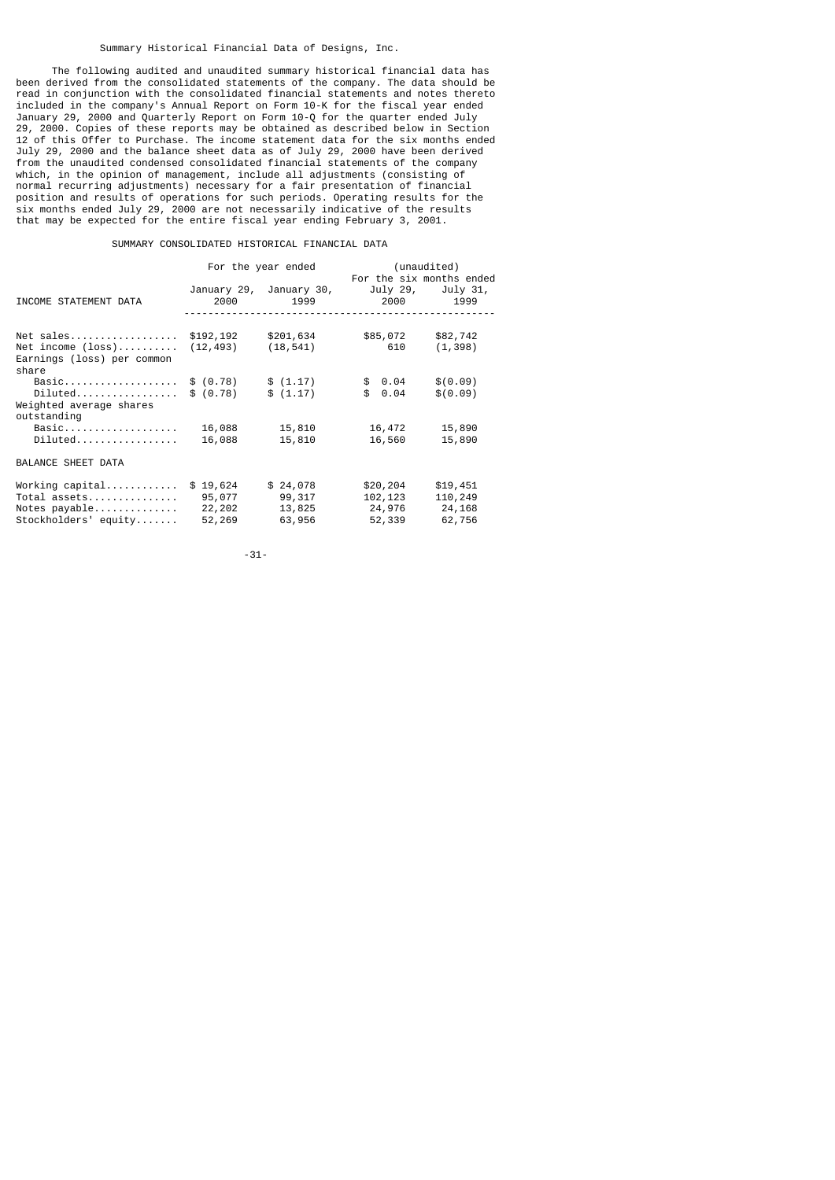Summary Historical Financial Data of Designs, Inc.

The following audited and unaudited summary historical financial data has been derived from the consolidated statements of the company. The data should be read in conjunction with the consolidated financial statements and notes thereto included in the company's Annual Report on Form 10-K for the fiscal year ended January 29, 2000 and Quarterly Report on Form 10-Q for the quarter ended July 29, 2000. Copies of these reports may be obtained as described below in Section 12 of this Offer to Purchase. The income statement data for the six months ended July 29, 2000 and the balance sheet data as of July 29, 2000 have been derived from the unaudited condensed consolidated financial statements of the company which, in the opinion of management, include all adjustments (consisting of normal recurring adjustments) necessary for a fair presentation of financial position and results of operations for such periods. Operating results for the six months ended July 29, 2000 are not necessarily indicative of the results that may be expected for the entire fiscal year ending February 3, 2001.

SUMMARY CONSOLIDATED HISTORICAL FINANCIAL DATA

| | For the year ended | | (unaudited) For the six months ended | |
|---|---|---|---|---|
| INCOME STATEMENT DATA | January 29, 2000 | January 30, 1999 | July 29, 2000 | July 31, 1999 |
| Net sales | $192,192 | $201,634 | $85,072 | $82,742 |
| Net income (loss) | (12,493) | (18,541) | 610 | (1,398) |
| Earnings (loss) per common share | | | | |
| Basic | $ (0.78) | $ (1.17) | $ 0.04 | $(0.09) |
| Diluted | $ (0.78) | $ (1.17) | $ 0.04 | $(0.09) |
| Weighted average shares outstanding | | | | |
| Basic | 16,088 | 15,810 | 16,472 | 15,890 |
| Diluted | 16,088 | 15,810 | 16,560 | 15,890 |
| BALANCE SHEET DATA | | | | |
| Working capital | $ 19,624 | $ 24,078 | $20,204 | $19,451 |
| Total assets | 95,077 | 99,317 | 102,123 | 110,249 |
| Notes payable | 22,202 | 13,825 | 24,976 | 24,168 |
| Stockholders' equity | 52,269 | 63,956 | 52,339 | 62,756 |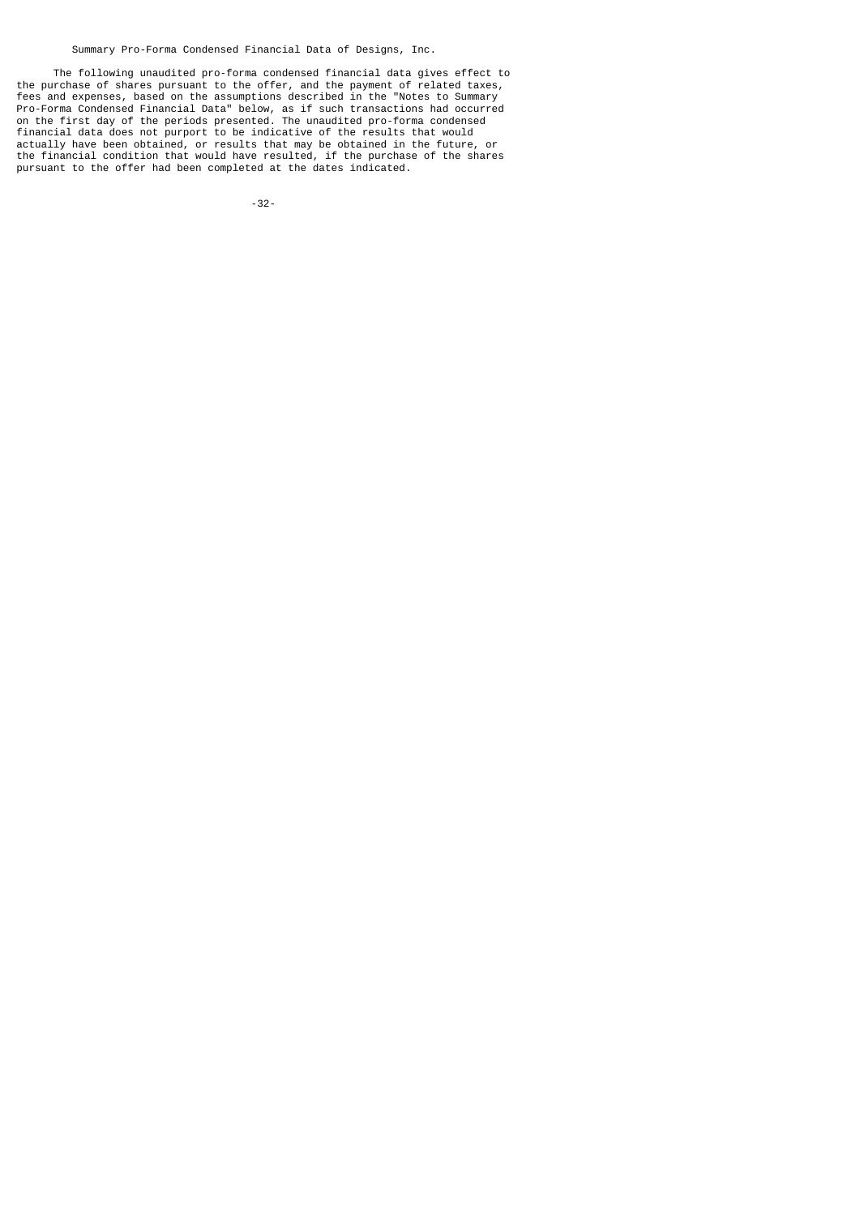## Summary Pro-Forma Condensed Financial Data of Designs, Inc.

The following unaudited pro-forma condensed financial data gives effect to the purchase of shares pursuant to the offer, and the payment of related taxes, fees and expenses, based on the assumptions described in the "Notes to Summary Pro-Forma Condensed Financial Data" below, as if such transactions had occurred on the first day of the periods presented. The unaudited pro-forma condensed financial data does not purport to be indicative of the results that would actually have been obtained, or results that may be obtained in the future, or the financial condition that would have resulted, if the purchase of the shares pursuant to the offer had been completed at the dates indicated.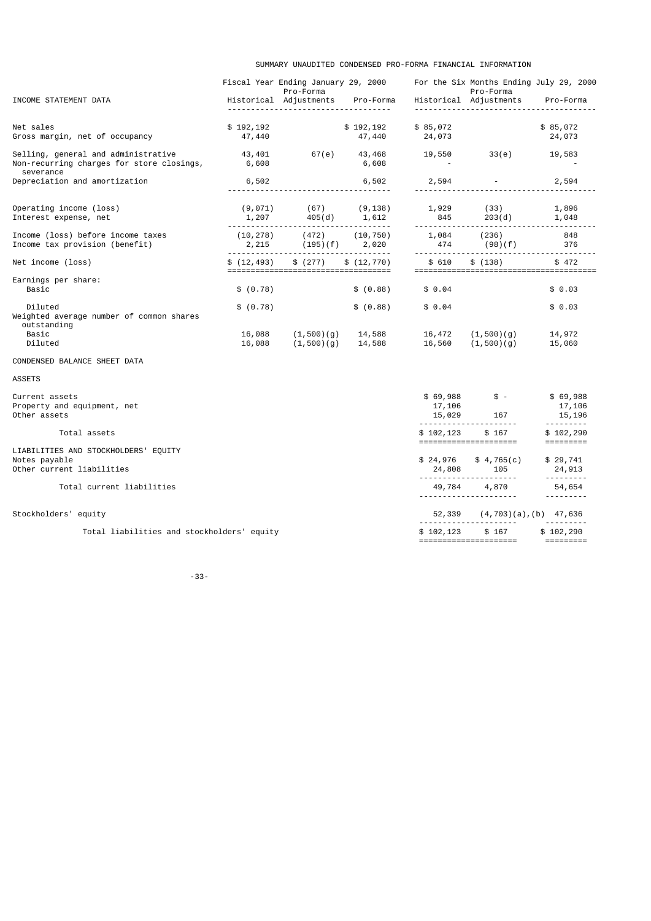# SUMMARY UNAUDITED CONDENSED PRO-FORMA FINANCIAL INFORMATION

| INCOME STATEMENT DATA | Fiscal Year Ending January 29, 2000 Historical | Pro-Forma Adjustments | Pro-Forma | For the Six Months Ending July 29, 2000 Historical | Pro-Forma Adjustments | Pro-Forma |
|---|---|---|---|---|---|---|
| Net sales | $ 192,192 | | $ 192,192 | $ 85,072 | | $ 85,072 |
| Gross margin, net of occupancy | 47,440 | | 47,440 | 24,073 | | 24,073 |
| Selling, general and administrative | 43,401 | 67(e) | 43,468 | 19,550 | 33(e) | 19,583 |
| Non-recurring charges for store closings, severance | 6,608 | | 6,608 | - | | - |
| Depreciation and amortization | 6,502 | | 6,502 | 2,594 | - | 2,594 |
| Operating income (loss) | (9,071) | (67) | (9,138) | 1,929 | (33) | 1,896 |
| Interest expense, net | 1,207 | 405(d) | 1,612 | 845 | 203(d) | 1,048 |
| Income (loss) before income taxes | (10,278) | (472) | (10,750) | 1,084 | (236) | 848 |
| Income tax provision (benefit) | 2,215 | (195)(f) | 2,020 | 474 | (98)(f) | 376 |
| Net income (loss) | $ (12,493) | $ (277) | $ (12,770) | $ 610 | $ (138) | $ 472 |
| Earnings per share: | | | | | | |
| Basic | $ (0.78) | | $ (0.88) | $ 0.04 | | $ 0.03 |
| Diluted | $ (0.78) | | $ (0.88) | $ 0.04 | | $ 0.03 |
| Weighted average number of common shares outstanding | | | | | | |
| Basic | 16,088 | (1,500)(g) | 14,588 | 16,472 | (1,500)(g) | 14,972 |
| Diluted | 16,088 | (1,500)(g) | 14,588 | 16,560 | (1,500)(g) | 15,060 |

| CONDENSED BALANCE SHEET DATA | Historical | Pro-Forma Adjustments | Pro-Forma |
|---|---|---|---|
| **ASSETS** | | | |
| Current assets | $ 69,988 | $ - | $ 69,988 |
| Property and equipment, net | 17,106 | | 17,106 |
| Other assets | 15,029 | 167 | 15,196 |
| Total assets | $ 102,123 | $ 167 | $ 102,290 |
| **LIABILITIES AND STOCKHOLDERS' EQUITY** | | | |
| Notes payable | $ 24,976 | $ 4,765(c) | $ 29,741 |
| Other current liabilities | 24,808 | 105 | 24,913 |
| Total current liabilities | 49,784 | 4,870 | 54,654 |
| Stockholders' equity | 52,339 | (4,703)(a),(b) | 47,636 |
| Total liabilities and stockholders' equity | $ 102,123 | $ 167 | $ 102,290 |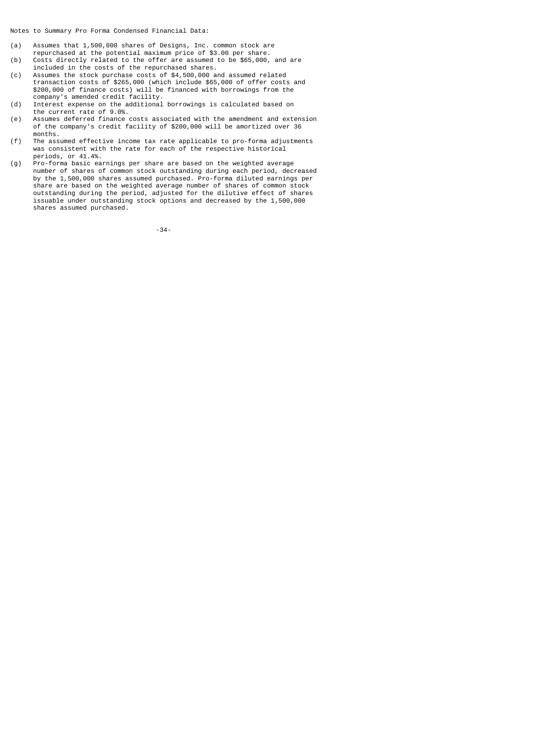Notes to Summary Pro Forma Condensed Financial Data:

(a) Assumes that 1,500,000 shares of Designs, Inc. common stock are repurchased at the potential maximum price of $3.00 per share.

(b) Costs directly related to the offer are assumed to be $65,000, and are included in the costs of the repurchased shares.

(c) Assumes the stock purchase costs of $4,500,000 and assumed related transaction costs of $265,000 (which include $65,000 of offer costs and $200,000 of finance costs) will be financed with borrowings from the company's amended credit facility.

(d) Interest expense on the additional borrowings is calculated based on the current rate of 9.0%.

(e) Assumes deferred finance costs associated with the amendment and extension of the company's credit facility of $200,000 will be amortized over 36 months.

(f) The assumed effective income tax rate applicable to pro-forma adjustments was consistent with the rate for each of the respective historical periods, or 41.4%.

(g) Pro-forma basic earnings per share are based on the weighted average number of shares of common stock outstanding during each period, decreased by the 1,500,000 shares assumed purchased. Pro-forma diluted earnings per share are based on the weighted average number of shares of common stock outstanding during the period, adjusted for the dilutive effect of shares issuable under outstanding stock options and decreased by the 1,500,000 shares assumed purchased.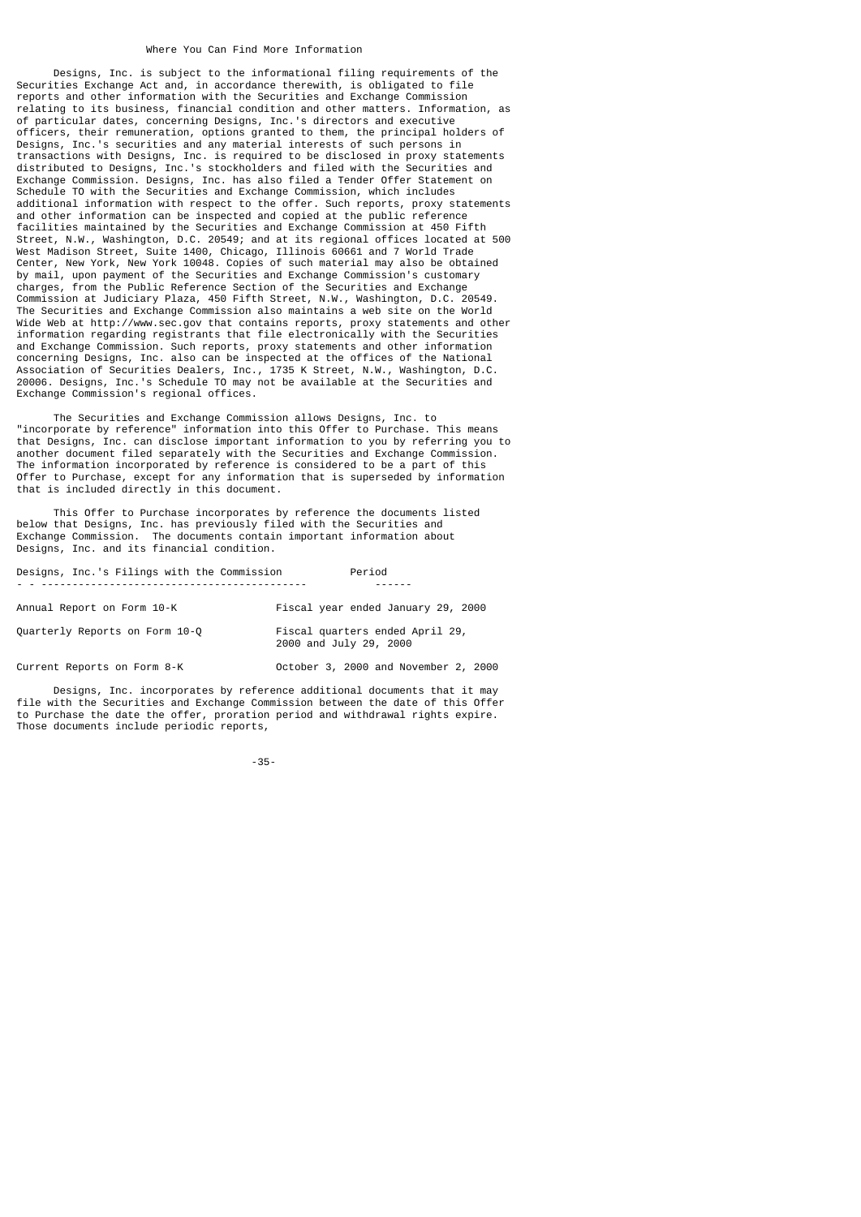## Where You Can Find More Information

Designs, Inc. is subject to the informational filing requirements of the Securities Exchange Act and, in accordance therewith, is obligated to file reports and other information with the Securities and Exchange Commission relating to its business, financial condition and other matters. Information, as of particular dates, concerning Designs, Inc.'s directors and executive officers, their remuneration, options granted to them, the principal holders of Designs, Inc.'s securities and any material interests of such persons in transactions with Designs, Inc. is required to be disclosed in proxy statements distributed to Designs, Inc.'s stockholders and filed with the Securities and Exchange Commission. Designs, Inc. has also filed a Tender Offer Statement on Schedule TO with the Securities and Exchange Commission, which includes additional information with respect to the offer. Such reports, proxy statements and other information can be inspected and copied at the public reference facilities maintained by the Securities and Exchange Commission at 450 Fifth Street, N.W., Washington, D.C. 20549; and at its regional offices located at 500 West Madison Street, Suite 1400, Chicago, Illinois 60661 and 7 World Trade Center, New York, New York 10048. Copies of such material may also be obtained by mail, upon payment of the Securities and Exchange Commission's customary charges, from the Public Reference Section of the Securities and Exchange Commission at Judiciary Plaza, 450 Fifth Street, N.W., Washington, D.C. 20549. The Securities and Exchange Commission also maintains a web site on the World Wide Web at http://www.sec.gov that contains reports, proxy statements and other information regarding registrants that file electronically with the Securities and Exchange Commission. Such reports, proxy statements and other information concerning Designs, Inc. also can be inspected at the offices of the National Association of Securities Dealers, Inc., 1735 K Street, N.W., Washington, D.C. 20006. Designs, Inc.'s Schedule TO may not be available at the Securities and Exchange Commission's regional offices.

The Securities and Exchange Commission allows Designs, Inc. to "incorporate by reference" information into this Offer to Purchase. This means that Designs, Inc. can disclose important information to you by referring you to another document filed separately with the Securities and Exchange Commission. The information incorporated by reference is considered to be a part of this Offer to Purchase, except for any information that is superseded by information that is included directly in this document.

This Offer to Purchase incorporates by reference the documents listed below that Designs, Inc. has previously filed with the Securities and Exchange Commission. The documents contain important information about Designs, Inc. and its financial condition.

| Designs, Inc.'s Filings with the Commission | Period |
|---|---|
| Annual Report on Form 10-K | Fiscal year ended January 29, 2000 |
| Quarterly Reports on Form 10-Q | Fiscal quarters ended April 29, 2000 and July 29, 2000 |
| Current Reports on Form 8-K | October 3, 2000 and November 2, 2000 |

Designs, Inc. incorporates by reference additional documents that it may file with the Securities and Exchange Commission between the date of this Offer to Purchase the date the offer, proration period and withdrawal rights expire. Those documents include periodic reports,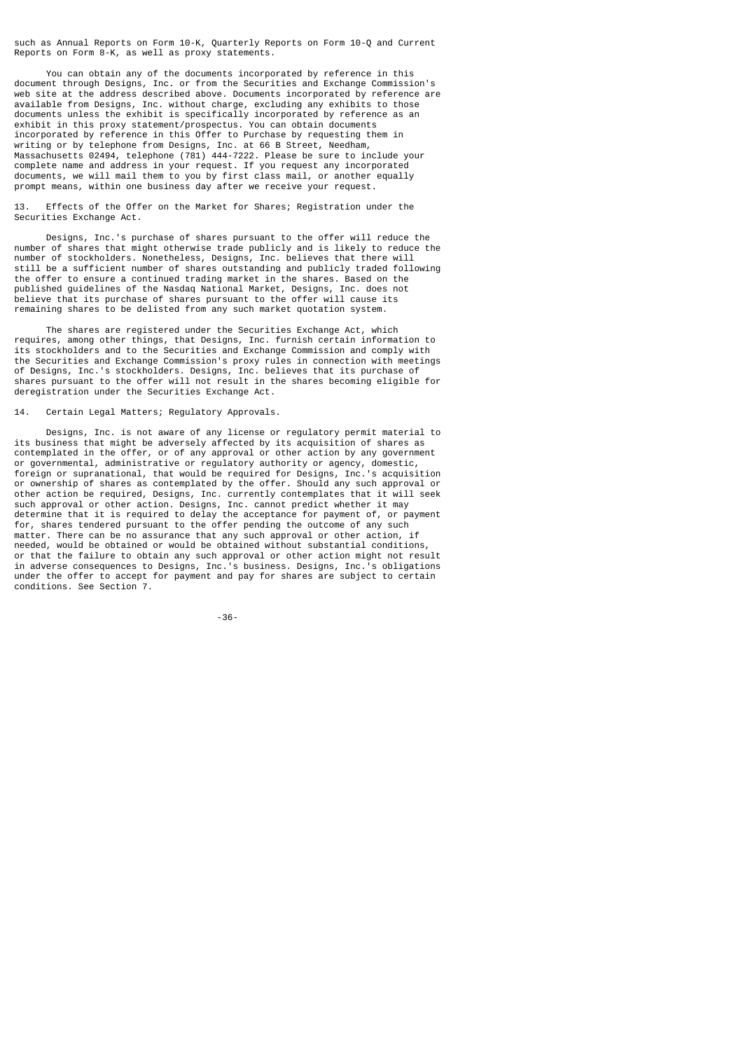such as Annual Reports on Form 10-K, Quarterly Reports on Form 10-Q and Current Reports on Form 8-K, as well as proxy statements.

You can obtain any of the documents incorporated by reference in this document through Designs, Inc. or from the Securities and Exchange Commission's web site at the address described above. Documents incorporated by reference are available from Designs, Inc. without charge, excluding any exhibits to those documents unless the exhibit is specifically incorporated by reference as an exhibit in this proxy statement/prospectus. You can obtain documents incorporated by reference in this Offer to Purchase by requesting them in writing or by telephone from Designs, Inc. at 66 B Street, Needham, Massachusetts 02494, telephone (781) 444-7222. Please be sure to include your complete name and address in your request. If you request any incorporated documents, we will mail them to you by first class mail, or another equally prompt means, within one business day after we receive your request.

## 13. Effects of the Offer on the Market for Shares; Registration under the Securities Exchange Act.

Designs, Inc.'s purchase of shares pursuant to the offer will reduce the number of shares that might otherwise trade publicly and is likely to reduce the number of stockholders. Nonetheless, Designs, Inc. believes that there will still be a sufficient number of shares outstanding and publicly traded following the offer to ensure a continued trading market in the shares. Based on the published guidelines of the Nasdaq National Market, Designs, Inc. does not believe that its purchase of shares pursuant to the offer will cause its remaining shares to be delisted from any such market quotation system.

The shares are registered under the Securities Exchange Act, which requires, among other things, that Designs, Inc. furnish certain information to its stockholders and to the Securities and Exchange Commission and comply with the Securities and Exchange Commission's proxy rules in connection with meetings of Designs, Inc.'s stockholders. Designs, Inc. believes that its purchase of shares pursuant to the offer will not result in the shares becoming eligible for deregistration under the Securities Exchange Act.

## 14. Certain Legal Matters; Regulatory Approvals.

Designs, Inc. is not aware of any license or regulatory permit material to its business that might be adversely affected by its acquisition of shares as contemplated in the offer, or of any approval or other action by any government or governmental, administrative or regulatory authority or agency, domestic, foreign or supranational, that would be required for Designs, Inc.'s acquisition or ownership of shares as contemplated by the offer. Should any such approval or other action be required, Designs, Inc. currently contemplates that it will seek such approval or other action. Designs, Inc. cannot predict whether it may determine that it is required to delay the acceptance for payment of, or payment for, shares tendered pursuant to the offer pending the outcome of any such matter. There can be no assurance that any such approval or other action, if needed, would be obtained or would be obtained without substantial conditions, or that the failure to obtain any such approval or other action might not result in adverse consequences to Designs, Inc.'s business. Designs, Inc.'s obligations under the offer to accept for payment and pay for shares are subject to certain conditions. See Section 7.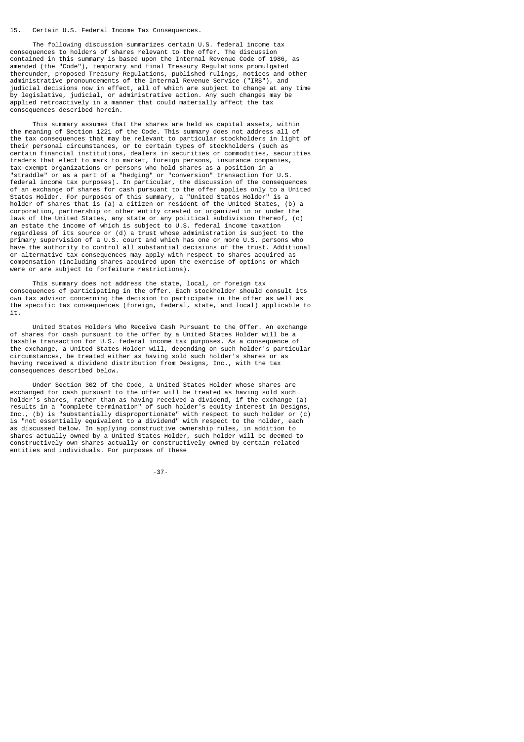## 15. Certain U.S. Federal Income Tax Consequences.

The following discussion summarizes certain U.S. federal income tax consequences to holders of shares relevant to the offer. The discussion contained in this summary is based upon the Internal Revenue Code of 1986, as amended (the "Code"), temporary and final Treasury Regulations promulgated thereunder, proposed Treasury Regulations, published rulings, notices and other administrative pronouncements of the Internal Revenue Service ("IRS"), and judicial decisions now in effect, all of which are subject to change at any time by legislative, judicial, or administrative action. Any such changes may be applied retroactively in a manner that could materially affect the tax consequences described herein.

This summary assumes that the shares are held as capital assets, within the meaning of Section 1221 of the Code. This summary does not address all of the tax consequences that may be relevant to particular stockholders in light of their personal circumstances, or to certain types of stockholders (such as certain financial institutions, dealers in securities or commodities, securities traders that elect to mark to market, foreign persons, insurance companies, tax-exempt organizations or persons who hold shares as a position in a "straddle" or as a part of a "hedging" or "conversion" transaction for U.S. federal income tax purposes). In particular, the discussion of the consequences of an exchange of shares for cash pursuant to the offer applies only to a United States Holder. For purposes of this summary, a "United States Holder" is a holder of shares that is (a) a citizen or resident of the United States, (b) a corporation, partnership or other entity created or organized in or under the laws of the United States, any state or any political subdivision thereof, (c) an estate the income of which is subject to U.S. federal income taxation regardless of its source or (d) a trust whose administration is subject to the primary supervision of a U.S. court and which has one or more U.S. persons who have the authority to control all substantial decisions of the trust. Additional or alternative tax consequences may apply with respect to shares acquired as compensation (including shares acquired upon the exercise of options or which were or are subject to forfeiture restrictions).

This summary does not address the state, local, or foreign tax consequences of participating in the offer. Each stockholder should consult its own tax advisor concerning the decision to participate in the offer as well as the specific tax consequences (foreign, federal, state, and local) applicable to it.

United States Holders Who Receive Cash Pursuant to the Offer. An exchange of shares for cash pursuant to the offer by a United States Holder will be a taxable transaction for U.S. federal income tax purposes. As a consequence of the exchange, a United States Holder will, depending on such holder's particular circumstances, be treated either as having sold such holder's shares or as having received a dividend distribution from Designs, Inc., with the tax consequences described below.

Under Section 302 of the Code, a United States Holder whose shares are exchanged for cash pursuant to the offer will be treated as having sold such holder's shares, rather than as having received a dividend, if the exchange (a) results in a "complete termination" of such holder's equity interest in Designs, Inc., (b) is "substantially disproportionate" with respect to such holder or (c) is "not essentially equivalent to a dividend" with respect to the holder, each as discussed below. In applying constructive ownership rules, in addition to shares actually owned by a United States Holder, such holder will be deemed to constructively own shares actually or constructively owned by certain related entities and individuals. For purposes of these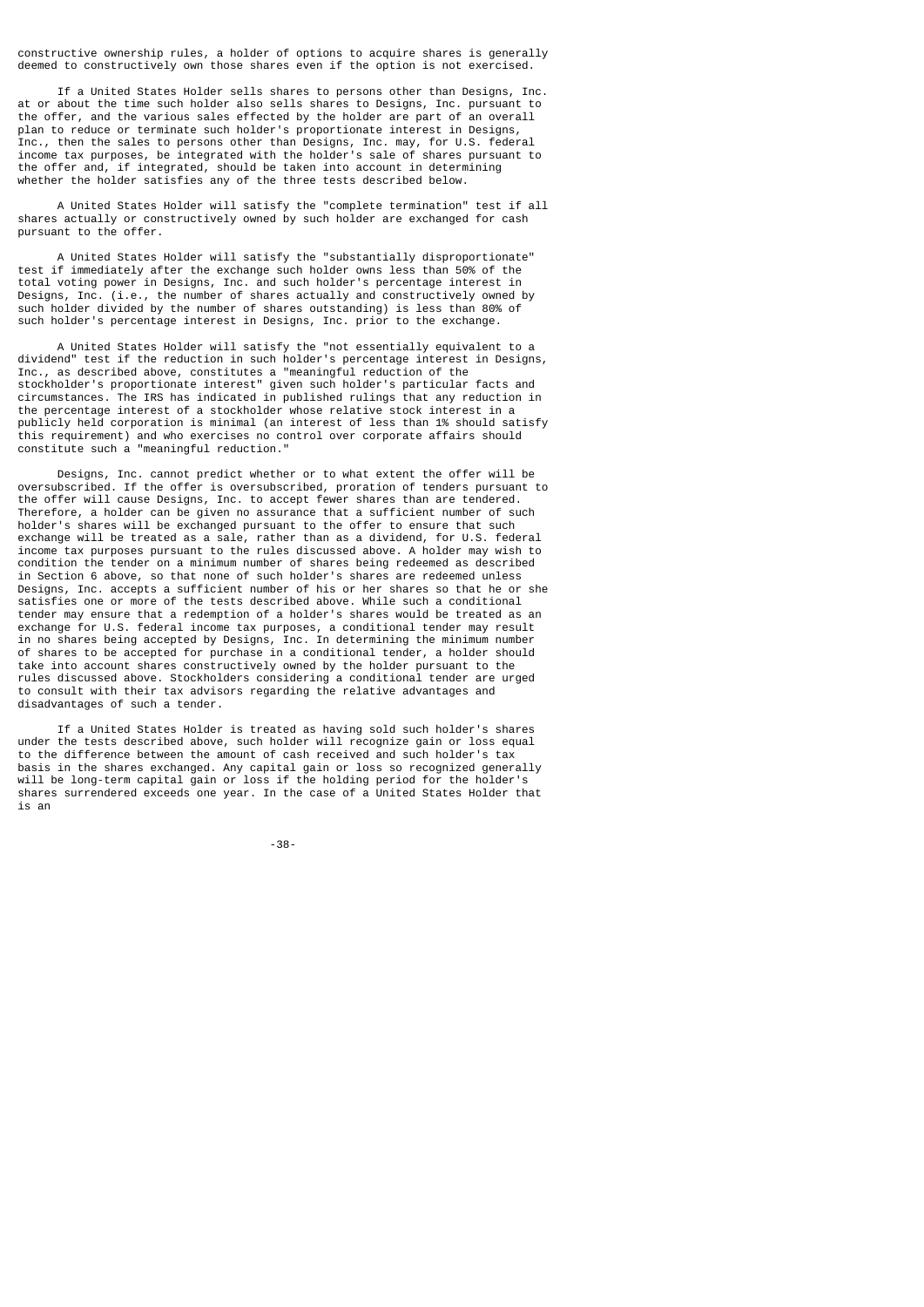constructive ownership rules, a holder of options to acquire shares is generally deemed to constructively own those shares even if the option is not exercised.

If a United States Holder sells shares to persons other than Designs, Inc. at or about the time such holder also sells shares to Designs, Inc. pursuant to the offer, and the various sales effected by the holder are part of an overall plan to reduce or terminate such holder's proportionate interest in Designs, Inc., then the sales to persons other than Designs, Inc. may, for U.S. federal income tax purposes, be integrated with the holder's sale of shares pursuant to the offer and, if integrated, should be taken into account in determining whether the holder satisfies any of the three tests described below.

A United States Holder will satisfy the "complete termination" test if all shares actually or constructively owned by such holder are exchanged for cash pursuant to the offer.

A United States Holder will satisfy the "substantially disproportionate" test if immediately after the exchange such holder owns less than 50% of the total voting power in Designs, Inc. and such holder's percentage interest in Designs, Inc. (i.e., the number of shares actually and constructively owned by such holder divided by the number of shares outstanding) is less than 80% of such holder's percentage interest in Designs, Inc. prior to the exchange.

A United States Holder will satisfy the "not essentially equivalent to a dividend" test if the reduction in such holder's percentage interest in Designs, Inc., as described above, constitutes a "meaningful reduction of the stockholder's proportionate interest" given such holder's particular facts and circumstances. The IRS has indicated in published rulings that any reduction in the percentage interest of a stockholder whose relative stock interest in a publicly held corporation is minimal (an interest of less than 1% should satisfy this requirement) and who exercises no control over corporate affairs should constitute such a "meaningful reduction."

Designs, Inc. cannot predict whether or to what extent the offer will be oversubscribed. If the offer is oversubscribed, proration of tenders pursuant to the offer will cause Designs, Inc. to accept fewer shares than are tendered. Therefore, a holder can be given no assurance that a sufficient number of such holder's shares will be exchanged pursuant to the offer to ensure that such exchange will be treated as a sale, rather than as a dividend, for U.S. federal income tax purposes pursuant to the rules discussed above. A holder may wish to condition the tender on a minimum number of shares being redeemed as described in Section 6 above, so that none of such holder's shares are redeemed unless Designs, Inc. accepts a sufficient number of his or her shares so that he or she satisfies one or more of the tests described above. While such a conditional tender may ensure that a redemption of a holder's shares would be treated as an exchange for U.S. federal income tax purposes, a conditional tender may result in no shares being accepted by Designs, Inc. In determining the minimum number of shares to be accepted for purchase in a conditional tender, a holder should take into account shares constructively owned by the holder pursuant to the rules discussed above. Stockholders considering a conditional tender are urged to consult with their tax advisors regarding the relative advantages and disadvantages of such a tender.

If a United States Holder is treated as having sold such holder's shares under the tests described above, such holder will recognize gain or loss equal to the difference between the amount of cash received and such holder's tax basis in the shares exchanged. Any capital gain or loss so recognized generally will be long-term capital gain or loss if the holding period for the holder's shares surrendered exceeds one year. In the case of a United States Holder that is an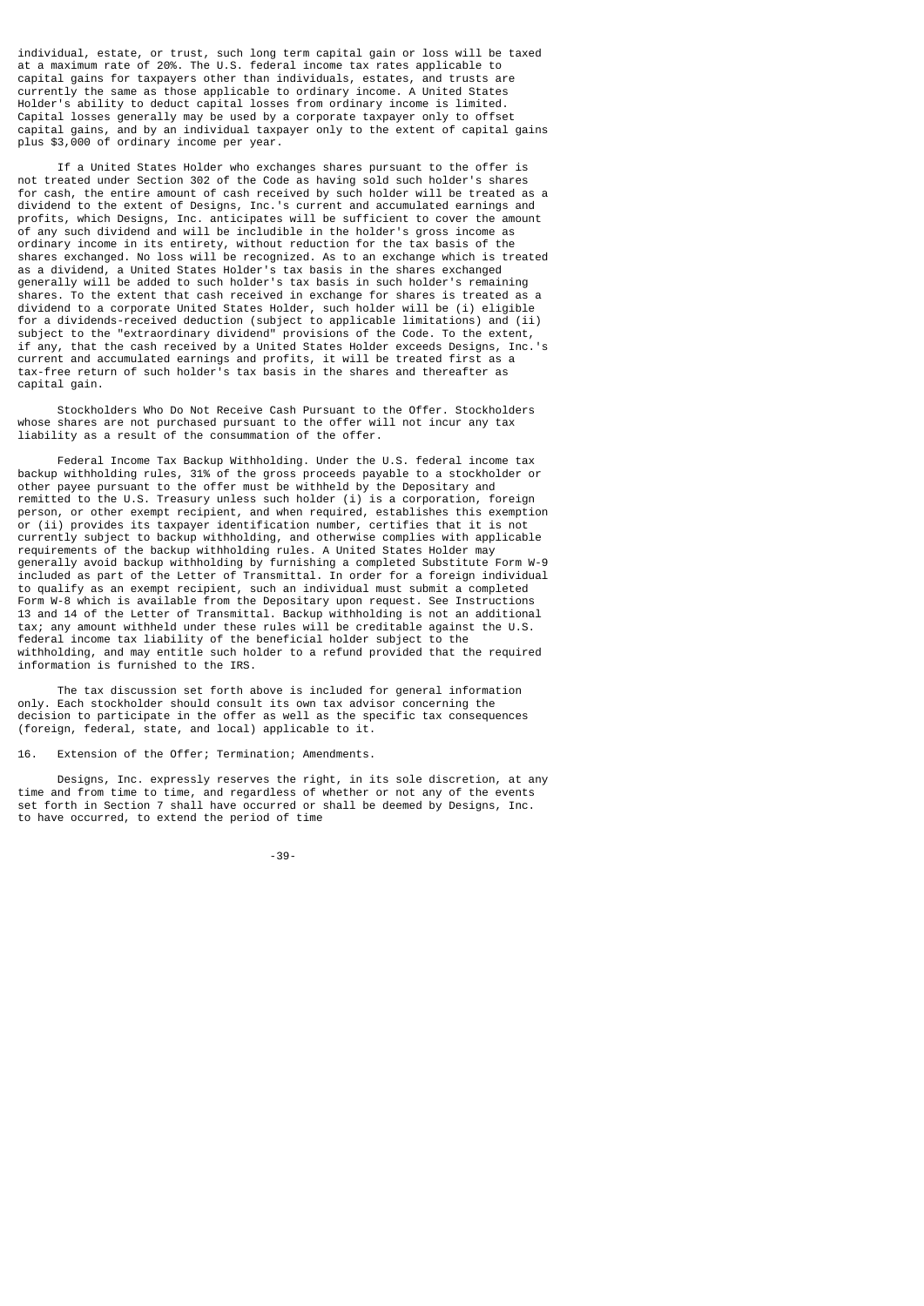individual, estate, or trust, such long term capital gain or loss will be taxed at a maximum rate of 20%. The U.S. federal income tax rates applicable to capital gains for taxpayers other than individuals, estates, and trusts are currently the same as those applicable to ordinary income. A United States Holder's ability to deduct capital losses from ordinary income is limited. Capital losses generally may be used by a corporate taxpayer only to offset capital gains, and by an individual taxpayer only to the extent of capital gains plus $3,000 of ordinary income per year.

If a United States Holder who exchanges shares pursuant to the offer is not treated under Section 302 of the Code as having sold such holder's shares for cash, the entire amount of cash received by such holder will be treated as a dividend to the extent of Designs, Inc.'s current and accumulated earnings and profits, which Designs, Inc. anticipates will be sufficient to cover the amount of any such dividend and will be includible in the holder's gross income as ordinary income in its entirety, without reduction for the tax basis of the shares exchanged. No loss will be recognized. As to an exchange which is treated as a dividend, a United States Holder's tax basis in the shares exchanged generally will be added to such holder's tax basis in such holder's remaining shares. To the extent that cash received in exchange for shares is treated as a dividend to a corporate United States Holder, such holder will be (i) eligible for a dividends-received deduction (subject to applicable limitations) and (ii) subject to the "extraordinary dividend" provisions of the Code. To the extent, if any, that the cash received by a United States Holder exceeds Designs, Inc.'s current and accumulated earnings and profits, it will be treated first as a tax-free return of such holder's tax basis in the shares and thereafter as capital gain.

Stockholders Who Do Not Receive Cash Pursuant to the Offer. Stockholders whose shares are not purchased pursuant to the offer will not incur any tax liability as a result of the consummation of the offer.

Federal Income Tax Backup Withholding. Under the U.S. federal income tax backup withholding rules, 31% of the gross proceeds payable to a stockholder or other payee pursuant to the offer must be withheld by the Depositary and remitted to the U.S. Treasury unless such holder (i) is a corporation, foreign person, or other exempt recipient, and when required, establishes this exemption or (ii) provides its taxpayer identification number, certifies that it is not currently subject to backup withholding, and otherwise complies with applicable requirements of the backup withholding rules. A United States Holder may generally avoid backup withholding by furnishing a completed Substitute Form W-9 included as part of the Letter of Transmittal. In order for a foreign individual to qualify as an exempt recipient, such an individual must submit a completed Form W-8 which is available from the Depositary upon request. See Instructions 13 and 14 of the Letter of Transmittal. Backup withholding is not an additional tax; any amount withheld under these rules will be creditable against the U.S. federal income tax liability of the beneficial holder subject to the withholding, and may entitle such holder to a refund provided that the required information is furnished to the IRS.

The tax discussion set forth above is included for general information only. Each stockholder should consult its own tax advisor concerning the decision to participate in the offer as well as the specific tax consequences (foreign, federal, state, and local) applicable to it.

16. Extension of the Offer; Termination; Amendments.

Designs, Inc. expressly reserves the right, in its sole discretion, at any time and from time to time, and regardless of whether or not any of the events set forth in Section 7 shall have occurred or shall be deemed by Designs, Inc. to have occurred, to extend the period of time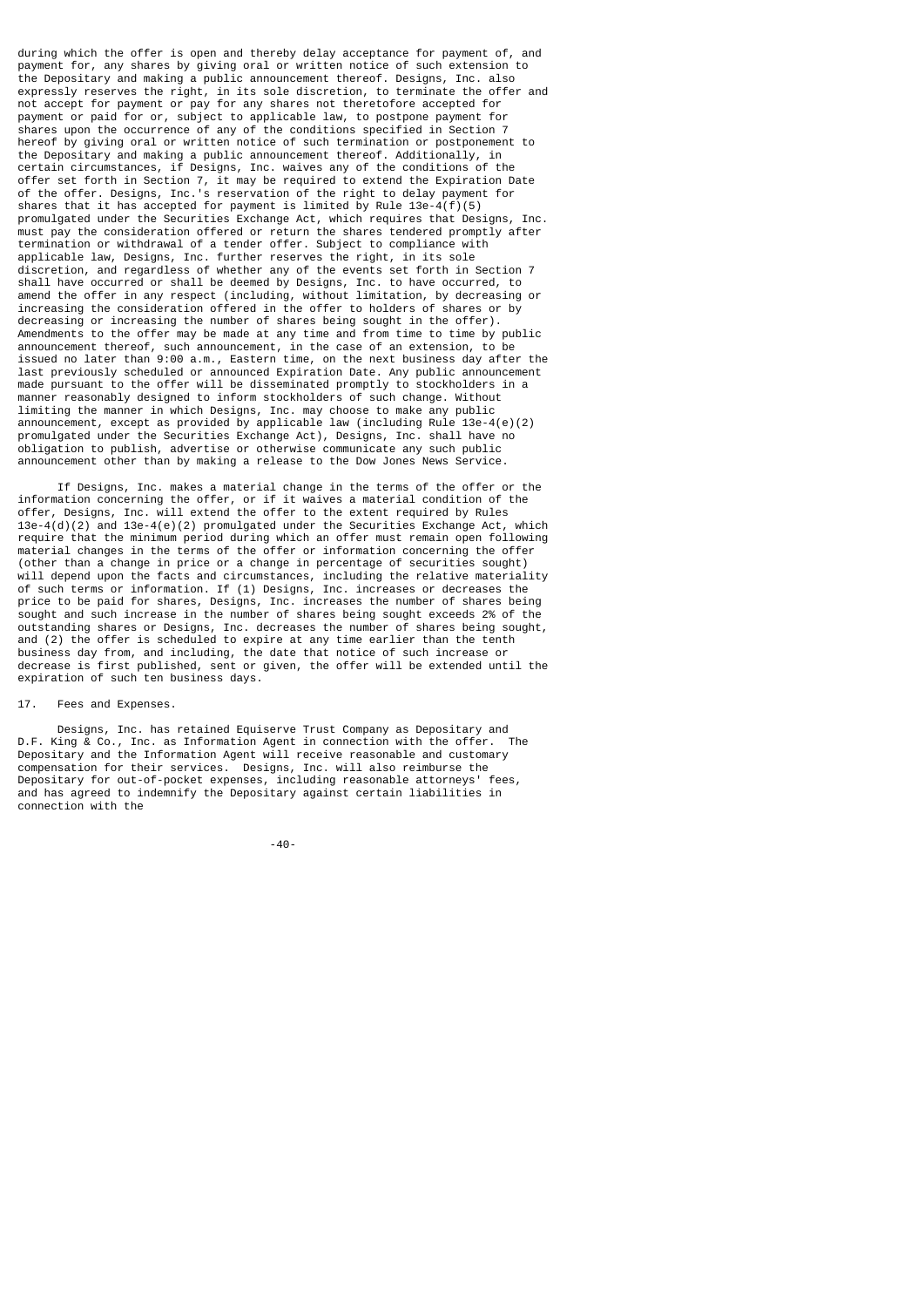during which the offer is open and thereby delay acceptance for payment of, and payment for, any shares by giving oral or written notice of such extension to the Depositary and making a public announcement thereof. Designs, Inc. also expressly reserves the right, in its sole discretion, to terminate the offer and not accept for payment or pay for any shares not theretofore accepted for payment or paid for or, subject to applicable law, to postpone payment for shares upon the occurrence of any of the conditions specified in Section 7 hereof by giving oral or written notice of such termination or postponement to the Depositary and making a public announcement thereof. Additionally, in certain circumstances, if Designs, Inc. waives any of the conditions of the offer set forth in Section 7, it may be required to extend the Expiration Date of the offer. Designs, Inc.'s reservation of the right to delay payment for shares that it has accepted for payment is limited by Rule 13e-4(f)(5) promulgated under the Securities Exchange Act, which requires that Designs, Inc. must pay the consideration offered or return the shares tendered promptly after termination or withdrawal of a tender offer. Subject to compliance with applicable law, Designs, Inc. further reserves the right, in its sole discretion, and regardless of whether any of the events set forth in Section 7 shall have occurred or shall be deemed by Designs, Inc. to have occurred, to amend the offer in any respect (including, without limitation, by decreasing or increasing the consideration offered in the offer to holders of shares or by decreasing or increasing the number of shares being sought in the offer). Amendments to the offer may be made at any time and from time to time by public announcement thereof, such announcement, in the case of an extension, to be issued no later than 9:00 a.m., Eastern time, on the next business day after the last previously scheduled or announced Expiration Date. Any public announcement made pursuant to the offer will be disseminated promptly to stockholders in a manner reasonably designed to inform stockholders of such change. Without limiting the manner in which Designs, Inc. may choose to make any public announcement, except as provided by applicable law (including Rule 13e-4(e)(2) promulgated under the Securities Exchange Act), Designs, Inc. shall have no obligation to publish, advertise or otherwise communicate any such public announcement other than by making a release to the Dow Jones News Service.

If Designs, Inc. makes a material change in the terms of the offer or the information concerning the offer, or if it waives a material condition of the offer, Designs, Inc. will extend the offer to the extent required by Rules 13e-4(d)(2) and 13e-4(e)(2) promulgated under the Securities Exchange Act, which require that the minimum period during which an offer must remain open following material changes in the terms of the offer or information concerning the offer (other than a change in price or a change in percentage of securities sought) will depend upon the facts and circumstances, including the relative materiality of such terms or information. If (1) Designs, Inc. increases or decreases the price to be paid for shares, Designs, Inc. increases the number of shares being sought and such increase in the number of shares being sought exceeds 2% of the outstanding shares or Designs, Inc. decreases the number of shares being sought, and (2) the offer is scheduled to expire at any time earlier than the tenth business day from, and including, the date that notice of such increase or decrease is first published, sent or given, the offer will be extended until the expiration of such ten business days.

17. Fees and Expenses.

Designs, Inc. has retained Equiserve Trust Company as Depositary and D.F. King & Co., Inc. as Information Agent in connection with the offer. The Depositary and the Information Agent will receive reasonable and customary compensation for their services. Designs, Inc. will also reimburse the Depositary for out-of-pocket expenses, including reasonable attorneys' fees, and has agreed to indemnify the Depositary against certain liabilities in connection with the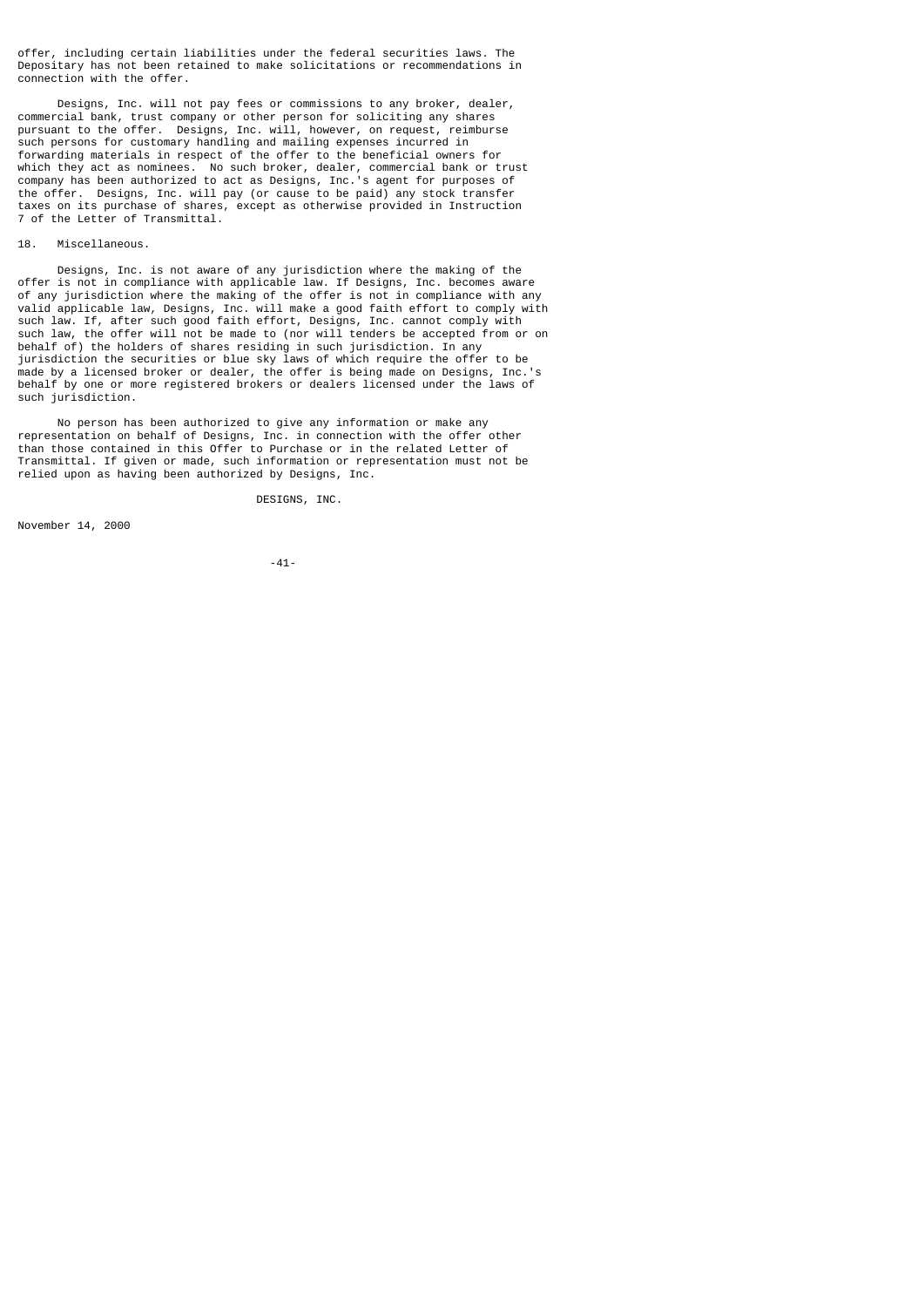offer, including certain liabilities under the federal securities laws. The Depositary has not been retained to make solicitations or recommendations in connection with the offer.

Designs, Inc. will not pay fees or commissions to any broker, dealer, commercial bank, trust company or other person for soliciting any shares pursuant to the offer. Designs, Inc. will, however, on request, reimburse such persons for customary handling and mailing expenses incurred in forwarding materials in respect of the offer to the beneficial owners for which they act as nominees. No such broker, dealer, commercial bank or trust company has been authorized to act as Designs, Inc.'s agent for purposes of the offer. Designs, Inc. will pay (or cause to be paid) any stock transfer taxes on its purchase of shares, except as otherwise provided in Instruction 7 of the Letter of Transmittal.

## 18. Miscellaneous.

Designs, Inc. is not aware of any jurisdiction where the making of the offer is not in compliance with applicable law. If Designs, Inc. becomes aware of any jurisdiction where the making of the offer is not in compliance with any valid applicable law, Designs, Inc. will make a good faith effort to comply with such law. If, after such good faith effort, Designs, Inc. cannot comply with such law, the offer will not be made to (nor will tenders be accepted from or on behalf of) the holders of shares residing in such jurisdiction. In any jurisdiction the securities or blue sky laws of which require the offer to be made by a licensed broker or dealer, the offer is being made on Designs, Inc.'s behalf by one or more registered brokers or dealers licensed under the laws of such jurisdiction.

No person has been authorized to give any information or make any representation on behalf of Designs, Inc. in connection with the offer other than those contained in this Offer to Purchase or in the related Letter of Transmittal. If given or made, such information or representation must not be relied upon as having been authorized by Designs, Inc.

DESIGNS, INC.

November 14, 2000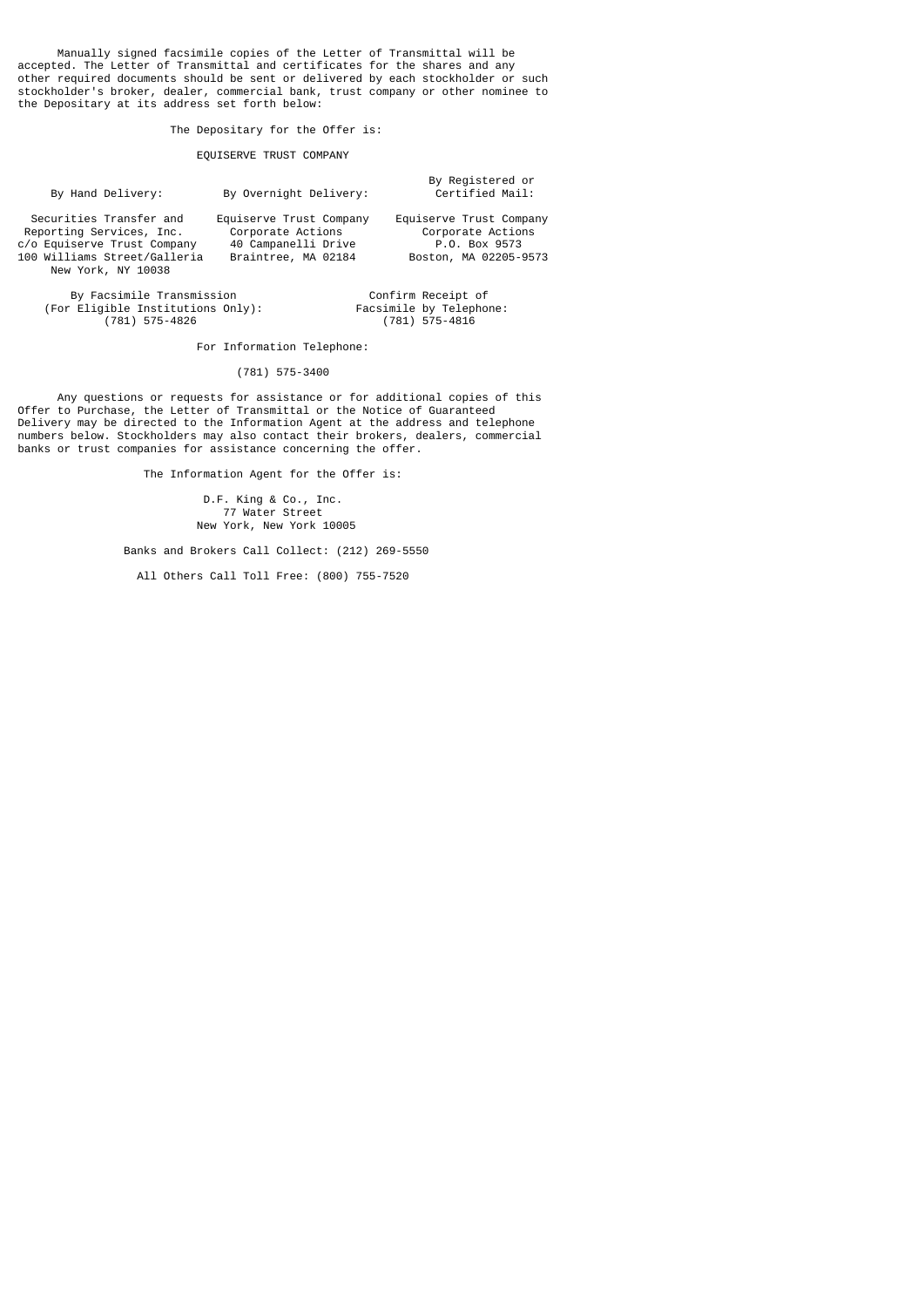Manually signed facsimile copies of the Letter of Transmittal will be accepted. The Letter of Transmittal and certificates for the shares and any other required documents should be sent or delivered by each stockholder or such stockholder's broker, dealer, commercial bank, trust company or other nominee to the Depositary at its address set forth below:

The Depositary for the Offer is:

EQUISERVE TRUST COMPANY

| By Hand Delivery: | By Overnight Delivery: | By Registered or Certified Mail: |
|---|---|---|
| Securities Transfer and Reporting Services, Inc. c/o Equiserve Trust Company 100 Williams Street/Galleria New York, NY 10038 | Equiserve Trust Company Corporate Actions 40 Campanelli Drive Braintree, MA 02184 | Equiserve Trust Company Corporate Actions P.O. Box 9573 Boston, MA 02205-9573 |

| By Facsimile Transmission (For Eligible Institutions Only): | Confirm Receipt of Facsimile by Telephone: |
|---|---|
| (781) 575-4826 | (781) 575-4816 |

For Information Telephone:

(781) 575-3400

Any questions or requests for assistance or for additional copies of this Offer to Purchase, the Letter of Transmittal or the Notice of Guaranteed Delivery may be directed to the Information Agent at the address and telephone numbers below. Stockholders may also contact their brokers, dealers, commercial banks or trust companies for assistance concerning the offer.

The Information Agent for the Offer is:

D.F. King & Co., Inc.
77 Water Street
New York, New York 10005

Banks and Brokers Call Collect: (212) 269-5550

All Others Call Toll Free: (800) 755-7520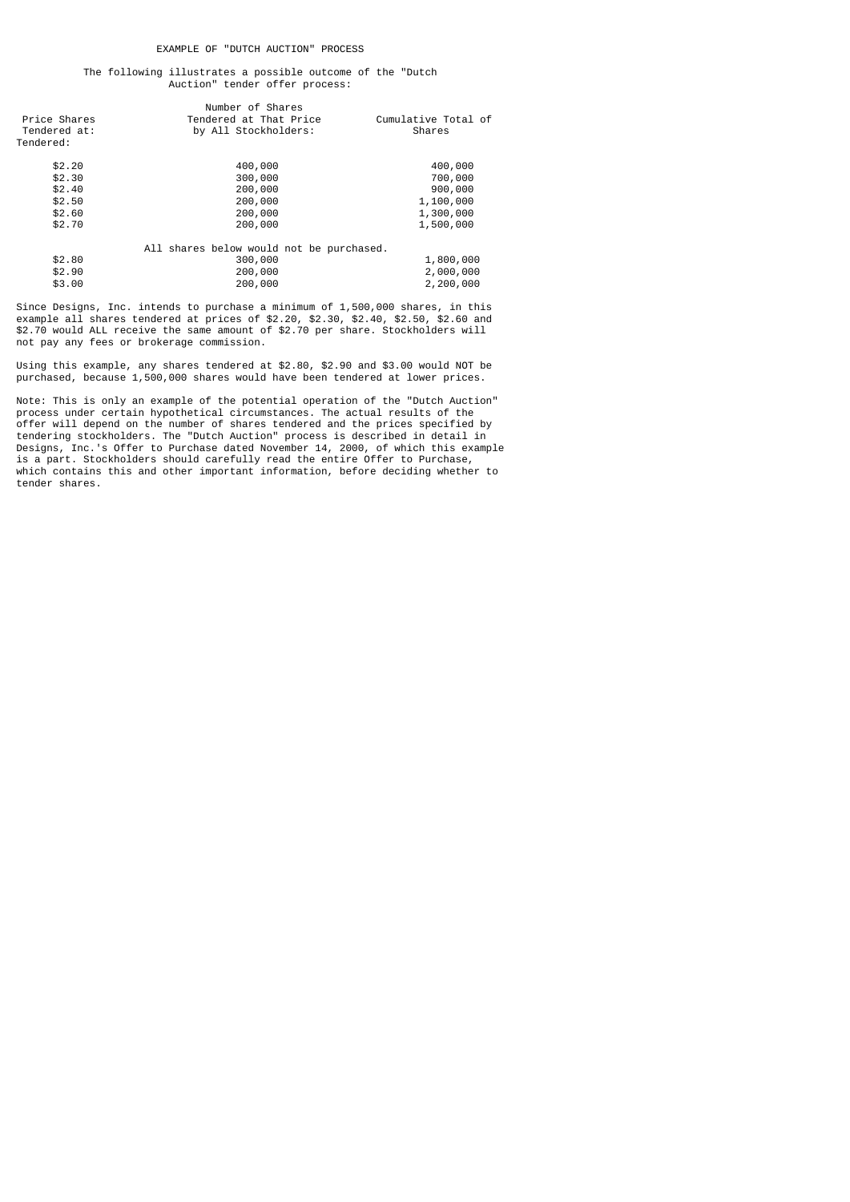EXAMPLE OF "DUTCH AUCTION" PROCESS

The following illustrates a possible outcome of the "Dutch Auction" tender offer process:

| Price Shares Tendered at: | Number of Shares Tendered at That Price by All Stockholders: | Cumulative Total of Shares Tendered: |
|---|---|---|
| $2.20 | 400,000 | 400,000 |
| $2.30 | 300,000 | 700,000 |
| $2.40 | 200,000 | 900,000 |
| $2.50 | 200,000 | 1,100,000 |
| $2.60 | 200,000 | 1,300,000 |
| $2.70 | 200,000 | 1,500,000 |
| | All shares below would not be purchased. | |
| $2.80 | 300,000 | 1,800,000 |
| $2.90 | 200,000 | 2,000,000 |
| $3.00 | 200,000 | 2,200,000 |

Since Designs, Inc. intends to purchase a minimum of 1,500,000 shares, in this example all shares tendered at prices of $2.20, $2.30, $2.40, $2.50, $2.60 and $2.70 would ALL receive the same amount of $2.70 per share. Stockholders will not pay any fees or brokerage commission.

Using this example, any shares tendered at $2.80, $2.90 and $3.00 would NOT be purchased, because 1,500,000 shares would have been tendered at lower prices.

Note: This is only an example of the potential operation of the "Dutch Auction" process under certain hypothetical circumstances. The actual results of the offer will depend on the number of shares tendered and the prices specified by tendering stockholders. The "Dutch Auction" process is described in detail in Designs, Inc.'s Offer to Purchase dated November 14, 2000, of which this example is a part. Stockholders should carefully read the entire Offer to Purchase, which contains this and other important information, before deciding whether to tender shares.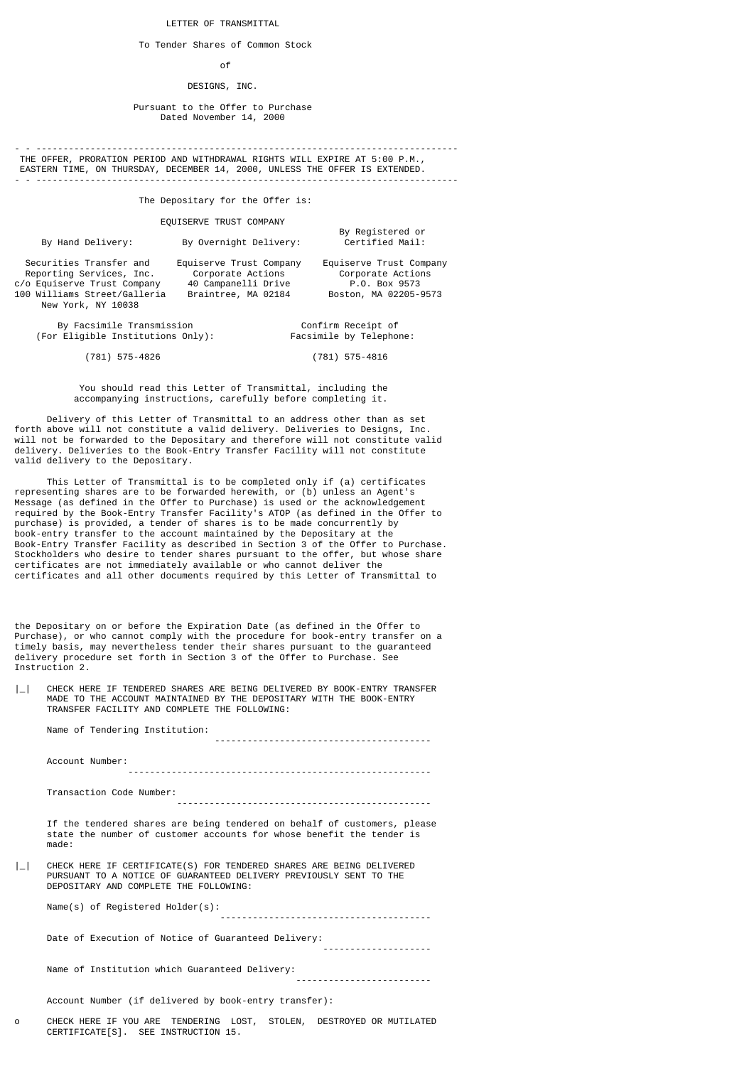# LETTER OF TRANSMITTAL

To Tender Shares of Common Stock

of

DESIGNS, INC.

Pursuant to the Offer to Purchase
Dated November 14, 2000

---

THE OFFER, PRORATION PERIOD AND WITHDRAWAL RIGHTS WILL EXPIRE AT 5:00 P.M., EASTERN TIME, ON THURSDAY, DECEMBER 14, 2000, UNLESS THE OFFER IS EXTENDED.

---

The Depositary for the Offer is:

EQUISERVE TRUST COMPANY

| By Hand Delivery: | By Overnight Delivery: | By Registered or Certified Mail: |
|---|---|---|
| Securities Transfer and Reporting Services, Inc. c/o Equiserve Trust Company 100 Williams Street/Galleria New York, NY 10038 | Equiserve Trust Company Corporate Actions 40 Campanelli Drive Braintree, MA 02184 | Equiserve Trust Company Corporate Actions P.O. Box 9573 Boston, MA 02205-9573 |

| By Facsimile Transmission (For Eligible Institutions Only): | Confirm Receipt of Facsimile by Telephone: |
|---|---|
| (781) 575-4826 | (781) 575-4816 |

You should read this Letter of Transmittal, including the accompanying instructions, carefully before completing it.

Delivery of this Letter of Transmittal to an address other than as set forth above will not constitute a valid delivery. Deliveries to Designs, Inc. will not be forwarded to the Depositary and therefore will not constitute valid delivery. Deliveries to the Book-Entry Transfer Facility will not constitute valid delivery to the Depositary.

This Letter of Transmittal is to be completed only if (a) certificates representing shares are to be forwarded herewith, or (b) unless an Agent's Message (as defined in the Offer to Purchase) is used or the acknowledgement required by the Book-Entry Transfer Facility's ATOP (as defined in the Offer to purchase) is provided, a tender of shares is to be made concurrently by book-entry transfer to the account maintained by the Depositary at the Book-Entry Transfer Facility as described in Section 3 of the Offer to Purchase. Stockholders who desire to tender shares pursuant to the offer, but whose share certificates are not immediately available or who cannot deliver the certificates and all other documents required by this Letter of Transmittal to the Depositary on or before the Expiration Date (as defined in the Offer to Purchase), or who cannot comply with the procedure for book-entry transfer on a timely basis, may nevertheless tender their shares pursuant to the guaranteed delivery procedure set forth in Section 3 of the Offer to Purchase. See Instruction 2.

|_| CHECK HERE IF TENDERED SHARES ARE BEING DELIVERED BY BOOK-ENTRY TRANSFER MADE TO THE ACCOUNT MAINTAINED BY THE DEPOSITARY WITH THE BOOK-ENTRY TRANSFER FACILITY AND COMPLETE THE FOLLOWING:

Name of Tendering Institution: ---------------------------------------

Account Number: -------------------------------------------------------

Transaction Code Number: ----------------------------------------------

If the tendered shares are being tendered on behalf of customers, please state the number of customer accounts for whose benefit the tender is made:

|_| CHECK HERE IF CERTIFICATE(S) FOR TENDERED SHARES ARE BEING DELIVERED PURSUANT TO A NOTICE OF GUARANTEED DELIVERY PREVIOUSLY SENT TO THE DEPOSITARY AND COMPLETE THE FOLLOWING:

Name(s) of Registered Holder(s): --------------------------------------

Date of Execution of Notice of Guaranteed Delivery: --------------------

Name of Institution which Guaranteed Delivery: ------------------------

Account Number (if delivered by book-entry transfer):

o CHECK HERE IF YOU ARE TENDERING LOST, STOLEN, DESTROYED OR MUTILATED CERTIFICATE[S]. SEE INSTRUCTION 15.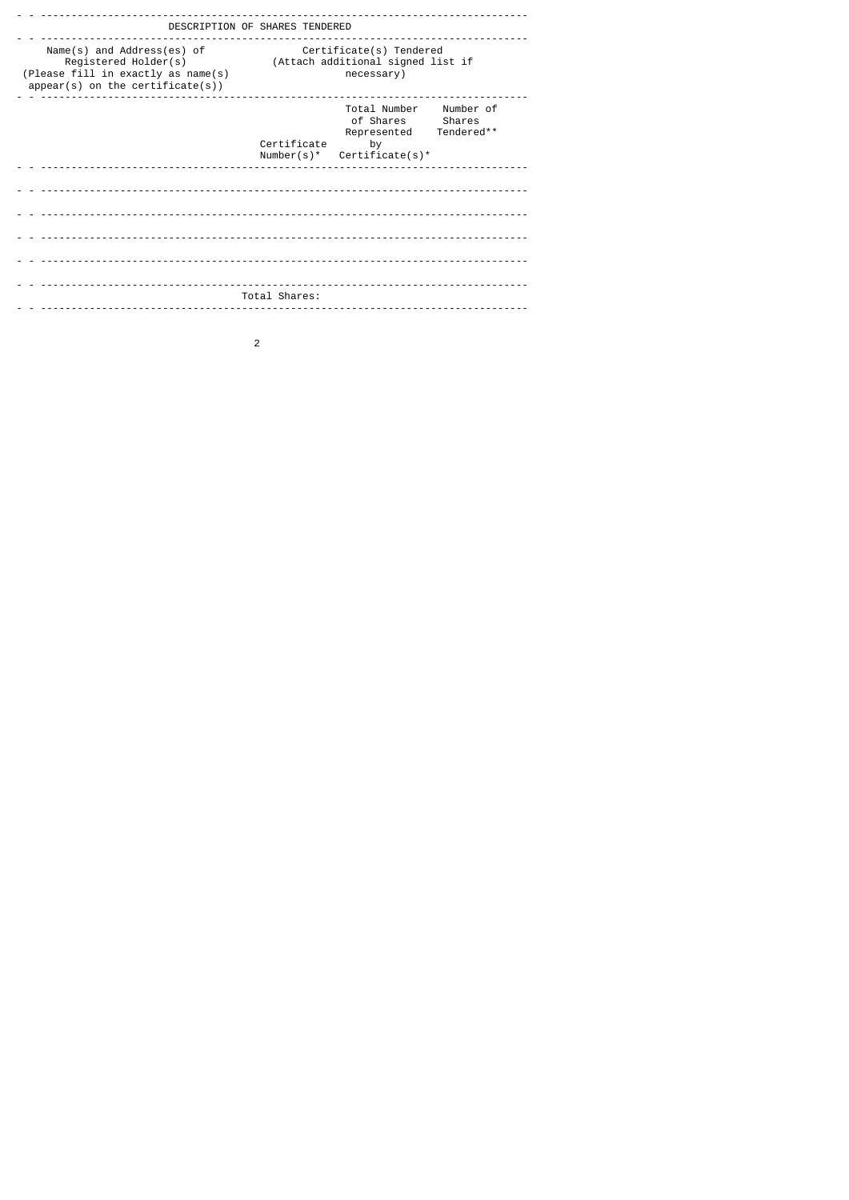| DESCRIPTION OF SHARES TENDERED | | | |
|---|---|---|---|
| Name(s) and Address(es) of Registered Holder(s) (Please fill in exactly as name(s) appear(s) on the certificate(s)) | Certificate(s) Tendered (Attach additional signed list if necessary) | | |
| | Certificate Number(s)* | Total Number of Shares Represented by Certificate(s)* | Number of Shares Tendered** |
| | | | |
| | | | |
| | | | |
| | | | |
| | | | |
| | Total Shares: | | |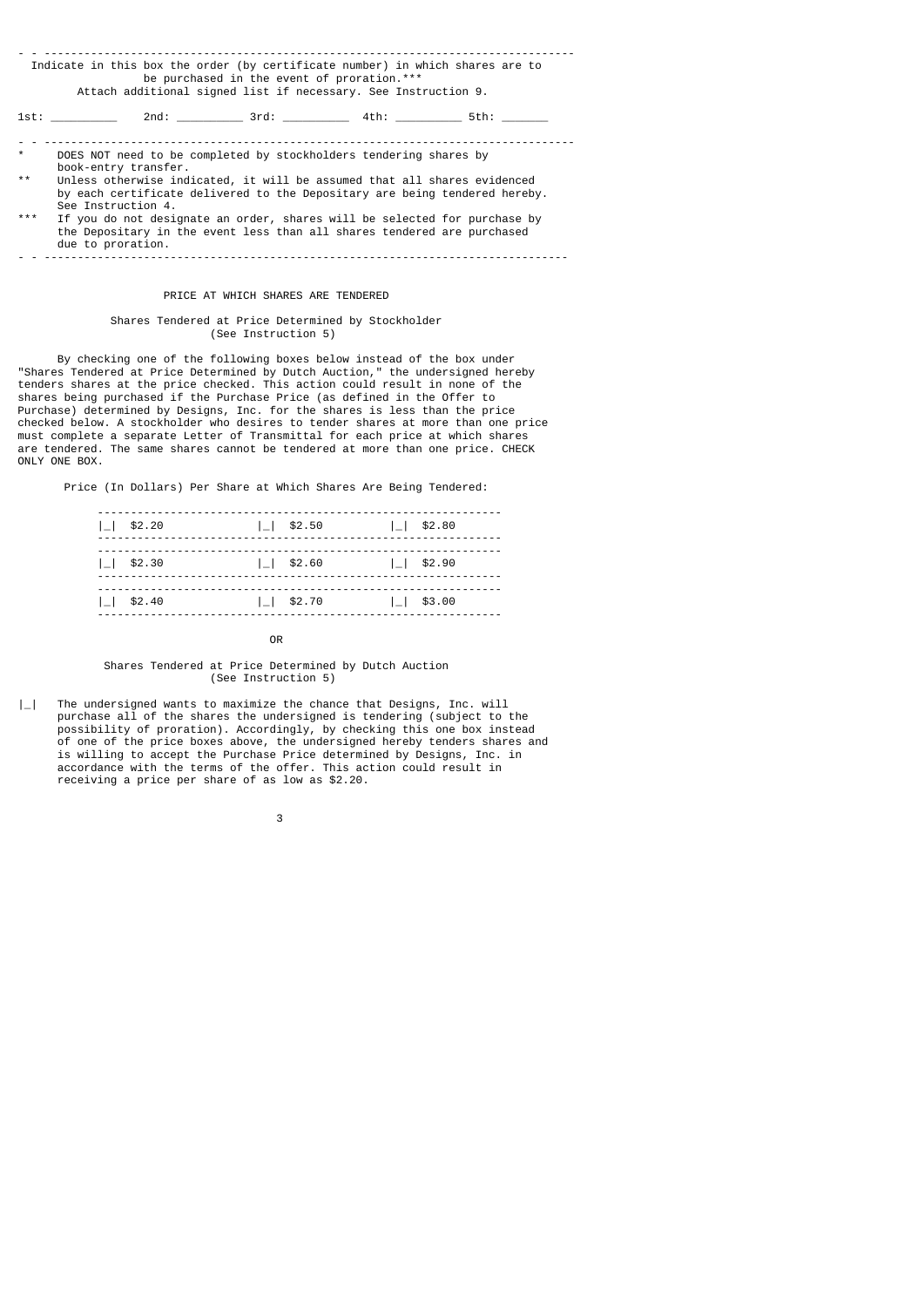Indicate in this box the order (by certificate number) in which shares are to be purchased in the event of proration.***
Attach additional signed list if necessary. See Instruction 9.

1st: __________ 2nd: __________ 3rd: __________ 4th: __________ 5th: _______

\* DOES NOT need to be completed by stockholders tendering shares by book-entry transfer.

\*\* Unless otherwise indicated, it will be assumed that all shares evidenced by each certificate delivered to the Depositary are being tendered hereby. See Instruction 4.

\*\*\* If you do not designate an order, shares will be selected for purchase by the Depositary in the event less than all shares tendered are purchased due to proration.

## PRICE AT WHICH SHARES ARE TENDERED

### Shares Tendered at Price Determined by Stockholder
(See Instruction 5)

By checking one of the following boxes below instead of the box under "Shares Tendered at Price Determined by Dutch Auction," the undersigned hereby tenders shares at the price checked. This action could result in none of the shares being purchased if the Purchase Price (as defined in the Offer to Purchase) determined by Designs, Inc. for the shares is less than the price checked below. A stockholder who desires to tender shares at more than one price must complete a separate Letter of Transmittal for each price at which shares are tendered. The same shares cannot be tendered at more than one price. CHECK ONLY ONE BOX.

Price (In Dollars) Per Share at Which Shares Are Being Tendered:

| | | |
|---|---|---|
| \|_\| $2.20 | \|_\| $2.50 | \|_\| $2.80 |
| \|_\| $2.30 | \|_\| $2.60 | \|_\| $2.90 |
| \|_\| $2.40 | \|_\| $2.70 | \|_\| $3.00 |

OR

### Shares Tendered at Price Determined by Dutch Auction
(See Instruction 5)

|_| The undersigned wants to maximize the chance that Designs, Inc. will purchase all of the shares the undersigned is tendering (subject to the possibility of proration). Accordingly, by checking this one box instead of one of the price boxes above, the undersigned hereby tenders shares and is willing to accept the Purchase Price determined by Designs, Inc. in accordance with the terms of the offer. This action could result in receiving a price per share of as low as $2.20.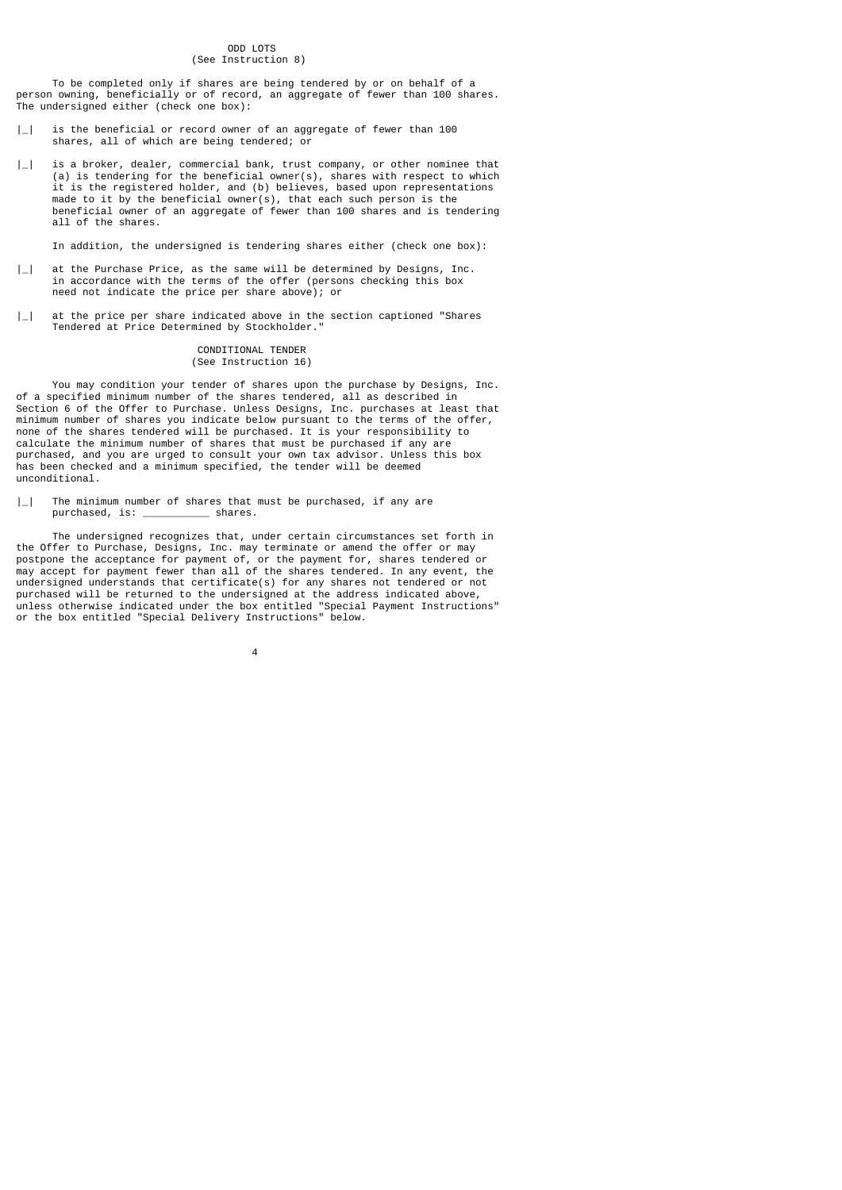## ODD LOTS
(See Instruction 8)

To be completed only if shares are being tendered by or on behalf of a person owning, beneficially or of record, an aggregate of fewer than 100 shares. The undersigned either (check one box):

|_| is the beneficial or record owner of an aggregate of fewer than 100 shares, all of which are being tendered; or

|_| is a broker, dealer, commercial bank, trust company, or other nominee that (a) is tendering for the beneficial owner(s), shares with respect to which it is the registered holder, and (b) believes, based upon representations made to it by the beneficial owner(s), that each such person is the beneficial owner of an aggregate of fewer than 100 shares and is tendering all of the shares.

In addition, the undersigned is tendering shares either (check one box):

|_| at the Purchase Price, as the same will be determined by Designs, Inc. in accordance with the terms of the offer (persons checking this box need not indicate the price per share above); or

|_| at the price per share indicated above in the section captioned "Shares Tendered at Price Determined by Stockholder."

## CONDITIONAL TENDER
(See Instruction 16)

You may condition your tender of shares upon the purchase by Designs, Inc. of a specified minimum number of the shares tendered, all as described in Section 6 of the Offer to Purchase. Unless Designs, Inc. purchases at least that minimum number of shares you indicate below pursuant to the terms of the offer, none of the shares tendered will be purchased. It is your responsibility to calculate the minimum number of shares that must be purchased if any are purchased, and you are urged to consult your own tax advisor. Unless this box has been checked and a minimum specified, the tender will be deemed unconditional.

|_| The minimum number of shares that must be purchased, if any are purchased, is: ___________ shares.

The undersigned recognizes that, under certain circumstances set forth in the Offer to Purchase, Designs, Inc. may terminate or amend the offer or may postpone the acceptance for payment of, or the payment for, shares tendered or may accept for payment fewer than all of the shares tendered. In any event, the undersigned understands that certificate(s) for any shares not tendered or not purchased will be returned to the undersigned at the address indicated above, unless otherwise indicated under the box entitled "Special Payment Instructions" or the box entitled "Special Delivery Instructions" below.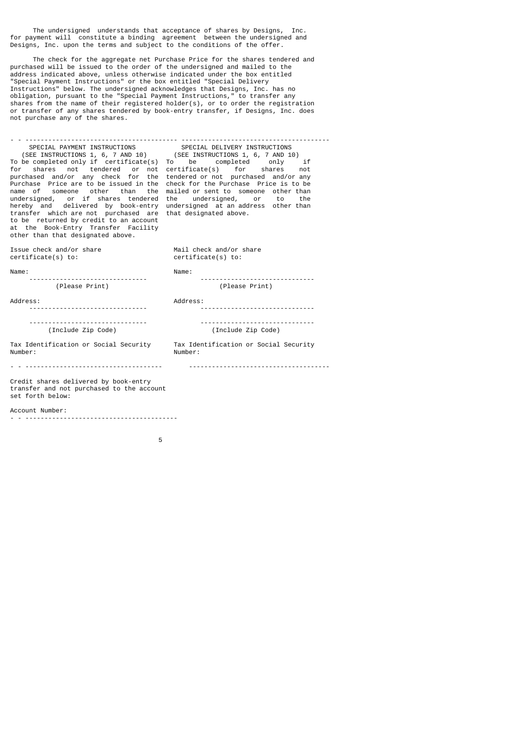The undersigned understands that acceptance of shares by Designs, Inc. for payment will constitute a binding agreement between the undersigned and Designs, Inc. upon the terms and subject to the conditions of the offer.

The check for the aggregate net Purchase Price for the shares tendered and purchased will be issued to the order of the undersigned and mailed to the address indicated above, unless otherwise indicated under the box entitled "Special Payment Instructions" or the box entitled "Special Delivery Instructions" below. The undersigned acknowledges that Designs, Inc. has no obligation, pursuant to the "Special Payment Instructions," to transfer any shares from the name of their registered holder(s), or to order the registration or transfer of any shares tendered by book-entry transfer, if Designs, Inc. does not purchase any of the shares.

---

**SPECIAL PAYMENT INSTRUCTIONS**
(SEE INSTRUCTIONS 1, 6, 7 AND 10)

To be completed only if certificate(s) for shares not tendered or not purchased and/or any check for the Purchase Price are to be issued in the name of someone other than the undersigned, or if shares tendered hereby and delivered by book-entry transfer which are not purchased are to be returned by credit to an account at the Book-Entry Transfer Facility other than that designated above.

Issue check and/or share certificate(s) to:

Name: _______________________________
(Please Print)

Address: _______________________________

_______________________________
(Include Zip Code)

Tax Identification or Social Security Number:

---

**SPECIAL DELIVERY INSTRUCTIONS**
(SEE INSTRUCTIONS 1, 6, 7 AND 10)

To be completed only if certificate(s) for shares not tendered or not purchased and/or any check for the Purchase Price is to be mailed or sent to someone other than the undersigned, or to the undersigned at an address other than that designated above.

Mail check and/or share certificate(s) to:

Name: _______________________________
(Please Print)

Address: _______________________________

_______________________________
(Include Zip Code)

Tax Identification or Social Security Number:

---

Credit shares delivered by book-entry transfer and not purchased to the account set forth below:

Account Number:

---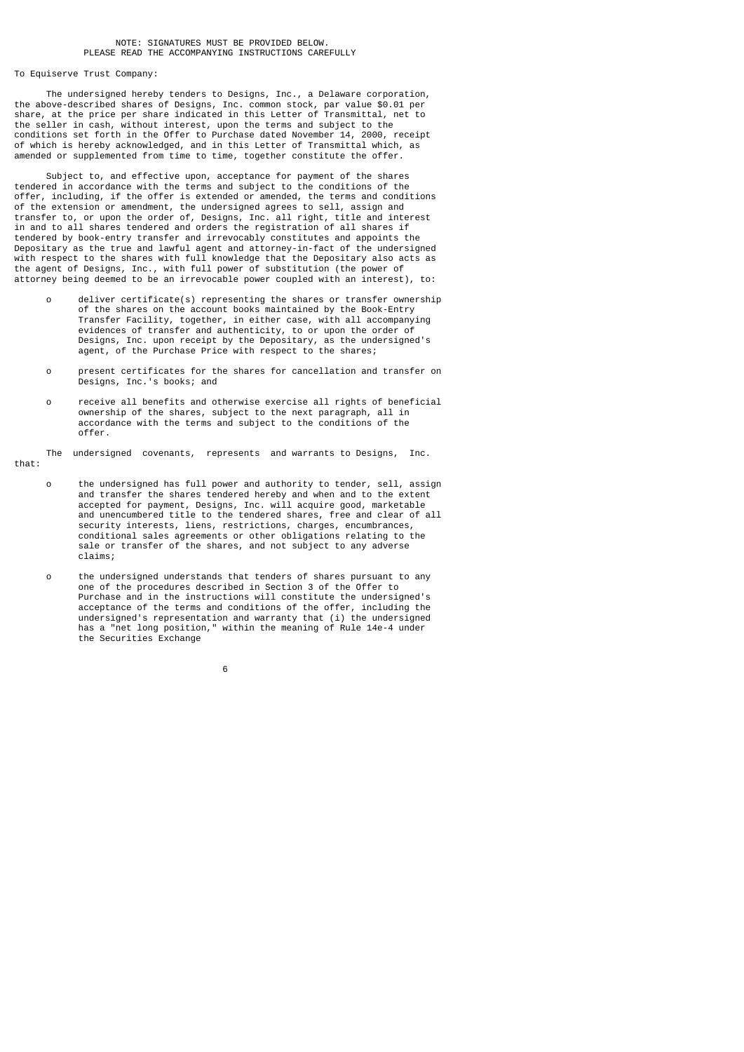NOTE: SIGNATURES MUST BE PROVIDED BELOW.
PLEASE READ THE ACCOMPANYING INSTRUCTIONS CAREFULLY

To Equiserve Trust Company:

The undersigned hereby tenders to Designs, Inc., a Delaware corporation, the above-described shares of Designs, Inc. common stock, par value $0.01 per share, at the price per share indicated in this Letter of Transmittal, net to the seller in cash, without interest, upon the terms and subject to the conditions set forth in the Offer to Purchase dated November 14, 2000, receipt of which is hereby acknowledged, and in this Letter of Transmittal which, as amended or supplemented from time to time, together constitute the offer.

Subject to, and effective upon, acceptance for payment of the shares tendered in accordance with the terms and subject to the conditions of the offer, including, if the offer is extended or amended, the terms and conditions of the extension or amendment, the undersigned agrees to sell, assign and transfer to, or upon the order of, Designs, Inc. all right, title and interest in and to all shares tendered and orders the registration of all shares if tendered by book-entry transfer and irrevocably constitutes and appoints the Depositary as the true and lawful agent and attorney-in-fact of the undersigned with respect to the shares with full knowledge that the Depositary also acts as the agent of Designs, Inc., with full power of substitution (the power of attorney being deemed to be an irrevocable power coupled with an interest), to:

- deliver certificate(s) representing the shares or transfer ownership of the shares on the account books maintained by the Book-Entry Transfer Facility, together, in either case, with all accompanying evidences of transfer and authenticity, to or upon the order of Designs, Inc. upon receipt by the Depositary, as the undersigned's agent, of the Purchase Price with respect to the shares;

- present certificates for the shares for cancellation and transfer on Designs, Inc.'s books; and

- receive all benefits and otherwise exercise all rights of beneficial ownership of the shares, subject to the next paragraph, all in accordance with the terms and subject to the conditions of the offer.

The undersigned covenants, represents and warrants to Designs, Inc. that:

- the undersigned has full power and authority to tender, sell, assign and transfer the shares tendered hereby and when and to the extent accepted for payment, Designs, Inc. will acquire good, marketable and unencumbered title to the tendered shares, free and clear of all security interests, liens, restrictions, charges, encumbrances, conditional sales agreements or other obligations relating to the sale or transfer of the shares, and not subject to any adverse claims;

- the undersigned understands that tenders of shares pursuant to any one of the procedures described in Section 3 of the Offer to Purchase and in the instructions will constitute the undersigned's acceptance of the terms and conditions of the offer, including the undersigned's representation and warranty that (i) the undersigned has a "net long position," within the meaning of Rule 14e-4 under the Securities Exchange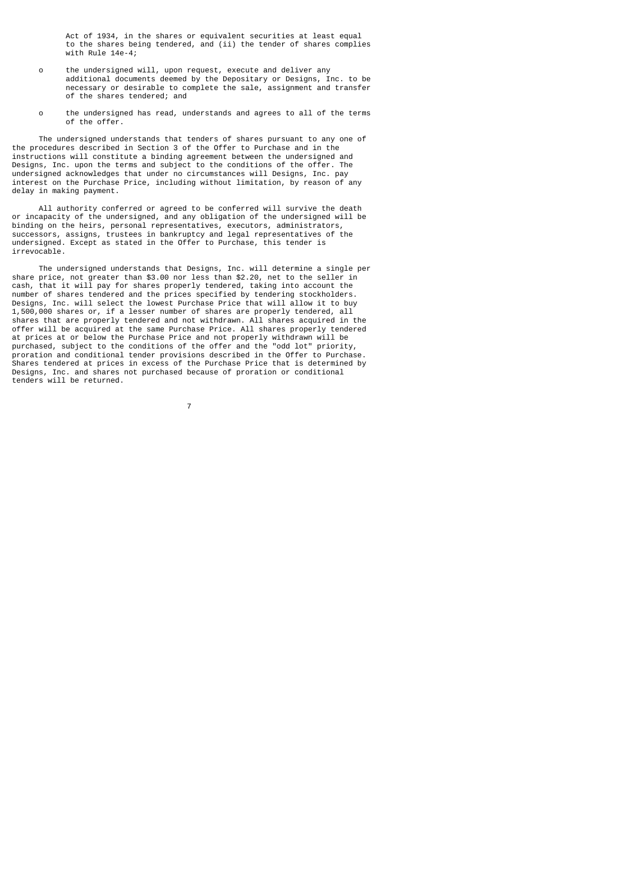Act of 1934, in the shares or equivalent securities at least equal to the shares being tendered, and (ii) the tender of shares complies with Rule 14e-4;

- the undersigned will, upon request, execute and deliver any additional documents deemed by the Depositary or Designs, Inc. to be necessary or desirable to complete the sale, assignment and transfer of the shares tendered; and

- the undersigned has read, understands and agrees to all of the terms of the offer.

The undersigned understands that tenders of shares pursuant to any one of the procedures described in Section 3 of the Offer to Purchase and in the instructions will constitute a binding agreement between the undersigned and Designs, Inc. upon the terms and subject to the conditions of the offer. The undersigned acknowledges that under no circumstances will Designs, Inc. pay interest on the Purchase Price, including without limitation, by reason of any delay in making payment.

All authority conferred or agreed to be conferred will survive the death or incapacity of the undersigned, and any obligation of the undersigned will be binding on the heirs, personal representatives, executors, administrators, successors, assigns, trustees in bankruptcy and legal representatives of the undersigned. Except as stated in the Offer to Purchase, this tender is irrevocable.

The undersigned understands that Designs, Inc. will determine a single per share price, not greater than $3.00 nor less than $2.20, net to the seller in cash, that it will pay for shares properly tendered, taking into account the number of shares tendered and the prices specified by tendering stockholders. Designs, Inc. will select the lowest Purchase Price that will allow it to buy 1,500,000 shares or, if a lesser number of shares are properly tendered, all shares that are properly tendered and not withdrawn. All shares acquired in the offer will be acquired at the same Purchase Price. All shares properly tendered at prices at or below the Purchase Price and not properly withdrawn will be purchased, subject to the conditions of the offer and the "odd lot" priority, proration and conditional tender provisions described in the Offer to Purchase. Shares tendered at prices in excess of the Purchase Price that is determined by Designs, Inc. and shares not purchased because of proration or conditional tenders will be returned.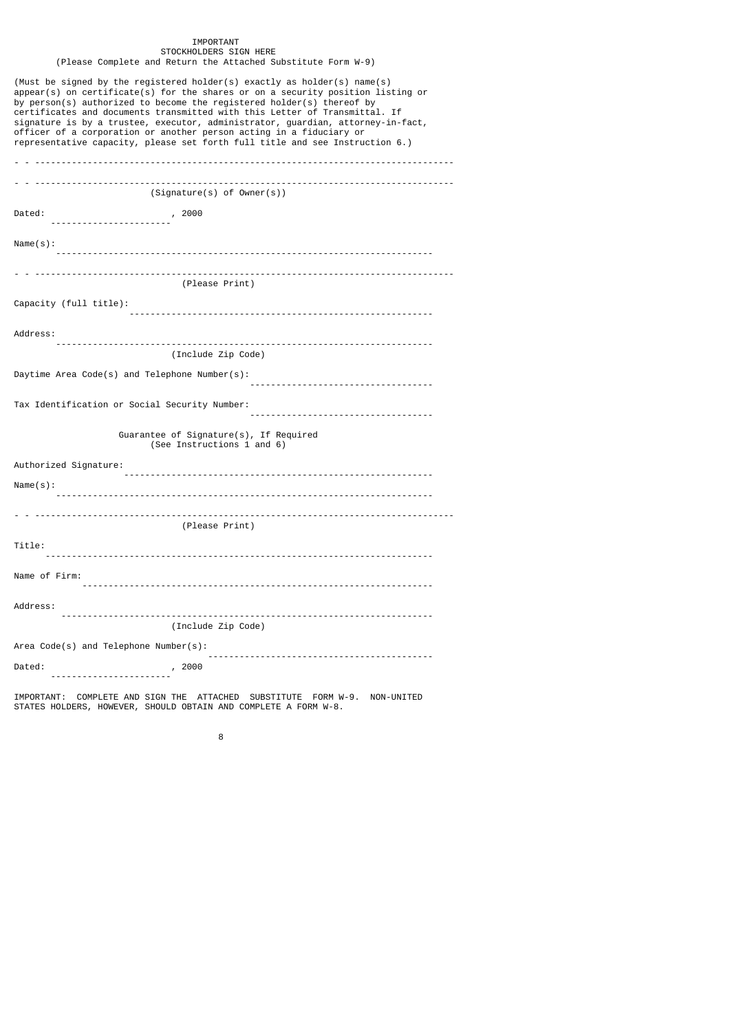**IMPORTANT**
**STOCKHOLDERS SIGN HERE**
(Please Complete and Return the Attached Substitute Form W-9)

(Must be signed by the registered holder(s) exactly as holder(s) name(s) appear(s) on certificate(s) for the shares or on a security position listing or by person(s) authorized to become the registered holder(s) thereof by certificates and documents transmitted with this Letter of Transmittal. If signature is by a trustee, executor, administrator, guardian, attorney-in-fact, officer of a corporation or another person acting in a fiduciary or representative capacity, please set forth full title and see Instruction 6.)

---

---

(Signature(s) of Owner(s))

Dated: ______________________, 2000

Name(s): ______________________________________________________________________

---

(Please Print)

Capacity (full title): ________________________________________________________

Address: ______________________________________________________________________

(Include Zip Code)

Daytime Area Code(s) and Telephone Number(s): __________________________________

Tax Identification or Social Security Number: __________________________________

**Guarantee of Signature(s), If Required**
(See Instructions 1 and 6)

Authorized Signature: _________________________________________________________

Name(s): ______________________________________________________________________

---

(Please Print)

Title: ________________________________________________________________________

Name of Firm: _________________________________________________________________

Address: ______________________________________________________________________

(Include Zip Code)

Area Code(s) and Telephone Number(s): __________________________________________

Dated: ______________________, 2000

IMPORTANT: COMPLETE AND SIGN THE ATTACHED SUBSTITUTE FORM W-9. NON-UNITED STATES HOLDERS, HOWEVER, SHOULD OBTAIN AND COMPLETE A FORM W-8.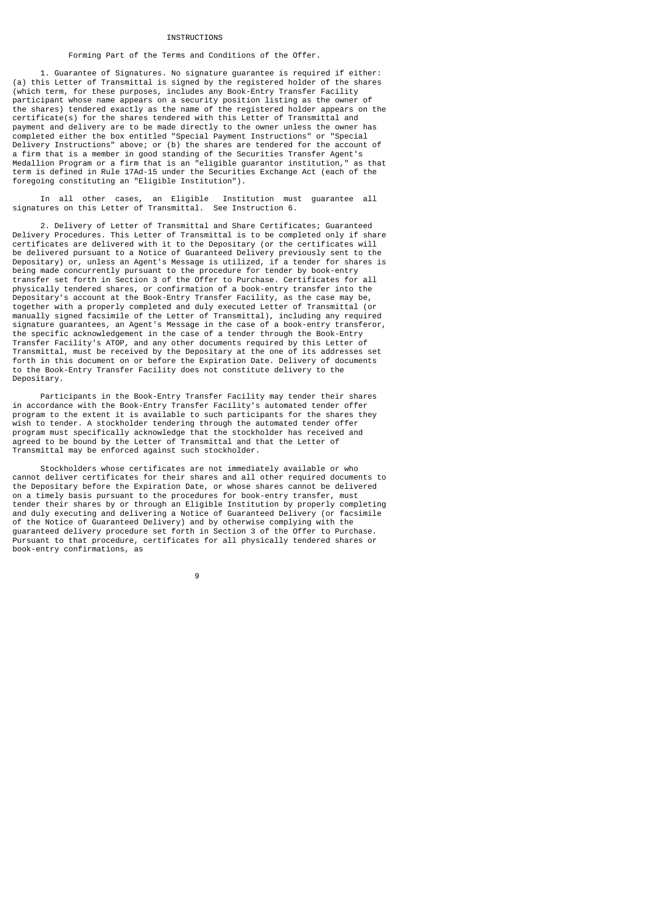# INSTRUCTIONS

Forming Part of the Terms and Conditions of the Offer.

1. Guarantee of Signatures. No signature guarantee is required if either: (a) this Letter of Transmittal is signed by the registered holder of the shares (which term, for these purposes, includes any Book-Entry Transfer Facility participant whose name appears on a security position listing as the owner of the shares) tendered exactly as the name of the registered holder appears on the certificate(s) for the shares tendered with this Letter of Transmittal and payment and delivery are to be made directly to the owner unless the owner has completed either the box entitled "Special Payment Instructions" or "Special Delivery Instructions" above; or (b) the shares are tendered for the account of a firm that is a member in good standing of the Securities Transfer Agent's Medallion Program or a firm that is an "eligible guarantor institution," as that term is defined in Rule 17Ad-15 under the Securities Exchange Act (each of the foregoing constituting an "Eligible Institution").

In all other cases, an Eligible Institution must guarantee all signatures on this Letter of Transmittal. See Instruction 6.

2. Delivery of Letter of Transmittal and Share Certificates; Guaranteed Delivery Procedures. This Letter of Transmittal is to be completed only if share certificates are delivered with it to the Depositary (or the certificates will be delivered pursuant to a Notice of Guaranteed Delivery previously sent to the Depositary) or, unless an Agent's Message is utilized, if a tender for shares is being made concurrently pursuant to the procedure for tender by book-entry transfer set forth in Section 3 of the Offer to Purchase. Certificates for all physically tendered shares, or confirmation of a book-entry transfer into the Depositary's account at the Book-Entry Transfer Facility, as the case may be, together with a properly completed and duly executed Letter of Transmittal (or manually signed facsimile of the Letter of Transmittal), including any required signature guarantees, an Agent's Message in the case of a book-entry transferor, the specific acknowledgement in the case of a tender through the Book-Entry Transfer Facility's ATOP, and any other documents required by this Letter of Transmittal, must be received by the Depositary at the one of its addresses set forth in this document on or before the Expiration Date. Delivery of documents to the Book-Entry Transfer Facility does not constitute delivery to the Depositary.

Participants in the Book-Entry Transfer Facility may tender their shares in accordance with the Book-Entry Transfer Facility's automated tender offer program to the extent it is available to such participants for the shares they wish to tender. A stockholder tendering through the automated tender offer program must specifically acknowledge that the stockholder has received and agreed to be bound by the Letter of Transmittal and that the Letter of Transmittal may be enforced against such stockholder.

Stockholders whose certificates are not immediately available or who cannot deliver certificates for their shares and all other required documents to the Depositary before the Expiration Date, or whose shares cannot be delivered on a timely basis pursuant to the procedures for book-entry transfer, must tender their shares by or through an Eligible Institution by properly completing and duly executing and delivering a Notice of Guaranteed Delivery (or facsimile of the Notice of Guaranteed Delivery) and by otherwise complying with the guaranteed delivery procedure set forth in Section 3 of the Offer to Purchase. Pursuant to that procedure, certificates for all physically tendered shares or book-entry confirmations, as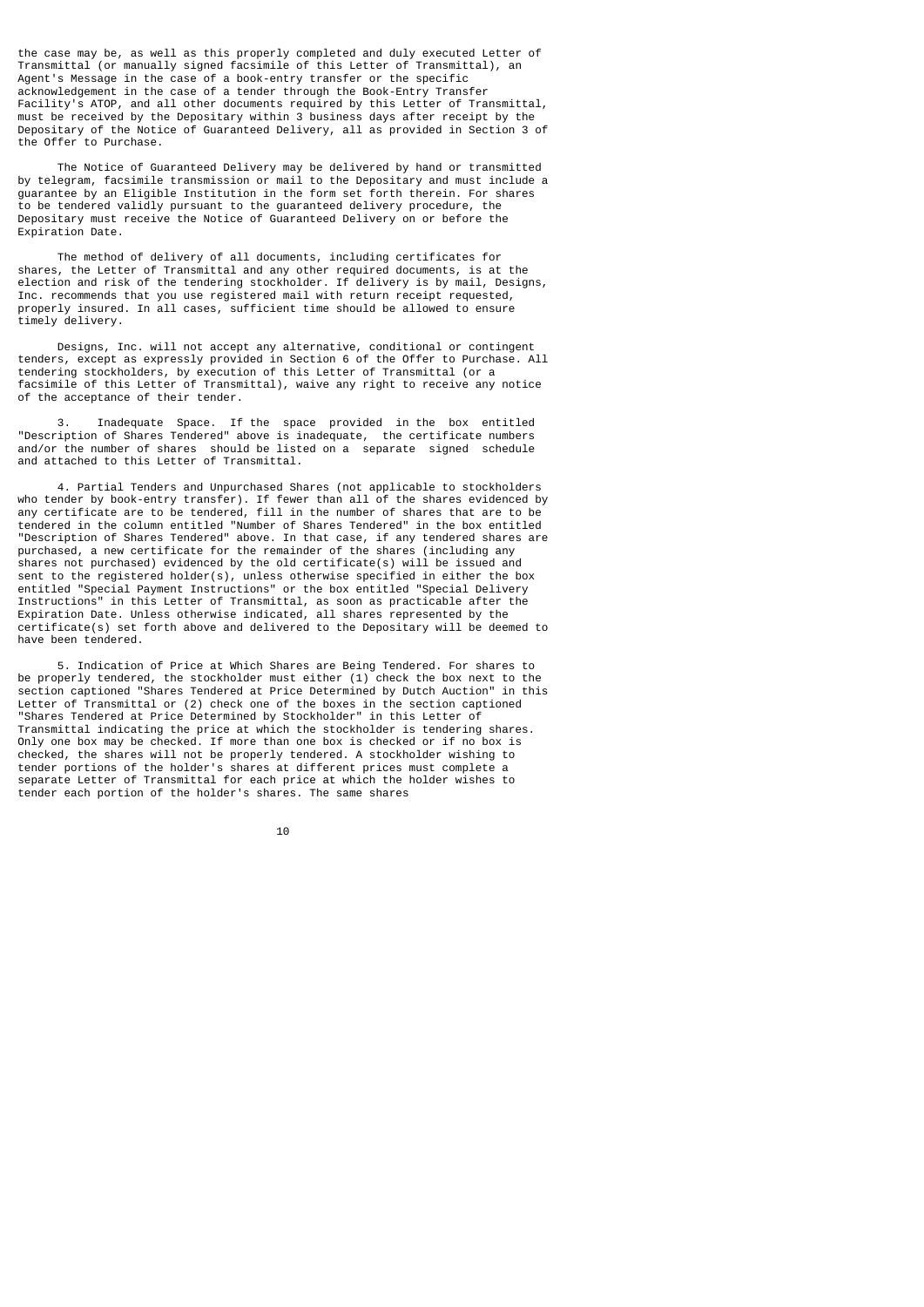the case may be, as well as this properly completed and duly executed Letter of Transmittal (or manually signed facsimile of this Letter of Transmittal), an Agent's Message in the case of a book-entry transfer or the specific acknowledgement in the case of a tender through the Book-Entry Transfer Facility's ATOP, and all other documents required by this Letter of Transmittal, must be received by the Depositary within 3 business days after receipt by the Depositary of the Notice of Guaranteed Delivery, all as provided in Section 3 of the Offer to Purchase.

The Notice of Guaranteed Delivery may be delivered by hand or transmitted by telegram, facsimile transmission or mail to the Depositary and must include a guarantee by an Eligible Institution in the form set forth therein. For shares to be tendered validly pursuant to the guaranteed delivery procedure, the Depositary must receive the Notice of Guaranteed Delivery on or before the Expiration Date.

The method of delivery of all documents, including certificates for shares, the Letter of Transmittal and any other required documents, is at the election and risk of the tendering stockholder. If delivery is by mail, Designs, Inc. recommends that you use registered mail with return receipt requested, properly insured. In all cases, sufficient time should be allowed to ensure timely delivery.

Designs, Inc. will not accept any alternative, conditional or contingent tenders, except as expressly provided in Section 6 of the Offer to Purchase. All tendering stockholders, by execution of this Letter of Transmittal (or a facsimile of this Letter of Transmittal), waive any right to receive any notice of the acceptance of their tender.

3. Inadequate Space. If the space provided in the box entitled "Description of Shares Tendered" above is inadequate, the certificate numbers and/or the number of shares should be listed on a separate signed schedule and attached to this Letter of Transmittal.

4. Partial Tenders and Unpurchased Shares (not applicable to stockholders who tender by book-entry transfer). If fewer than all of the shares evidenced by any certificate are to be tendered, fill in the number of shares that are to be tendered in the column entitled "Number of Shares Tendered" in the box entitled "Description of Shares Tendered" above. In that case, if any tendered shares are purchased, a new certificate for the remainder of the shares (including any shares not purchased) evidenced by the old certificate(s) will be issued and sent to the registered holder(s), unless otherwise specified in either the box entitled "Special Payment Instructions" or the box entitled "Special Delivery Instructions" in this Letter of Transmittal, as soon as practicable after the Expiration Date. Unless otherwise indicated, all shares represented by the certificate(s) set forth above and delivered to the Depositary will be deemed to have been tendered.

5. Indication of Price at Which Shares are Being Tendered. For shares to be properly tendered, the stockholder must either (1) check the box next to the section captioned "Shares Tendered at Price Determined by Dutch Auction" in this Letter of Transmittal or (2) check one of the boxes in the section captioned "Shares Tendered at Price Determined by Stockholder" in this Letter of Transmittal indicating the price at which the stockholder is tendering shares. Only one box may be checked. If more than one box is checked or if no box is checked, the shares will not be properly tendered. A stockholder wishing to tender portions of the holder's shares at different prices must complete a separate Letter of Transmittal for each price at which the holder wishes to tender each portion of the holder's shares. The same shares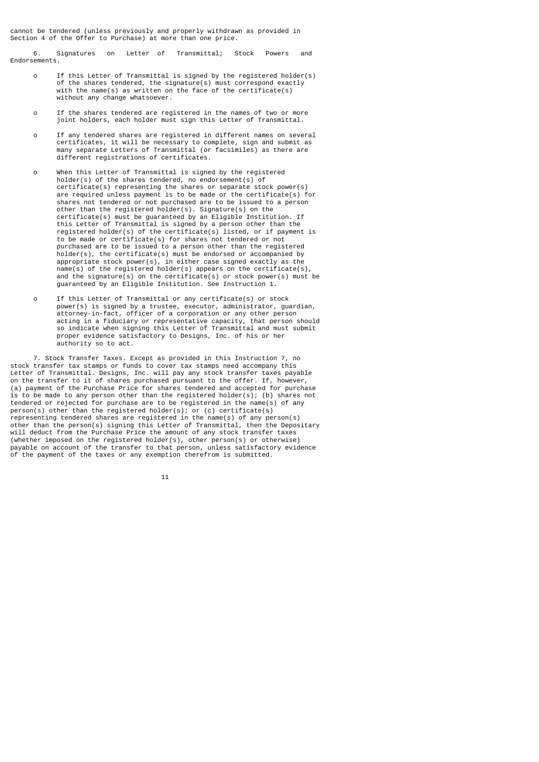cannot be tendered (unless previously and properly withdrawn as provided in Section 4 of the Offer to Purchase) at more than one price.

6. Signatures on Letter of Transmittal; Stock Powers and Endorsements.

- If this Letter of Transmittal is signed by the registered holder(s) of the shares tendered, the signature(s) must correspond exactly with the name(s) as written on the face of the certificate(s) without any change whatsoever.

- If the shares tendered are registered in the names of two or more joint holders, each holder must sign this Letter of Transmittal.

- If any tendered shares are registered in different names on several certificates, it will be necessary to complete, sign and submit as many separate Letters of Transmittal (or facsimiles) as there are different registrations of certificates.

- When this Letter of Transmittal is signed by the registered holder(s) of the shares tendered, no endorsement(s) of certificate(s) representing the shares or separate stock power(s) are required unless payment is to be made or the certificate(s) for shares not tendered or not purchased are to be issued to a person other than the registered holder(s). Signature(s) on the certificate(s) must be guaranteed by an Eligible Institution. If this Letter of Transmittal is signed by a person other than the registered holder(s) of the certificate(s) listed, or if payment is to be made or certificate(s) for shares not tendered or not purchased are to be issued to a person other than the registered holder(s), the certificate(s) must be endorsed or accompanied by appropriate stock power(s), in either case signed exactly as the name(s) of the registered holder(s) appears on the certificate(s), and the signature(s) on the certificate(s) or stock power(s) must be guaranteed by an Eligible Institution. See Instruction 1.

- If this Letter of Transmittal or any certificate(s) or stock power(s) is signed by a trustee, executor, administrator, guardian, attorney-in-fact, officer of a corporation or any other person acting in a fiduciary or representative capacity, that person should so indicate when signing this Letter of Transmittal and must submit proper evidence satisfactory to Designs, Inc. of his or her authority so to act.

7. Stock Transfer Taxes. Except as provided in this Instruction 7, no stock transfer tax stamps or funds to cover tax stamps need accompany this Letter of Transmittal. Designs, Inc. will pay any stock transfer taxes payable on the transfer to it of shares purchased pursuant to the offer. If, however, (a) payment of the Purchase Price for shares tendered and accepted for purchase is to be made to any person other than the registered holder(s); (b) shares not tendered or rejected for purchase are to be registered in the name(s) of any person(s) other than the registered holder(s); or (c) certificate(s) representing tendered shares are registered in the name(s) of any person(s) other than the person(s) signing this Letter of Transmittal, then the Depositary will deduct from the Purchase Price the amount of any stock transfer taxes (whether imposed on the registered holder(s), other person(s) or otherwise) payable on account of the transfer to that person, unless satisfactory evidence of the payment of the taxes or any exemption therefrom is submitted.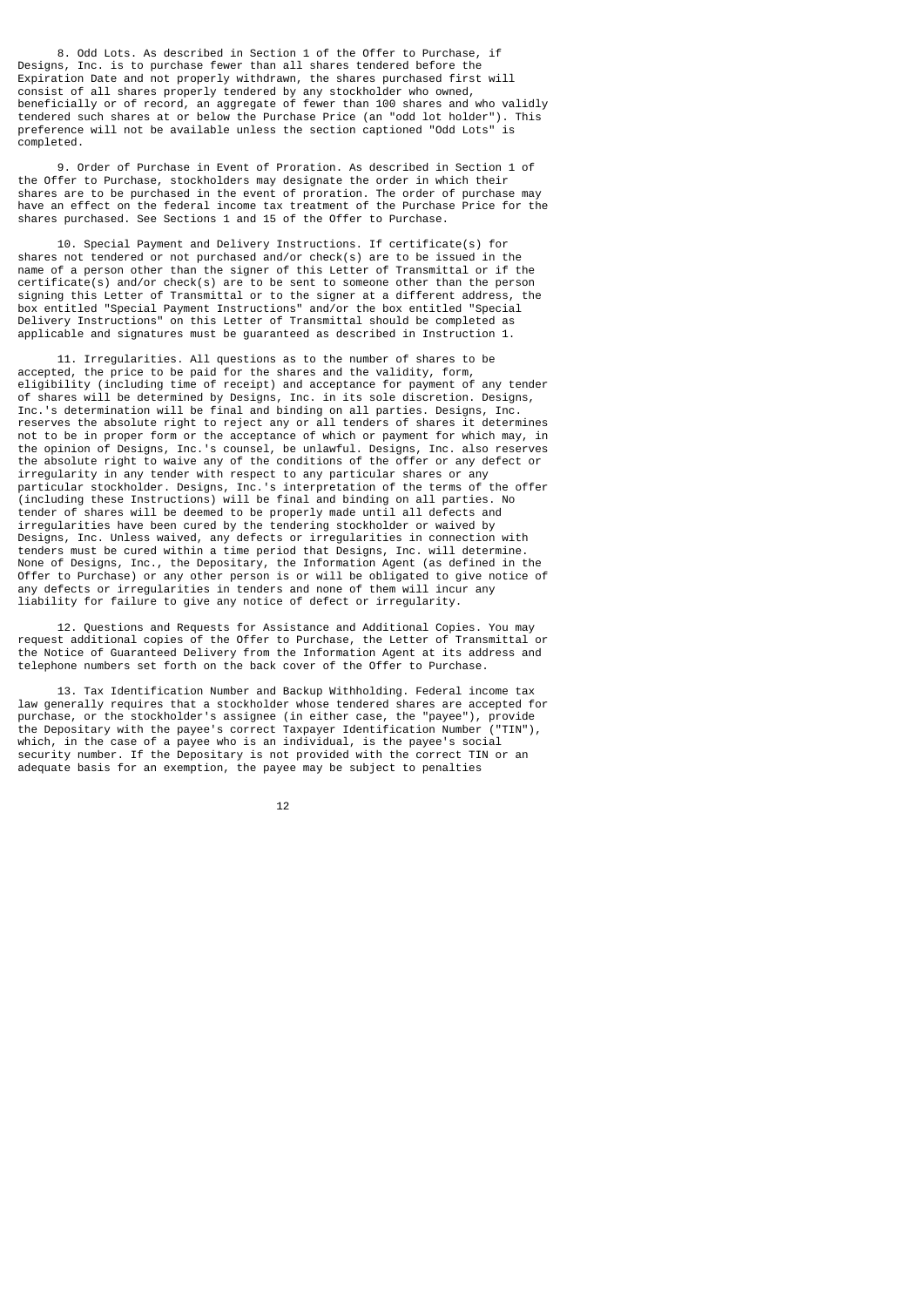8. Odd Lots. As described in Section 1 of the Offer to Purchase, if Designs, Inc. is to purchase fewer than all shares tendered before the Expiration Date and not properly withdrawn, the shares purchased first will consist of all shares properly tendered by any stockholder who owned, beneficially or of record, an aggregate of fewer than 100 shares and who validly tendered such shares at or below the Purchase Price (an "odd lot holder"). This preference will not be available unless the section captioned "Odd Lots" is completed.

9. Order of Purchase in Event of Proration. As described in Section 1 of the Offer to Purchase, stockholders may designate the order in which their shares are to be purchased in the event of proration. The order of purchase may have an effect on the federal income tax treatment of the Purchase Price for the shares purchased. See Sections 1 and 15 of the Offer to Purchase.

10. Special Payment and Delivery Instructions. If certificate(s) for shares not tendered or not purchased and/or check(s) are to be issued in the name of a person other than the signer of this Letter of Transmittal or if the certificate(s) and/or check(s) are to be sent to someone other than the person signing this Letter of Transmittal or to the signer at a different address, the box entitled "Special Payment Instructions" and/or the box entitled "Special Delivery Instructions" on this Letter of Transmittal should be completed as applicable and signatures must be guaranteed as described in Instruction 1.

11. Irregularities. All questions as to the number of shares to be accepted, the price to be paid for the shares and the validity, form, eligibility (including time of receipt) and acceptance for payment of any tender of shares will be determined by Designs, Inc. in its sole discretion. Designs, Inc.'s determination will be final and binding on all parties. Designs, Inc. reserves the absolute right to reject any or all tenders of shares it determines not to be in proper form or the acceptance of which or payment for which may, in the opinion of Designs, Inc.'s counsel, be unlawful. Designs, Inc. also reserves the absolute right to waive any of the conditions of the offer or any defect or irregularity in any tender with respect to any particular shares or any particular stockholder. Designs, Inc.'s interpretation of the terms of the offer (including these Instructions) will be final and binding on all parties. No tender of shares will be deemed to be properly made until all defects and irregularities have been cured by the tendering stockholder or waived by Designs, Inc. Unless waived, any defects or irregularities in connection with tenders must be cured within a time period that Designs, Inc. will determine. None of Designs, Inc., the Depositary, the Information Agent (as defined in the Offer to Purchase) or any other person is or will be obligated to give notice of any defects or irregularities in tenders and none of them will incur any liability for failure to give any notice of defect or irregularity.

12. Questions and Requests for Assistance and Additional Copies. You may request additional copies of the Offer to Purchase, the Letter of Transmittal or the Notice of Guaranteed Delivery from the Information Agent at its address and telephone numbers set forth on the back cover of the Offer to Purchase.

13. Tax Identification Number and Backup Withholding. Federal income tax law generally requires that a stockholder whose tendered shares are accepted for purchase, or the stockholder's assignee (in either case, the "payee"), provide the Depositary with the payee's correct Taxpayer Identification Number ("TIN"), which, in the case of a payee who is an individual, is the payee's social security number. If the Depositary is not provided with the correct TIN or an adequate basis for an exemption, the payee may be subject to penalties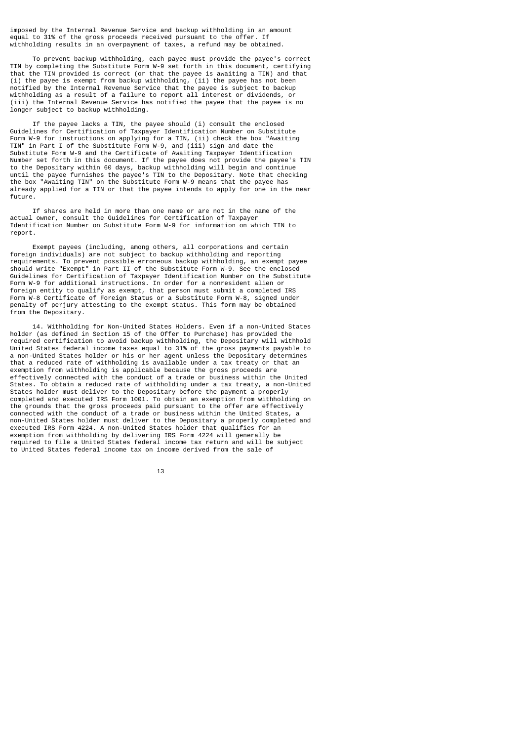imposed by the Internal Revenue Service and backup withholding in an amount equal to 31% of the gross proceeds received pursuant to the offer. If withholding results in an overpayment of taxes, a refund may be obtained.

To prevent backup withholding, each payee must provide the payee's correct TIN by completing the Substitute Form W-9 set forth in this document, certifying that the TIN provided is correct (or that the payee is awaiting a TIN) and that (i) the payee is exempt from backup withholding, (ii) the payee has not been notified by the Internal Revenue Service that the payee is subject to backup withholding as a result of a failure to report all interest or dividends, or (iii) the Internal Revenue Service has notified the payee that the payee is no longer subject to backup withholding.

If the payee lacks a TIN, the payee should (i) consult the enclosed Guidelines for Certification of Taxpayer Identification Number on Substitute Form W-9 for instructions on applying for a TIN, (ii) check the box "Awaiting TIN" in Part I of the Substitute Form W-9, and (iii) sign and date the Substitute Form W-9 and the Certificate of Awaiting Taxpayer Identification Number set forth in this document. If the payee does not provide the payee's TIN to the Depositary within 60 days, backup withholding will begin and continue until the payee furnishes the payee's TIN to the Depositary. Note that checking the box "Awaiting TIN" on the Substitute Form W-9 means that the payee has already applied for a TIN or that the payee intends to apply for one in the near future.

If shares are held in more than one name or are not in the name of the actual owner, consult the Guidelines for Certification of Taxpayer Identification Number on Substitute Form W-9 for information on which TIN to report.

Exempt payees (including, among others, all corporations and certain foreign individuals) are not subject to backup withholding and reporting requirements. To prevent possible erroneous backup withholding, an exempt payee should write "Exempt" in Part II of the Substitute Form W-9. See the enclosed Guidelines for Certification of Taxpayer Identification Number on the Substitute Form W-9 for additional instructions. In order for a nonresident alien or foreign entity to qualify as exempt, that person must submit a completed IRS Form W-8 Certificate of Foreign Status or a Substitute Form W-8, signed under penalty of perjury attesting to the exempt status. This form may be obtained from the Depositary.

14. Withholding for Non-United States Holders. Even if a non-United States holder (as defined in Section 15 of the Offer to Purchase) has provided the required certification to avoid backup withholding, the Depositary will withhold United States federal income taxes equal to 31% of the gross payments payable to a non-United States holder or his or her agent unless the Depositary determines that a reduced rate of withholding is available under a tax treaty or that an exemption from withholding is applicable because the gross proceeds are effectively connected with the conduct of a trade or business within the United States. To obtain a reduced rate of withholding under a tax treaty, a non-United States holder must deliver to the Depositary before the payment a properly completed and executed IRS Form 1001. To obtain an exemption from withholding on the grounds that the gross proceeds paid pursuant to the offer are effectively connected with the conduct of a trade or business within the United States, a non-United States holder must deliver to the Depositary a properly completed and executed IRS Form 4224. A non-United States holder that qualifies for an exemption from withholding by delivering IRS Form 4224 will generally be required to file a United States federal income tax return and will be subject to United States federal income tax on income derived from the sale of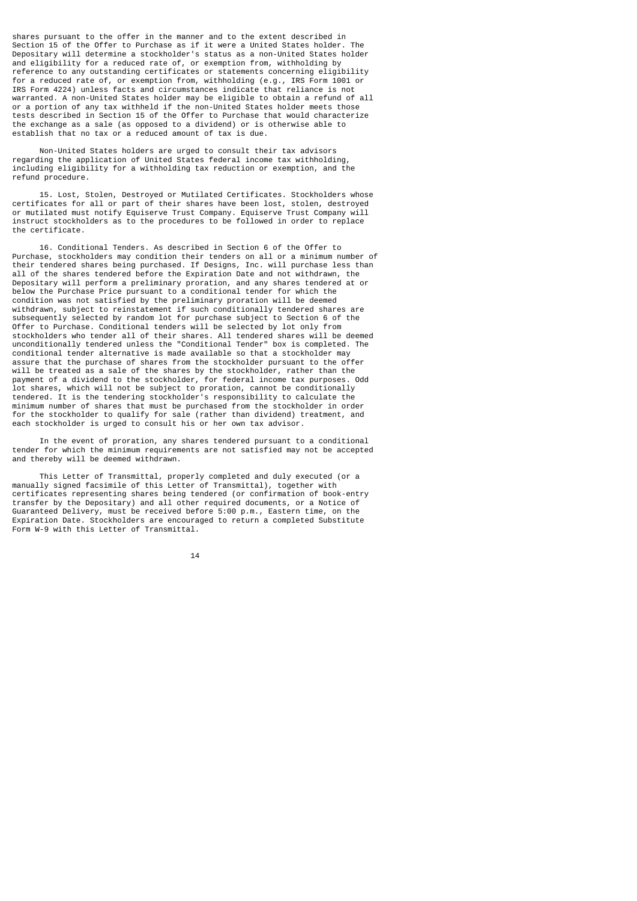shares pursuant to the offer in the manner and to the extent described in Section 15 of the Offer to Purchase as if it were a United States holder. The Depositary will determine a stockholder's status as a non-United States holder and eligibility for a reduced rate of, or exemption from, withholding by reference to any outstanding certificates or statements concerning eligibility for a reduced rate of, or exemption from, withholding (e.g., IRS Form 1001 or IRS Form 4224) unless facts and circumstances indicate that reliance is not warranted. A non-United States holder may be eligible to obtain a refund of all or a portion of any tax withheld if the non-United States holder meets those tests described in Section 15 of the Offer to Purchase that would characterize the exchange as a sale (as opposed to a dividend) or is otherwise able to establish that no tax or a reduced amount of tax is due.

Non-United States holders are urged to consult their tax advisors regarding the application of United States federal income tax withholding, including eligibility for a withholding tax reduction or exemption, and the refund procedure.

15. Lost, Stolen, Destroyed or Mutilated Certificates. Stockholders whose certificates for all or part of their shares have been lost, stolen, destroyed or mutilated must notify Equiserve Trust Company. Equiserve Trust Company will instruct stockholders as to the procedures to be followed in order to replace the certificate.

16. Conditional Tenders. As described in Section 6 of the Offer to Purchase, stockholders may condition their tenders on all or a minimum number of their tendered shares being purchased. If Designs, Inc. will purchase less than all of the shares tendered before the Expiration Date and not withdrawn, the Depositary will perform a preliminary proration, and any shares tendered at or below the Purchase Price pursuant to a conditional tender for which the condition was not satisfied by the preliminary proration will be deemed withdrawn, subject to reinstatement if such conditionally tendered shares are subsequently selected by random lot for purchase subject to Section 6 of the Offer to Purchase. Conditional tenders will be selected by lot only from stockholders who tender all of their shares. All tendered shares will be deemed unconditionally tendered unless the "Conditional Tender" box is completed. The conditional tender alternative is made available so that a stockholder may assure that the purchase of shares from the stockholder pursuant to the offer will be treated as a sale of the shares by the stockholder, rather than the payment of a dividend to the stockholder, for federal income tax purposes. Odd lot shares, which will not be subject to proration, cannot be conditionally tendered. It is the tendering stockholder's responsibility to calculate the minimum number of shares that must be purchased from the stockholder in order for the stockholder to qualify for sale (rather than dividend) treatment, and each stockholder is urged to consult his or her own tax advisor.

In the event of proration, any shares tendered pursuant to a conditional tender for which the minimum requirements are not satisfied may not be accepted and thereby will be deemed withdrawn.

This Letter of Transmittal, properly completed and duly executed (or a manually signed facsimile of this Letter of Transmittal), together with certificates representing shares being tendered (or confirmation of book-entry transfer by the Depositary) and all other required documents, or a Notice of Guaranteed Delivery, must be received before 5:00 p.m., Eastern time, on the Expiration Date. Stockholders are encouraged to return a completed Substitute Form W-9 with this Letter of Transmittal.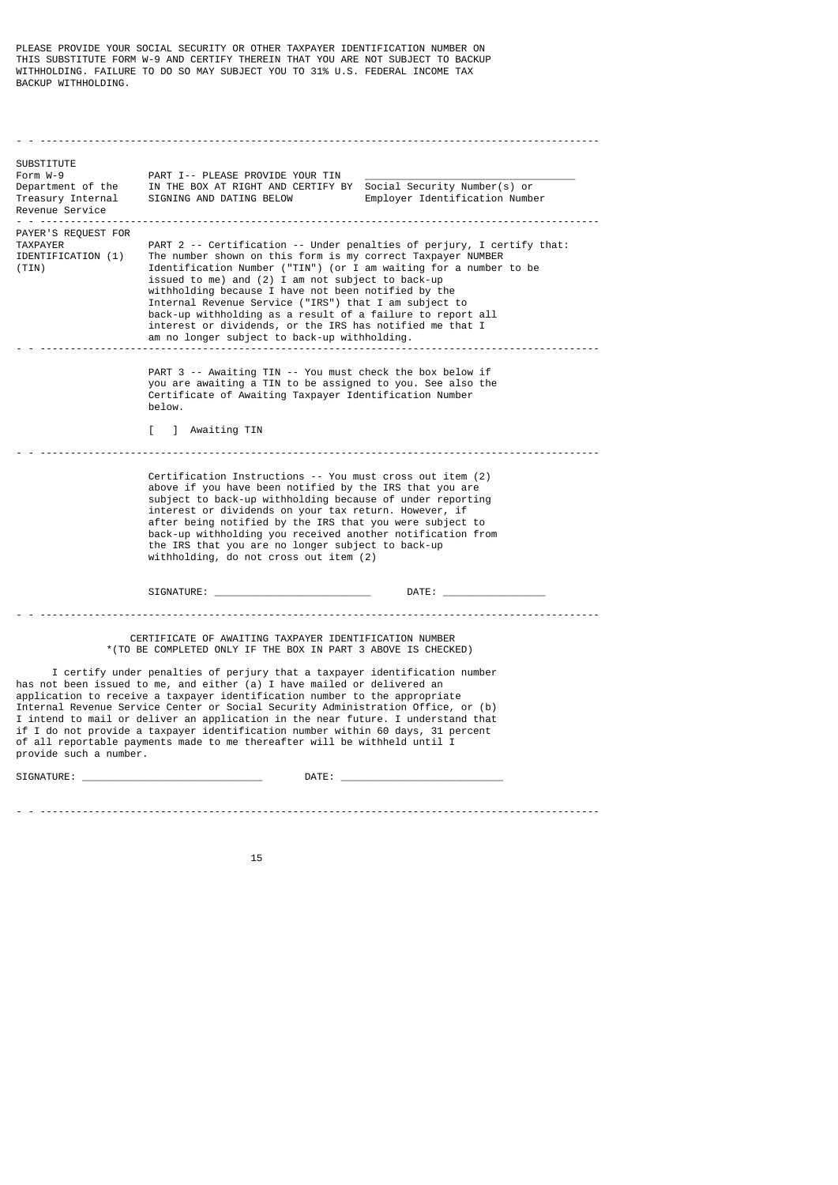PLEASE PROVIDE YOUR SOCIAL SECURITY OR OTHER TAXPAYER IDENTIFICATION NUMBER ON THIS SUBSTITUTE FORM W-9 AND CERTIFY THEREIN THAT YOU ARE NOT SUBJECT TO BACKUP WITHHOLDING. FAILURE TO DO SO MAY SUBJECT YOU TO 31% U.S. FEDERAL INCOME TAX BACKUP WITHHOLDING.

---

| | | |
|---|---|---|
| SUBSTITUTE Form W-9 Department of the Treasury Internal Revenue Service | PART I-- PLEASE PROVIDE YOUR TIN IN THE BOX AT RIGHT AND CERTIFY BY SIGNING AND DATING BELOW | ______________________ Social Security Number(s) or Employer Identification Number |
| PAYER'S REQUEST FOR TAXPAYER IDENTIFICATION (TIN) | PART 2 -- Certification -- Under penalties of perjury, I certify that: (1) The number shown on this form is my correct Taxpayer NUMBER Identification Number ("TIN") (or I am waiting for a number to be issued to me) and (2) I am not subject to back-up withholding because I have not been notified by the Internal Revenue Service ("IRS") that I am subject to back-up withholding as a result of a failure to report all interest or dividends, or the IRS has notified me that I am no longer subject to back-up withholding. | |
| | PART 3 -- Awaiting TIN -- You must check the box below if you are awaiting a TIN to be assigned to you. See also the Certificate of Awaiting Taxpayer Identification Number below.<br><br>[ ] Awaiting TIN | |
| | Certification Instructions -- You must cross out item (2) above if you have been notified by the IRS that you are subject to back-up withholding because of under reporting interest or dividends on your tax return. However, if after being notified by the IRS that you were subject to back-up withholding you received another notification from the IRS that you are no longer subject to back-up withholding, do not cross out item (2)<br><br>SIGNATURE: ____________________ DATE: ______________ | |

---

CERTIFICATE OF AWAITING TAXPAYER IDENTIFICATION NUMBER
*(TO BE COMPLETED ONLY IF THE BOX IN PART 3 ABOVE IS CHECKED)

I certify under penalties of perjury that a taxpayer identification number has not been issued to me, and either (a) I have mailed or delivered an application to receive a taxpayer identification number to the appropriate Internal Revenue Service Center or Social Security Administration Office, or (b) I intend to mail or deliver an application in the near future. I understand that if I do not provide a taxpayer identification number within 60 days, 31 percent of all reportable payments made to me thereafter will be withheld until I provide such a number.

SIGNATURE: ________________________ DATE: ______________________

---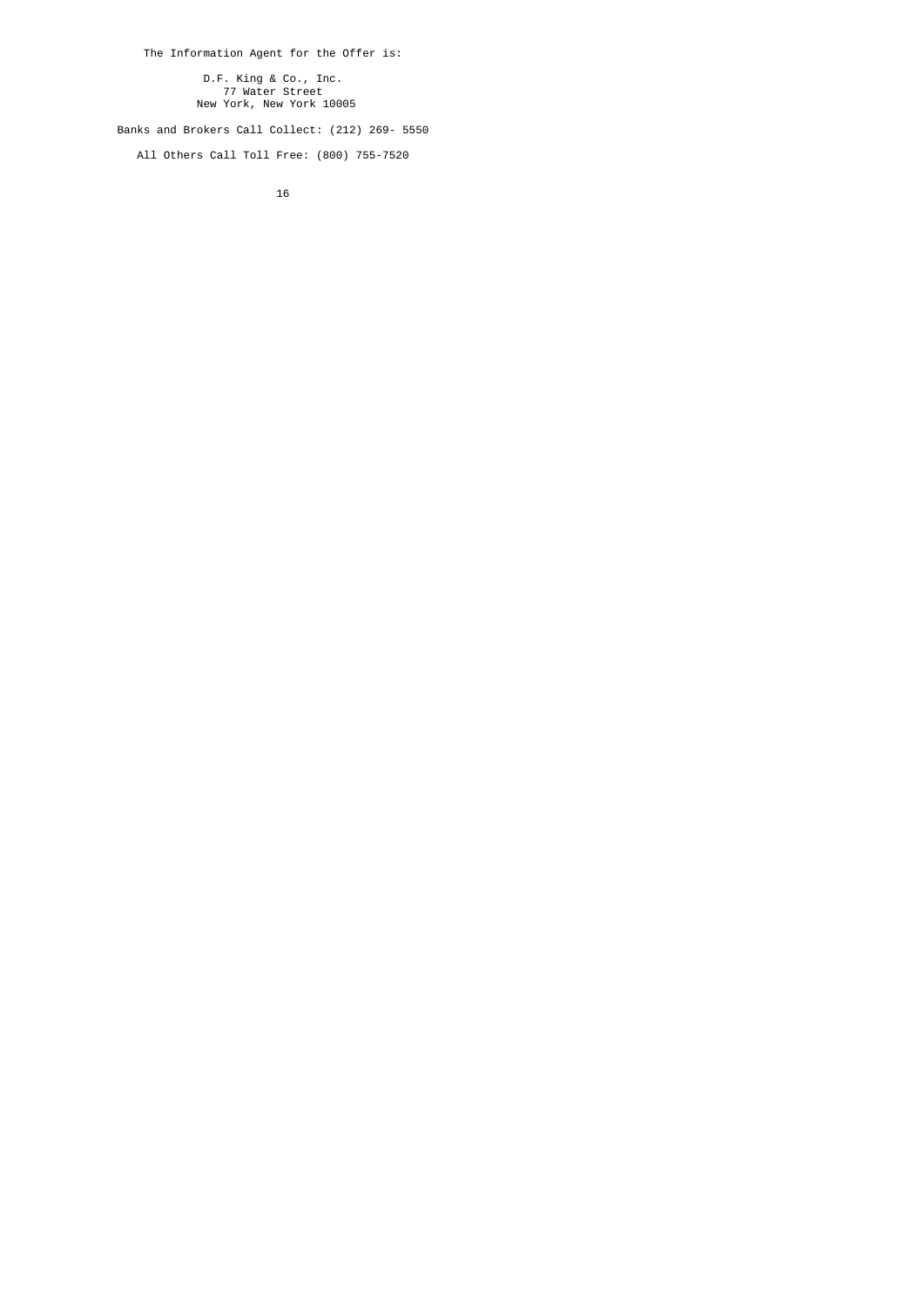The Information Agent for the Offer is:

D.F. King & Co., Inc.
77 Water Street
New York, New York 10005

Banks and Brokers Call Collect: (212) 269- 5550

All Others Call Toll Free: (800) 755-7520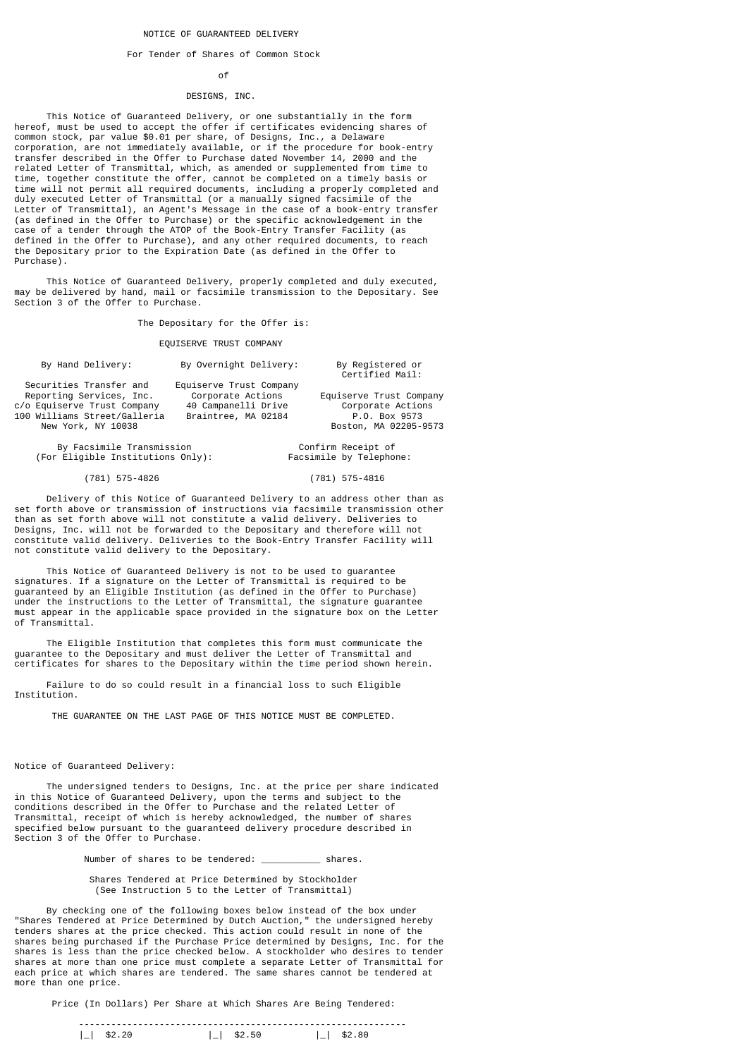# NOTICE OF GUARANTEED DELIVERY

## For Tender of Shares of Common Stock

of

## DESIGNS, INC.

This Notice of Guaranteed Delivery, or one substantially in the form hereof, must be used to accept the offer if certificates evidencing shares of common stock, par value $0.01 per share, of Designs, Inc., a Delaware corporation, are not immediately available, or if the procedure for book-entry transfer described in the Offer to Purchase dated November 14, 2000 and the related Letter of Transmittal, which, as amended or supplemented from time to time, together constitute the offer, cannot be completed on a timely basis or time will not permit all required documents, including a properly completed and duly executed Letter of Transmittal (or a manually signed facsimile of the Letter of Transmittal), an Agent's Message in the case of a book-entry transfer (as defined in the Offer to Purchase) or the specific acknowledgement in the case of a tender through the ATOP of the Book-Entry Transfer Facility (as defined in the Offer to Purchase), and any other required documents, to reach the Depositary prior to the Expiration Date (as defined in the Offer to Purchase).

This Notice of Guaranteed Delivery, properly completed and duly executed, may be delivered by hand, mail or facsimile transmission to the Depositary. See Section 3 of the Offer to Purchase.

The Depositary for the Offer is:

EQUISERVE TRUST COMPANY

| By Hand Delivery: | By Overnight Delivery: | By Registered or Certified Mail: |
|---|---|---|
| Securities Transfer and Reporting Services, Inc.<br>c/o Equiserve Trust Company<br>100 Williams Street/Galleria<br>New York, NY 10038 | Equiserve Trust Company<br>Corporate Actions<br>40 Campanelli Drive<br>Braintree, MA 02184 | Equiserve Trust Company<br>Corporate Actions<br>P.O. Box 9573<br>Boston, MA 02205-9573 |

| By Facsimile Transmission (For Eligible Institutions Only): | Confirm Receipt of Facsimile by Telephone: |
|---|---|
| (781) 575-4826 | (781) 575-4816 |

Delivery of this Notice of Guaranteed Delivery to an address other than as set forth above or transmission of instructions via facsimile transmission other than as set forth above will not constitute a valid delivery. Deliveries to Designs, Inc. will not be forwarded to the Depositary and therefore will not constitute valid delivery. Deliveries to the Book-Entry Transfer Facility will not constitute valid delivery to the Depositary.

This Notice of Guaranteed Delivery is not to be used to guarantee signatures. If a signature on the Letter of Transmittal is required to be guaranteed by an Eligible Institution (as defined in the Offer to Purchase) under the instructions to the Letter of Transmittal, the signature guarantee must appear in the applicable space provided in the signature box on the Letter of Transmittal.

The Eligible Institution that completes this form must communicate the guarantee to the Depositary and must deliver the Letter of Transmittal and certificates for shares to the Depositary within the time period shown herein.

Failure to do so could result in a financial loss to such Eligible Institution.

THE GUARANTEE ON THE LAST PAGE OF THIS NOTICE MUST BE COMPLETED.

Notice of Guaranteed Delivery:

The undersigned tenders to Designs, Inc. at the price per share indicated in this Notice of Guaranteed Delivery, upon the terms and subject to the conditions described in the Offer to Purchase and the related Letter of Transmittal, receipt of which is hereby acknowledged, the number of shares specified below pursuant to the guaranteed delivery procedure described in Section 3 of the Offer to Purchase.

Number of shares to be tendered: ___________ shares.

Shares Tendered at Price Determined by Stockholder
(See Instruction 5 to the Letter of Transmittal)

By checking one of the following boxes below instead of the box under "Shares Tendered at Price Determined by Dutch Auction," the undersigned hereby tenders shares at the price checked. This action could result in none of the shares being purchased if the Purchase Price determined by Designs, Inc. for the shares is less than the price checked below. A stockholder who desires to tender shares at more than one price must complete a separate Letter of Transmittal for each price at which shares are tendered. The same shares cannot be tendered at more than one price.

Price (In Dollars) Per Share at Which Shares Are Being Tendered:

|_| $2.20 &nbsp;&nbsp;&nbsp; |_| $2.50 &nbsp;&nbsp;&nbsp; |_| $2.80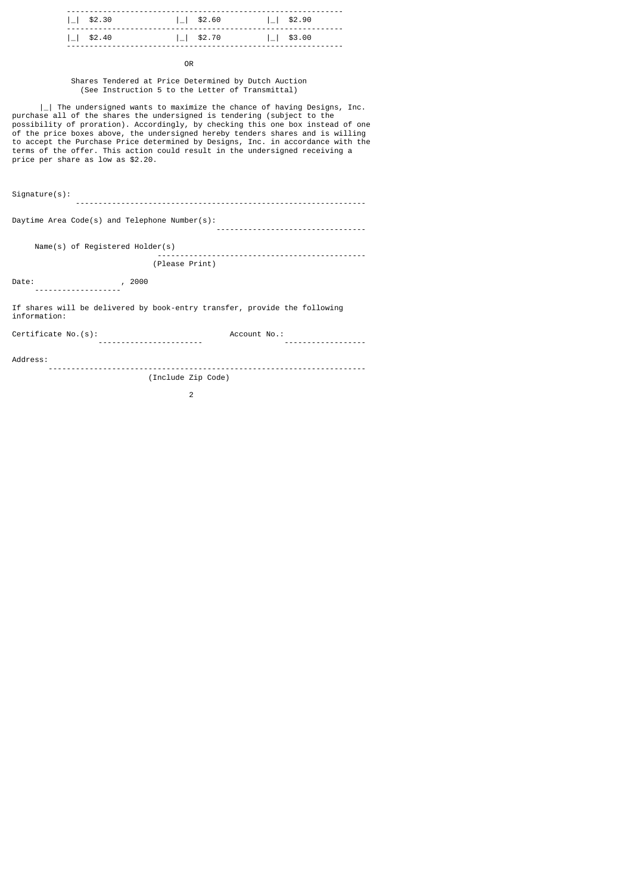| | | |
|---|---|---|
| \|_\| $2.30 | \|_\| $2.60 | \|_\| $2.90 |
| \|_\| $2.40 | \|_\| $2.70 | \|_\| $3.00 |

OR

Shares Tendered at Price Determined by Dutch Auction
(See Instruction 5 to the Letter of Transmittal)

|_| The undersigned wants to maximize the chance of having Designs, Inc. purchase all of the shares the undersigned is tendering (subject to the possibility of proration). Accordingly, by checking this one box instead of one of the price boxes above, the undersigned hereby tenders shares and is willing to accept the Purchase Price determined by Designs, Inc. in accordance with the terms of the offer. This action could result in the undersigned receiving a price per share as low as $2.20.

Signature(s): ________________________________________________________________

Daytime Area Code(s) and Telephone Number(s): ________________________________

Name(s) of Registered Holder(s) ______________________________________________
(Please Print)

Date: __________________, 2000

If shares will be delivered by book-entry transfer, provide the following information:

Certificate No.(s): ______________________ Account No.: __________________

Address: _____________________________________________________________________
(Include Zip Code)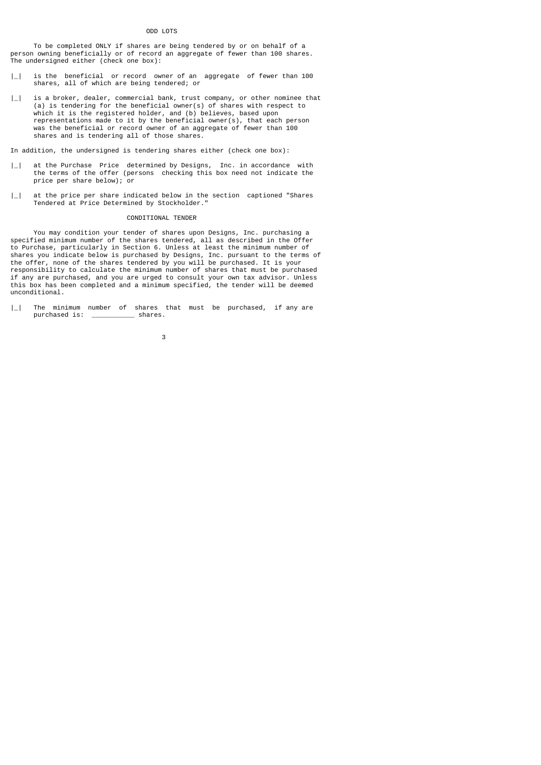## ODD LOTS

To be completed ONLY if shares are being tendered by or on behalf of a person owning beneficially or of record an aggregate of fewer than 100 shares. The undersigned either (check one box):

- |_| is the beneficial or record owner of an aggregate of fewer than 100 shares, all of which are being tendered; or
- |_| is a broker, dealer, commercial bank, trust company, or other nominee that (a) is tendering for the beneficial owner(s) of shares with respect to which it is the registered holder, and (b) believes, based upon representations made to it by the beneficial owner(s), that each person was the beneficial or record owner of an aggregate of fewer than 100 shares and is tendering all of those shares.

In addition, the undersigned is tendering shares either (check one box):

- |_| at the Purchase Price determined by Designs, Inc. in accordance with the terms of the offer (persons checking this box need not indicate the price per share below); or
- |_| at the price per share indicated below in the section captioned "Shares Tendered at Price Determined by Stockholder."

## CONDITIONAL TENDER

You may condition your tender of shares upon Designs, Inc. purchasing a specified minimum number of the shares tendered, all as described in the Offer to Purchase, particularly in Section 6. Unless at least the minimum number of shares you indicate below is purchased by Designs, Inc. pursuant to the terms of the offer, none of the shares tendered by you will be purchased. It is your responsibility to calculate the minimum number of shares that must be purchased if any are purchased, and you are urged to consult your own tax advisor. Unless this box has been completed and a minimum specified, the tender will be deemed unconditional.

- |_| The minimum number of shares that must be purchased, if any are purchased is: ___________ shares.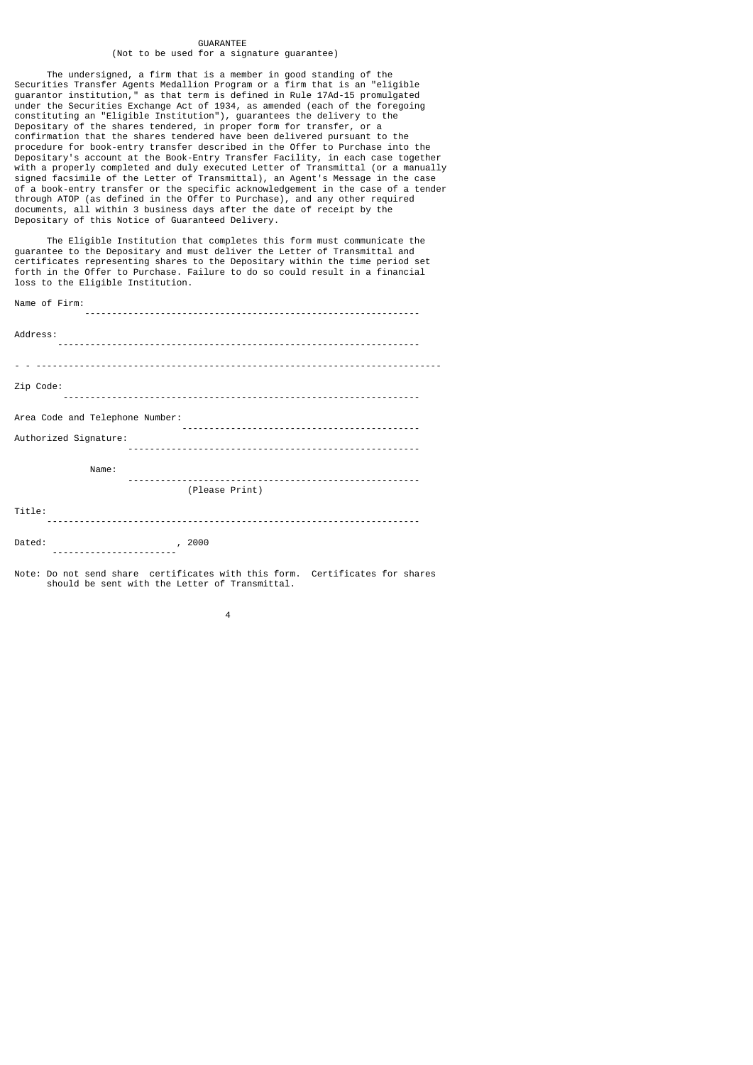# GUARANTEE
(Not to be used for a signature guarantee)

The undersigned, a firm that is a member in good standing of the Securities Transfer Agents Medallion Program or a firm that is an "eligible guarantor institution," as that term is defined in Rule 17Ad-15 promulgated under the Securities Exchange Act of 1934, as amended (each of the foregoing constituting an "Eligible Institution"), guarantees the delivery to the Depositary of the shares tendered, in proper form for transfer, or a confirmation that the shares tendered have been delivered pursuant to the procedure for book-entry transfer described in the Offer to Purchase into the Depositary's account at the Book-Entry Transfer Facility, in each case together with a properly completed and duly executed Letter of Transmittal (or a manually signed facsimile of the Letter of Transmittal), an Agent's Message in the case of a book-entry transfer or the specific acknowledgement in the case of a tender through ATOP (as defined in the Offer to Purchase), and any other required documents, all within 3 business days after the date of receipt by the Depositary of this Notice of Guaranteed Delivery.

The Eligible Institution that completes this form must communicate the guarantee to the Depositary and must deliver the Letter of Transmittal and certificates representing shares to the Depositary within the time period set forth in the Offer to Purchase. Failure to do so could result in a financial loss to the Eligible Institution.

Name of Firm: ______________________________________________________________

Address: ___________________________________________________________________

____________________________________________________________________________

Zip Code: __________________________________________________________________

Area Code and Telephone Number: ____________________________________________

Authorized Signature: ______________________________________________________

Name: ______________________________________________________________________
(Please Print)

Title: _____________________________________________________________________

Dated: ______________________, 2000

Note: Do not send share certificates with this form. Certificates for shares should be sent with the Letter of Transmittal.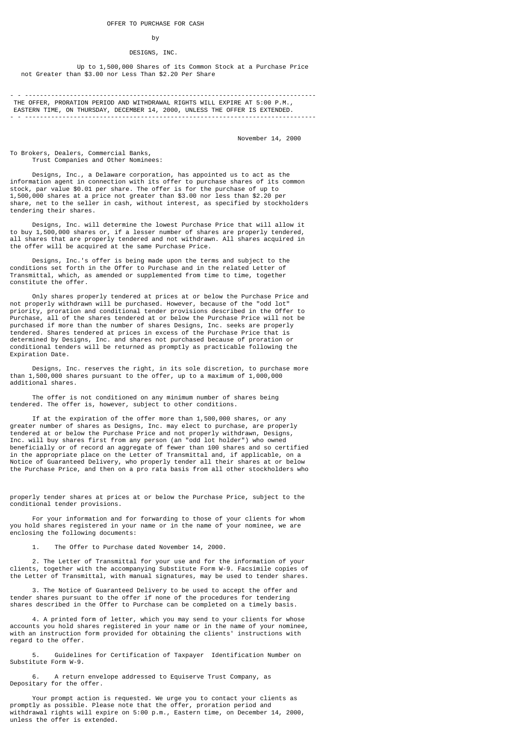OFFER TO PURCHASE FOR CASH

by

DESIGNS, INC.

Up to 1,500,000 Shares of its Common Stock at a Purchase Price not Greater than $3.00 nor Less Than $2.20 Per Share

---

THE OFFER, PRORATION PERIOD AND WITHDRAWAL RIGHTS WILL EXPIRE AT 5:00 P.M., EASTERN TIME, ON THURSDAY, DECEMBER 14, 2000, UNLESS THE OFFER IS EXTENDED.

---

November 14, 2000

To Brokers, Dealers, Commercial Banks,
Trust Companies and Other Nominees:

Designs, Inc., a Delaware corporation, has appointed us to act as the information agent in connection with its offer to purchase shares of its common stock, par value $0.01 per share. The offer is for the purchase of up to 1,500,000 shares at a price not greater than $3.00 nor less than $2.20 per share, net to the seller in cash, without interest, as specified by stockholders tendering their shares.

Designs, Inc. will determine the lowest Purchase Price that will allow it to buy 1,500,000 shares or, if a lesser number of shares are properly tendered, all shares that are properly tendered and not withdrawn. All shares acquired in the offer will be acquired at the same Purchase Price.

Designs, Inc.'s offer is being made upon the terms and subject to the conditions set forth in the Offer to Purchase and in the related Letter of Transmittal, which, as amended or supplemented from time to time, together constitute the offer.

Only shares properly tendered at prices at or below the Purchase Price and not properly withdrawn will be purchased. However, because of the "odd lot" priority, proration and conditional tender provisions described in the Offer to Purchase, all of the shares tendered at or below the Purchase Price will not be purchased if more than the number of shares Designs, Inc. seeks are properly tendered. Shares tendered at prices in excess of the Purchase Price that is determined by Designs, Inc. and shares not purchased because of proration or conditional tenders will be returned as promptly as practicable following the Expiration Date.

Designs, Inc. reserves the right, in its sole discretion, to purchase more than 1,500,000 shares pursuant to the offer, up to a maximum of 1,000,000 additional shares.

The offer is not conditioned on any minimum number of shares being tendered. The offer is, however, subject to other conditions.

If at the expiration of the offer more than 1,500,000 shares, or any greater number of shares as Designs, Inc. may elect to purchase, are properly tendered at or below the Purchase Price and not properly withdrawn, Designs, Inc. will buy shares first from any person (an "odd lot holder") who owned beneficially or of record an aggregate of fewer than 100 shares and so certified in the appropriate place on the Letter of Transmittal and, if applicable, on a Notice of Guaranteed Delivery, who properly tender all their shares at or below the Purchase Price, and then on a pro rata basis from all other stockholders who properly tender shares at prices at or below the Purchase Price, subject to the conditional tender provisions.

For your information and for forwarding to those of your clients for whom you hold shares registered in your name or in the name of your nominee, we are enclosing the following documents:

1. The Offer to Purchase dated November 14, 2000.

2. The Letter of Transmittal for your use and for the information of your clients, together with the accompanying Substitute Form W-9. Facsimile copies of the Letter of Transmittal, with manual signatures, may be used to tender shares.

3. The Notice of Guaranteed Delivery to be used to accept the offer and tender shares pursuant to the offer if none of the procedures for tendering shares described in the Offer to Purchase can be completed on a timely basis.

4. A printed form of letter, which you may send to your clients for whose accounts you hold shares registered in your name or in the name of your nominee, with an instruction form provided for obtaining the clients' instructions with regard to the offer.

5. Guidelines for Certification of Taxpayer Identification Number on Substitute Form W-9.

6. A return envelope addressed to Equiserve Trust Company, as Depositary for the offer.

Your prompt action is requested. We urge you to contact your clients as promptly as possible. Please note that the offer, proration period and withdrawal rights will expire on 5:00 p.m., Eastern time, on December 14, 2000, unless the offer is extended.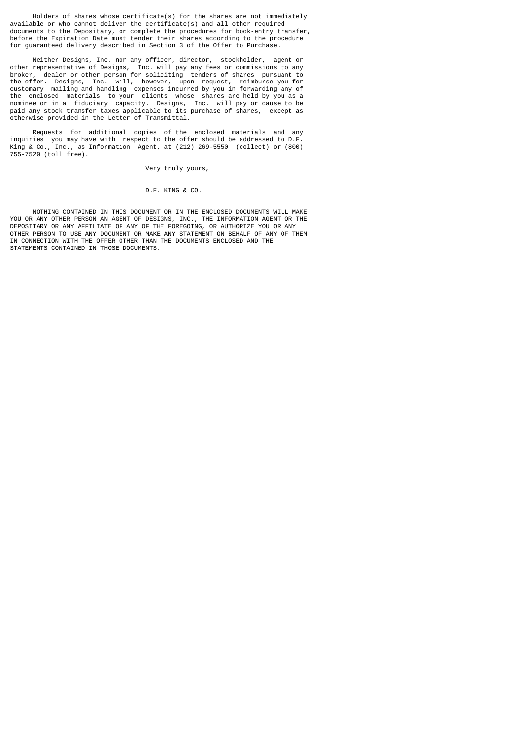Holders of shares whose certificate(s) for the shares are not immediately available or who cannot deliver the certificate(s) and all other required documents to the Depositary, or complete the procedures for book-entry transfer, before the Expiration Date must tender their shares according to the procedure for guaranteed delivery described in Section 3 of the Offer to Purchase.

Neither Designs, Inc. nor any officer, director, stockholder, agent or other representative of Designs, Inc. will pay any fees or commissions to any broker, dealer or other person for soliciting tenders of shares pursuant to the offer. Designs, Inc. will, however, upon request, reimburse you for customary mailing and handling expenses incurred by you in forwarding any of the enclosed materials to your clients whose shares are held by you as a nominee or in a fiduciary capacity. Designs, Inc. will pay or cause to be paid any stock transfer taxes applicable to its purchase of shares, except as otherwise provided in the Letter of Transmittal.

Requests for additional copies of the enclosed materials and any inquiries you may have with respect to the offer should be addressed to D.F. King & Co., Inc., as Information Agent, at (212) 269-5550 (collect) or (800) 755-7520 (toll free).

Very truly yours,

D.F. KING & CO.

NOTHING CONTAINED IN THIS DOCUMENT OR IN THE ENCLOSED DOCUMENTS WILL MAKE YOU OR ANY OTHER PERSON AN AGENT OF DESIGNS, INC., THE INFORMATION AGENT OR THE DEPOSITARY OR ANY AFFILIATE OF ANY OF THE FOREGOING, OR AUTHORIZE YOU OR ANY OTHER PERSON TO USE ANY DOCUMENT OR MAKE ANY STATEMENT ON BEHALF OF ANY OF THEM IN CONNECTION WITH THE OFFER OTHER THAN THE DOCUMENTS ENCLOSED AND THE STATEMENTS CONTAINED IN THOSE DOCUMENTS.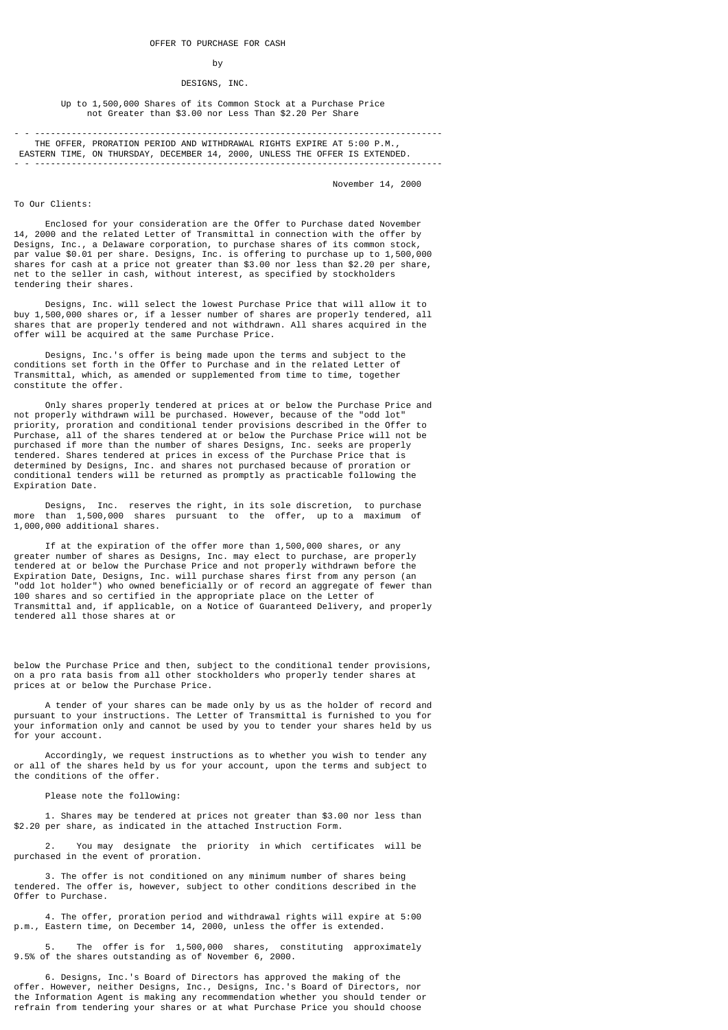OFFER TO PURCHASE FOR CASH

by

DESIGNS, INC.

Up to 1,500,000 Shares of its Common Stock at a Purchase Price not Greater than $3.00 nor Less Than $2.20 Per Share

---

THE OFFER, PRORATION PERIOD AND WITHDRAWAL RIGHTS EXPIRE AT 5:00 P.M., EASTERN TIME, ON THURSDAY, DECEMBER 14, 2000, UNLESS THE OFFER IS EXTENDED.

---

November 14, 2000

To Our Clients:

Enclosed for your consideration are the Offer to Purchase dated November 14, 2000 and the related Letter of Transmittal in connection with the offer by Designs, Inc., a Delaware corporation, to purchase shares of its common stock, par value $0.01 per share. Designs, Inc. is offering to purchase up to 1,500,000 shares for cash at a price not greater than $3.00 nor less than $2.20 per share, net to the seller in cash, without interest, as specified by stockholders tendering their shares.

Designs, Inc. will select the lowest Purchase Price that will allow it to buy 1,500,000 shares or, if a lesser number of shares are properly tendered, all shares that are properly tendered and not withdrawn. All shares acquired in the offer will be acquired at the same Purchase Price.

Designs, Inc.'s offer is being made upon the terms and subject to the conditions set forth in the Offer to Purchase and in the related Letter of Transmittal, which, as amended or supplemented from time to time, together constitute the offer.

Only shares properly tendered at prices at or below the Purchase Price and not properly withdrawn will be purchased. However, because of the "odd lot" priority, proration and conditional tender provisions described in the Offer to Purchase, all of the shares tendered at or below the Purchase Price will not be purchased if more than the number of shares Designs, Inc. seeks are properly tendered. Shares tendered at prices in excess of the Purchase Price that is determined by Designs, Inc. and shares not purchased because of proration or conditional tenders will be returned as promptly as practicable following the Expiration Date.

Designs, Inc. reserves the right, in its sole discretion, to purchase more than 1,500,000 shares pursuant to the offer, up to a maximum of 1,000,000 additional shares.

If at the expiration of the offer more than 1,500,000 shares, or any greater number of shares as Designs, Inc. may elect to purchase, are properly tendered at or below the Purchase Price and not properly withdrawn before the Expiration Date, Designs, Inc. will purchase shares first from any person (an "odd lot holder") who owned beneficially or of record an aggregate of fewer than 100 shares and so certified in the appropriate place on the Letter of Transmittal and, if applicable, on a Notice of Guaranteed Delivery, and properly tendered all those shares at or below the Purchase Price and then, subject to the conditional tender provisions, on a pro rata basis from all other stockholders who properly tender shares at prices at or below the Purchase Price.

A tender of your shares can be made only by us as the holder of record and pursuant to your instructions. The Letter of Transmittal is furnished to you for your information only and cannot be used by you to tender your shares held by us for your account.

Accordingly, we request instructions as to whether you wish to tender any or all of the shares held by us for your account, upon the terms and subject to the conditions of the offer.

Please note the following:

1. Shares may be tendered at prices not greater than $3.00 nor less than $2.20 per share, as indicated in the attached Instruction Form.

2. You may designate the priority in which certificates will be purchased in the event of proration.

3. The offer is not conditioned on any minimum number of shares being tendered. The offer is, however, subject to other conditions described in the Offer to Purchase.

4. The offer, proration period and withdrawal rights will expire at 5:00 p.m., Eastern time, on December 14, 2000, unless the offer is extended.

5. The offer is for 1,500,000 shares, constituting approximately 9.5% of the shares outstanding as of November 6, 2000.

6. Designs, Inc.'s Board of Directors has approved the making of the offer. However, neither Designs, Inc., Designs, Inc.'s Board of Directors, nor the Information Agent is making any recommendation whether you should tender or refrain from tendering your shares or at what Purchase Price you should choose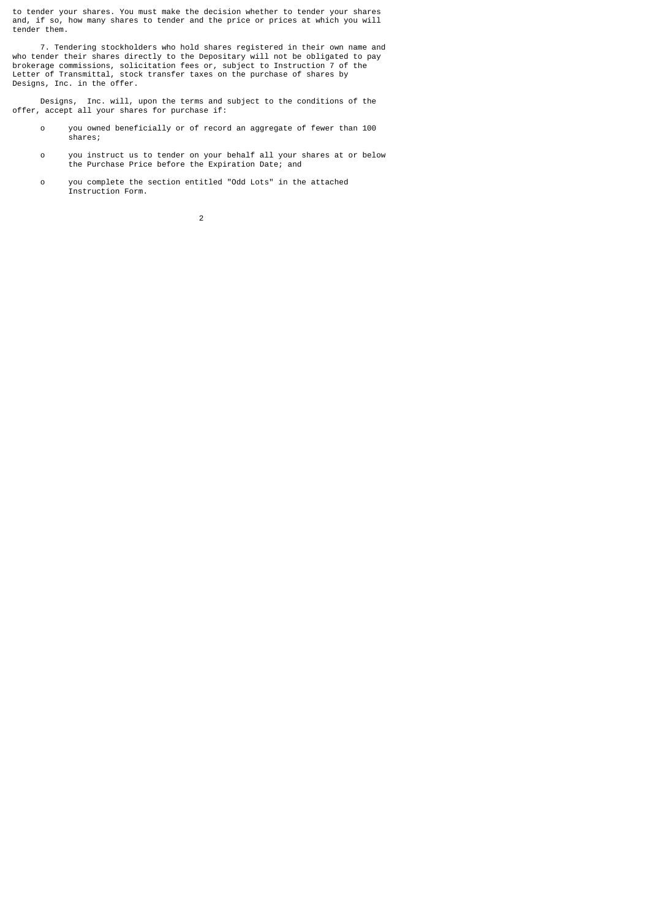to tender your shares. You must make the decision whether to tender your shares and, if so, how many shares to tender and the price or prices at which you will tender them.

7. Tendering stockholders who hold shares registered in their own name and who tender their shares directly to the Depositary will not be obligated to pay brokerage commissions, solicitation fees or, subject to Instruction 7 of the Letter of Transmittal, stock transfer taxes on the purchase of shares by Designs, Inc. in the offer.

Designs, Inc. will, upon the terms and subject to the conditions of the offer, accept all your shares for purchase if:

- you owned beneficially or of record an aggregate of fewer than 100 shares;
- you instruct us to tender on your behalf all your shares at or below the Purchase Price before the Expiration Date; and
- you complete the section entitled "Odd Lots" in the attached Instruction Form.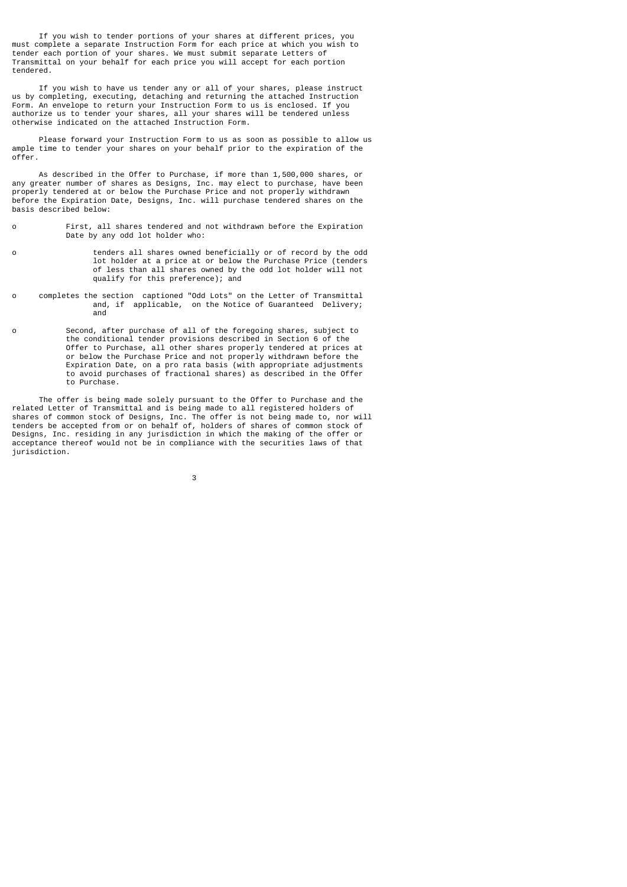If you wish to tender portions of your shares at different prices, you must complete a separate Instruction Form for each price at which you wish to tender each portion of your shares. We must submit separate Letters of Transmittal on your behalf for each price you will accept for each portion tendered.

If you wish to have us tender any or all of your shares, please instruct us by completing, executing, detaching and returning the attached Instruction Form. An envelope to return your Instruction Form to us is enclosed. If you authorize us to tender your shares, all your shares will be tendered unless otherwise indicated on the attached Instruction Form.

Please forward your Instruction Form to us as soon as possible to allow us ample time to tender your shares on your behalf prior to the expiration of the offer.

As described in the Offer to Purchase, if more than 1,500,000 shares, or any greater number of shares as Designs, Inc. may elect to purchase, have been properly tendered at or below the Purchase Price and not properly withdrawn before the Expiration Date, Designs, Inc. will purchase tendered shares on the basis described below:

- First, all shares tendered and not withdrawn before the Expiration Date by any odd lot holder who:
- tenders all shares owned beneficially or of record by the odd lot holder at a price at or below the Purchase Price (tenders of less than all shares owned by the odd lot holder will not qualify for this preference); and
- completes the section captioned "Odd Lots" on the Letter of Transmittal and, if applicable, on the Notice of Guaranteed Delivery; and
- Second, after purchase of all of the foregoing shares, subject to the conditional tender provisions described in Section 6 of the Offer to Purchase, all other shares properly tendered at prices at or below the Purchase Price and not properly withdrawn before the Expiration Date, on a pro rata basis (with appropriate adjustments to avoid purchases of fractional shares) as described in the Offer to Purchase.

The offer is being made solely pursuant to the Offer to Purchase and the related Letter of Transmittal and is being made to all registered holders of shares of common stock of Designs, Inc. The offer is not being made to, nor will tenders be accepted from or on behalf of, holders of shares of common stock of Designs, Inc. residing in any jurisdiction in which the making of the offer or acceptance thereof would not be in compliance with the securities laws of that jurisdiction.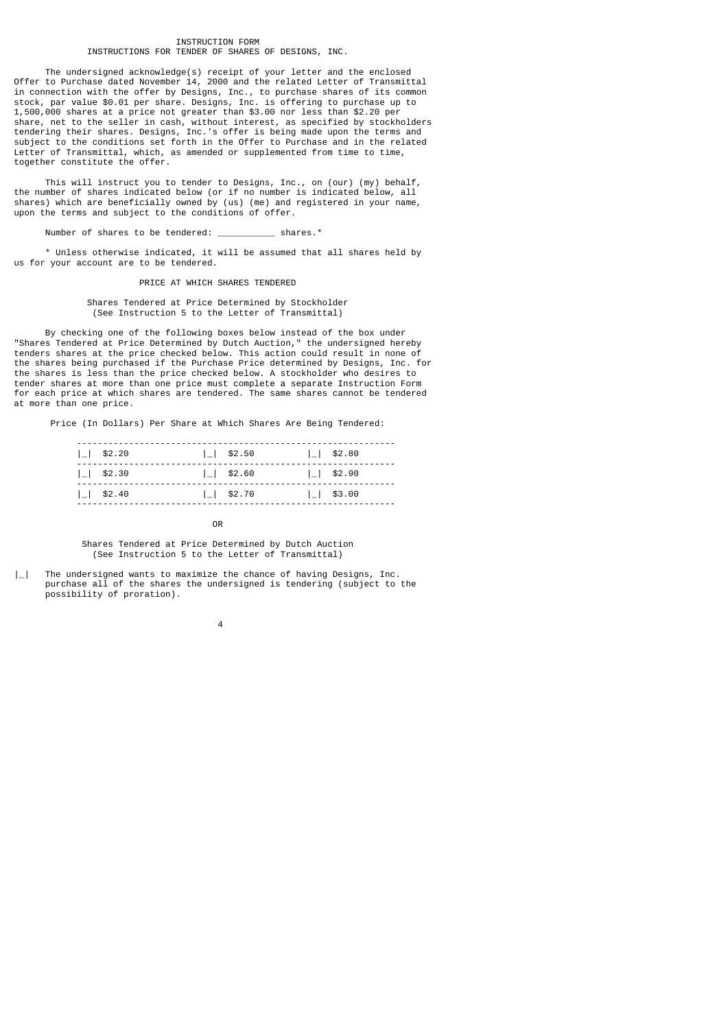# INSTRUCTION FORM

## INSTRUCTIONS FOR TENDER OF SHARES OF DESIGNS, INC.

The undersigned acknowledge(s) receipt of your letter and the enclosed Offer to Purchase dated November 14, 2000 and the related Letter of Transmittal in connection with the offer by Designs, Inc., to purchase shares of its common stock, par value $0.01 per share. Designs, Inc. is offering to purchase up to 1,500,000 shares at a price not greater than $3.00 nor less than $2.20 per share, net to the seller in cash, without interest, as specified by stockholders tendering their shares. Designs, Inc.'s offer is being made upon the terms and subject to the conditions set forth in the Offer to Purchase and in the related Letter of Transmittal, which, as amended or supplemented from time to time, together constitute the offer.

This will instruct you to tender to Designs, Inc., on (our) (my) behalf, the number of shares indicated below (or if no number is indicated below, all shares) which are beneficially owned by (us) (me) and registered in your name, upon the terms and subject to the conditions of offer.

Number of shares to be tendered: ___________ shares.*

* Unless otherwise indicated, it will be assumed that all shares held by us for your account are to be tendered.

### PRICE AT WHICH SHARES TENDERED

Shares Tendered at Price Determined by Stockholder
(See Instruction 5 to the Letter of Transmittal)

By checking one of the following boxes below instead of the box under "Shares Tendered at Price Determined by Dutch Auction," the undersigned hereby tenders shares at the price checked below. This action could result in none of the shares being purchased if the Purchase Price determined by Designs, Inc. for the shares is less than the price checked below. A stockholder who desires to tender shares at more than one price must complete a separate Instruction Form for each price at which shares are tendered. The same shares cannot be tendered at more than one price.

Price (In Dollars) Per Share at Which Shares Are Being Tendered:

| | | |
|---|---|---|
| \|_\| $2.20 | \|_\| $2.50 | \|_\| $2.80 |
| \|_\| $2.30 | \|_\| $2.60 | \|_\| $2.90 |
| \|_\| $2.40 | \|_\| $2.70 | \|_\| $3.00 |

OR

Shares Tendered at Price Determined by Dutch Auction
(See Instruction 5 to the Letter of Transmittal)

|_| The undersigned wants to maximize the chance of having Designs, Inc. purchase all of the shares the undersigned is tendering (subject to the possibility of proration).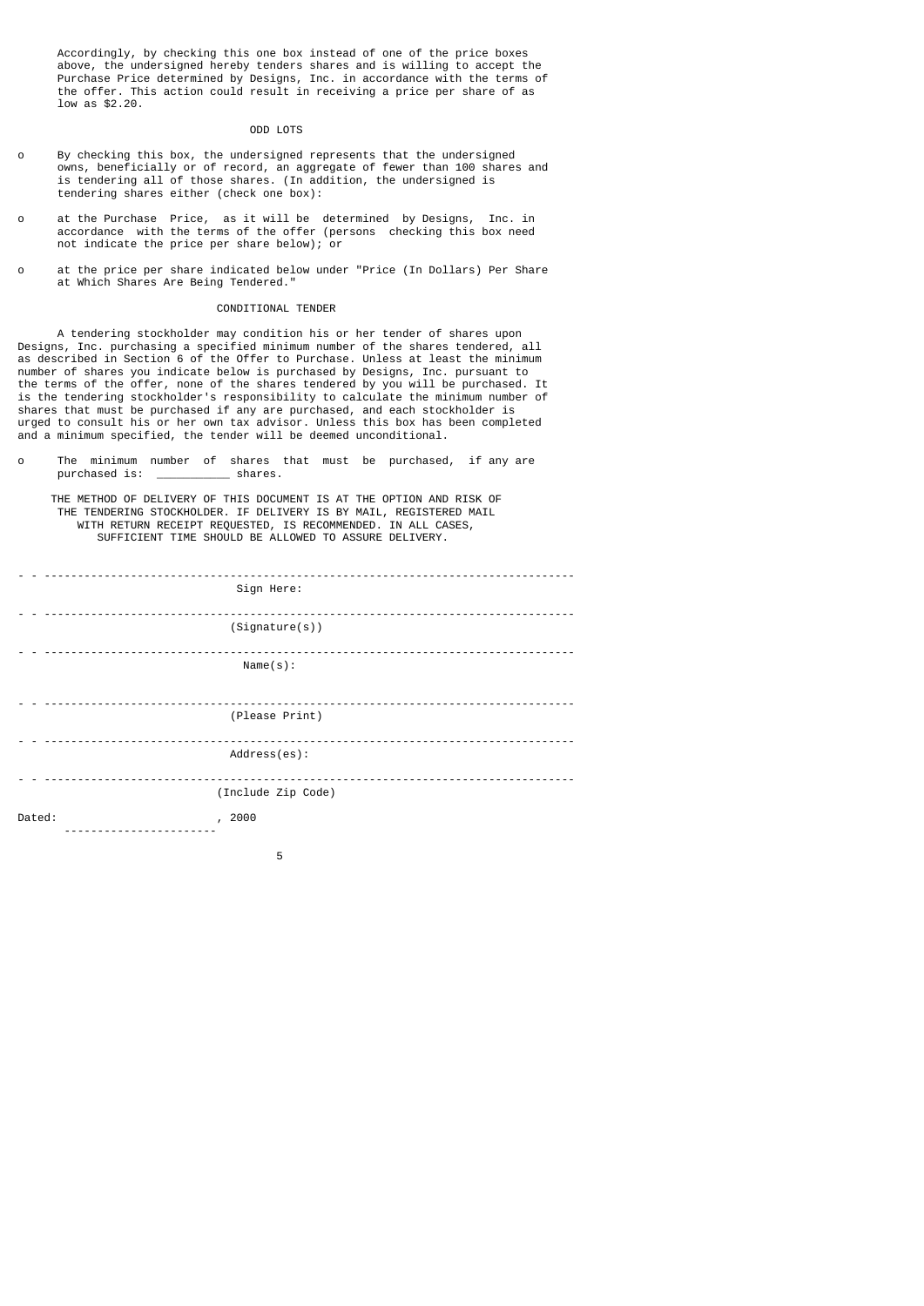Accordingly, by checking this one box instead of one of the price boxes above, the undersigned hereby tenders shares and is willing to accept the Purchase Price determined by Designs, Inc. in accordance with the terms of the offer. This action could result in receiving a price per share of as low as $2.20.

## ODD LOTS

- o By checking this box, the undersigned represents that the undersigned owns, beneficially or of record, an aggregate of fewer than 100 shares and is tendering all of those shares. (In addition, the undersigned is tendering shares either (check one box):

- o at the Purchase Price, as it will be determined by Designs, Inc. in accordance with the terms of the offer (persons checking this box need not indicate the price per share below); or

- o at the price per share indicated below under "Price (In Dollars) Per Share at Which Shares Are Being Tendered."

## CONDITIONAL TENDER

A tendering stockholder may condition his or her tender of shares upon Designs, Inc. purchasing a specified minimum number of the shares tendered, all as described in Section 6 of the Offer to Purchase. Unless at least the minimum number of shares you indicate below is purchased by Designs, Inc. pursuant to the terms of the offer, none of the shares tendered by you will be purchased. It is the tendering stockholder's responsibility to calculate the minimum number of shares that must be purchased if any are purchased, and each stockholder is urged to consult his or her own tax advisor. Unless this box has been completed and a minimum specified, the tender will be deemed unconditional.

- o The minimum number of shares that must be purchased, if any are purchased is: ___________ shares.

THE METHOD OF DELIVERY OF THIS DOCUMENT IS AT THE OPTION AND RISK OF THE TENDERING STOCKHOLDER. IF DELIVERY IS BY MAIL, REGISTERED MAIL WITH RETURN RECEIPT REQUESTED, IS RECOMMENDED. IN ALL CASES, SUFFICIENT TIME SHOULD BE ALLOWED TO ASSURE DELIVERY.

---

Sign Here:

---

(Signature(s))

---

Name(s):

---

(Please Print)

---

Address(es):

---

(Include Zip Code)

Dated: ______________________, 2000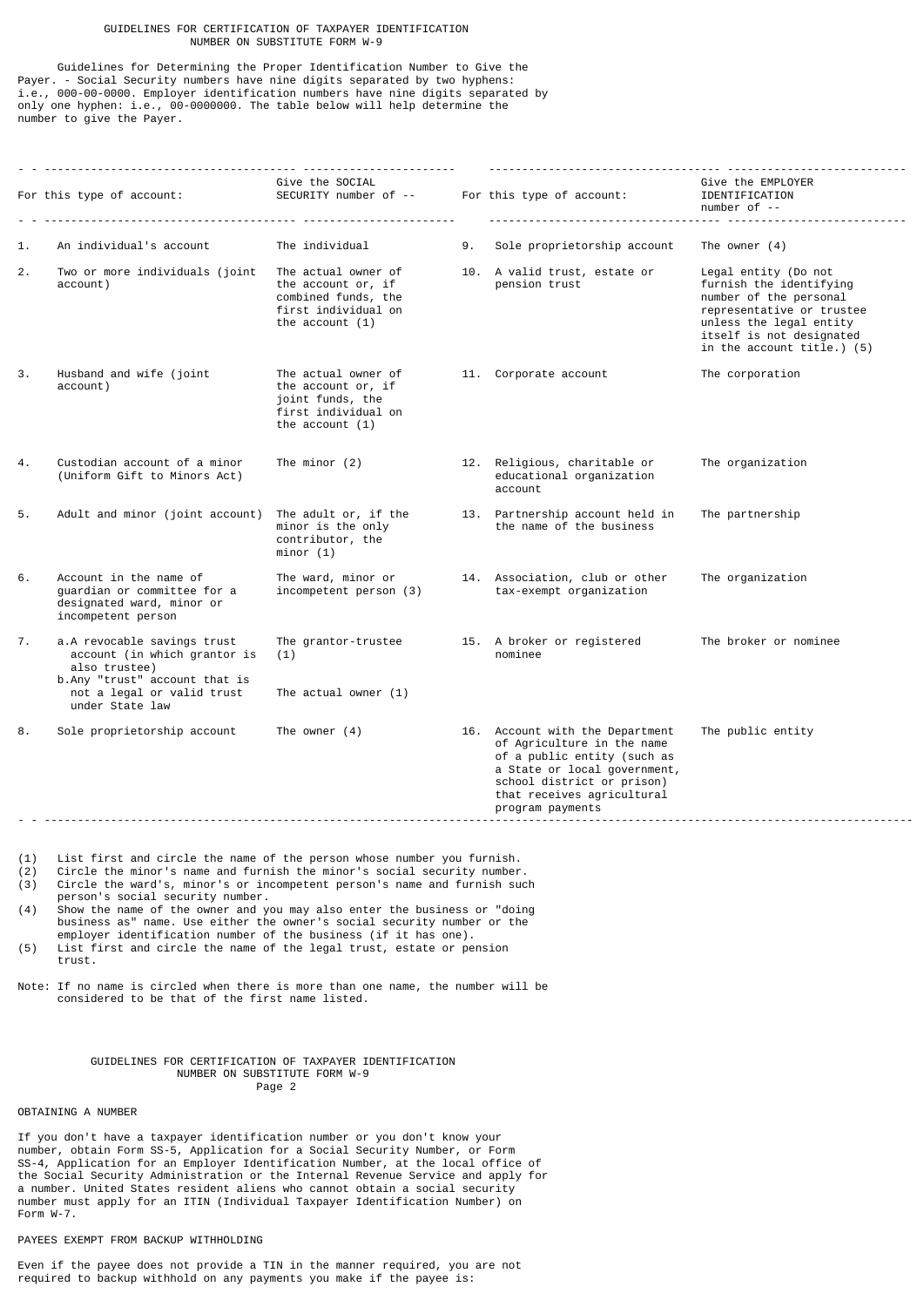# GUIDELINES FOR CERTIFICATION OF TAXPAYER IDENTIFICATION NUMBER ON SUBSTITUTE FORM W-9

Guidelines for Determining the Proper Identification Number to Give the Payer. - Social Security numbers have nine digits separated by two hyphens: i.e., 000-00-0000. Employer identification numbers have nine digits separated by only one hyphen: i.e., 00-0000000. The table below will help determine the number to give the Payer.

| | For this type of account: | Give the SOCIAL SECURITY number of -- | | For this type of account: | Give the EMPLOYER IDENTIFICATION number of -- |
|---|---|---|---|---|---|
| 1. | An individual's account | The individual | 9. | Sole proprietorship account | The owner (4) |
| 2. | Two or more individuals (joint account) | The actual owner of the account or, if combined funds, the first individual on the account (1) | 10. | A valid trust, estate or pension trust | Legal entity (Do not furnish the identifying number of the personal representative or trustee unless the legal entity itself is not designated in the account title.) (5) |
| 3. | Husband and wife (joint account) | The actual owner of the account or, if joint funds, the first individual on the account (1) | 11. | Corporate account | The corporation |
| 4. | Custodian account of a minor (Uniform Gift to Minors Act) | The minor (2) | 12. | Religious, charitable or educational organization account | The organization |
| 5. | Adult and minor (joint account) | The adult or, if the minor is the only contributor, the minor (1) | 13. | Partnership account held in the name of the business | The partnership |
| 6. | Account in the name of guardian or committee for a designated ward, minor or incompetent person | The ward, minor or incompetent person (3) | 14. | Association, club or other tax-exempt organization | The organization |
| 7. | a.A revocable savings trust account (in which grantor is also trustee)<br>b.Any "trust" account that is not a legal or valid trust under State law | The grantor-trustee (1)<br><br>The actual owner (1) | 15. | A broker or registered nominee | The broker or nominee |
| 8. | Sole proprietorship account | The owner (4) | 16. | Account with the Department of Agriculture in the name of a public entity (such as a State or local government, school district or prison) that receives agricultural program payments | The public entity |

(1) List first and circle the name of the person whose number you furnish.
(2) Circle the minor's name and furnish the minor's social security number.
(3) Circle the ward's, minor's or incompetent person's name and furnish such person's social security number.
(4) Show the name of the owner and you may also enter the business or "doing business as" name. Use either the owner's social security number or the employer identification number of the business (if it has one).
(5) List first and circle the name of the legal trust, estate or pension trust.

Note: If no name is circled when there is more than one name, the number will be considered to be that of the first name listed.

# GUIDELINES FOR CERTIFICATION OF TAXPAYER IDENTIFICATION NUMBER ON SUBSTITUTE FORM W-9

Page 2

## OBTAINING A NUMBER

If you don't have a taxpayer identification number or you don't know your number, obtain Form SS-5, Application for a Social Security Number, or Form SS-4, Application for an Employer Identification Number, at the local office of the Social Security Administration or the Internal Revenue Service and apply for a number. United States resident aliens who cannot obtain a social security number must apply for an ITIN (Individual Taxpayer Identification Number) on Form W-7.

## PAYEES EXEMPT FROM BACKUP WITHHOLDING

Even if the payee does not provide a TIN in the manner required, you are not required to backup withhold on any payments you make if the payee is: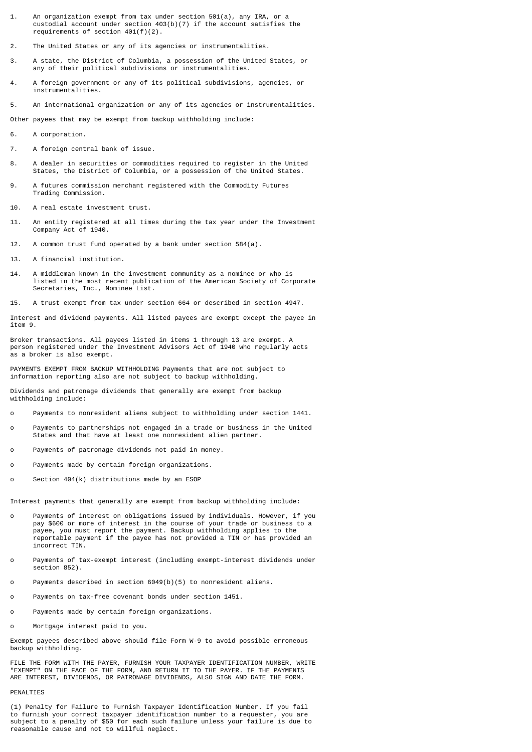1. An organization exempt from tax under section 501(a), any IRA, or a custodial account under section 403(b)(7) if the account satisfies the requirements of section 401(f)(2).

2. The United States or any of its agencies or instrumentalities.

3. A state, the District of Columbia, a possession of the United States, or any of their political subdivisions or instrumentalities.

4. A foreign government or any of its political subdivisions, agencies, or instrumentalities.

5. An international organization or any of its agencies or instrumentalities.

Other payees that may be exempt from backup withholding include:

6. A corporation.

7. A foreign central bank of issue.

8. A dealer in securities or commodities required to register in the United States, the District of Columbia, or a possession of the United States.

9. A futures commission merchant registered with the Commodity Futures Trading Commission.

10. A real estate investment trust.

11. An entity registered at all times during the tax year under the Investment Company Act of 1940.

12. A common trust fund operated by a bank under section 584(a).

13. A financial institution.

14. A middleman known in the investment community as a nominee or who is listed in the most recent publication of the American Society of Corporate Secretaries, Inc., Nominee List.

15. A trust exempt from tax under section 664 or described in section 4947.

Interest and dividend payments. All listed payees are exempt except the payee in item 9.

Broker transactions. All payees listed in items 1 through 13 are exempt. A person registered under the Investment Advisors Act of 1940 who regularly acts as a broker is also exempt.

PAYMENTS EXEMPT FROM BACKUP WITHHOLDING Payments that are not subject to information reporting also are not subject to backup withholding.

Dividends and patronage dividends that generally are exempt from backup withholding include:

- Payments to nonresident aliens subject to withholding under section 1441.
- Payments to partnerships not engaged in a trade or business in the United States and that have at least one nonresident alien partner.
- Payments of patronage dividends not paid in money.
- Payments made by certain foreign organizations.
- Section 404(k) distributions made by an ESOP

Interest payments that generally are exempt from backup withholding include:

- Payments of interest on obligations issued by individuals. However, if you pay $600 or more of interest in the course of your trade or business to a payee, you must report the payment. Backup withholding applies to the reportable payment if the payee has not provided a TIN or has provided an incorrect TIN.
- Payments of tax-exempt interest (including exempt-interest dividends under section 852).
- Payments described in section 6049(b)(5) to nonresident aliens.
- Payments on tax-free covenant bonds under section 1451.
- Payments made by certain foreign organizations.
- Mortgage interest paid to you.

Exempt payees described above should file Form W-9 to avoid possible erroneous backup withholding.

FILE THE FORM WITH THE PAYER, FURNISH YOUR TAXPAYER IDENTIFICATION NUMBER, WRITE "EXEMPT" ON THE FACE OF THE FORM, AND RETURN IT TO THE PAYER. IF THE PAYMENTS ARE INTEREST, DIVIDENDS, OR PATRONAGE DIVIDENDS, ALSO SIGN AND DATE THE FORM.

PENALTIES

(1) Penalty for Failure to Furnish Taxpayer Identification Number. If you fail to furnish your correct taxpayer identification number to a requester, you are subject to a penalty of $50 for each such failure unless your failure is due to reasonable cause and not to willful neglect.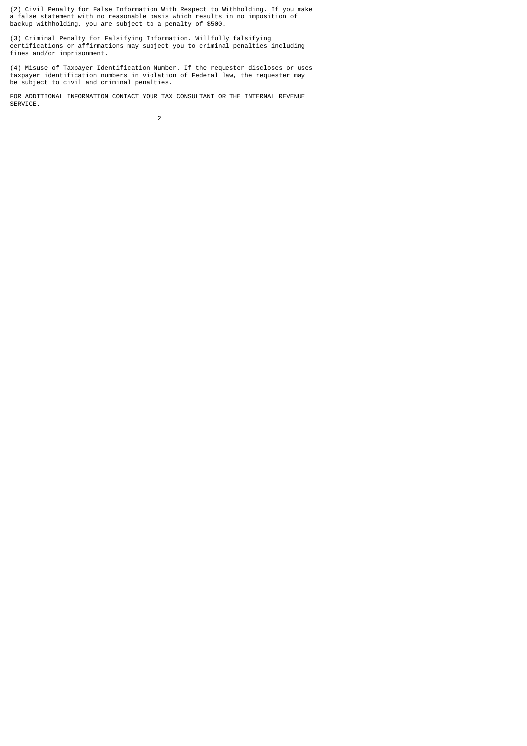(2) Civil Penalty for False Information With Respect to Withholding. If you make a false statement with no reasonable basis which results in no imposition of backup withholding, you are subject to a penalty of $500.

(3) Criminal Penalty for Falsifying Information. Willfully falsifying certifications or affirmations may subject you to criminal penalties including fines and/or imprisonment.

(4) Misuse of Taxpayer Identification Number. If the requester discloses or uses taxpayer identification numbers in violation of Federal law, the requester may be subject to civil and criminal penalties.

FOR ADDITIONAL INFORMATION CONTACT YOUR TAX CONSULTANT OR THE INTERNAL REVENUE SERVICE.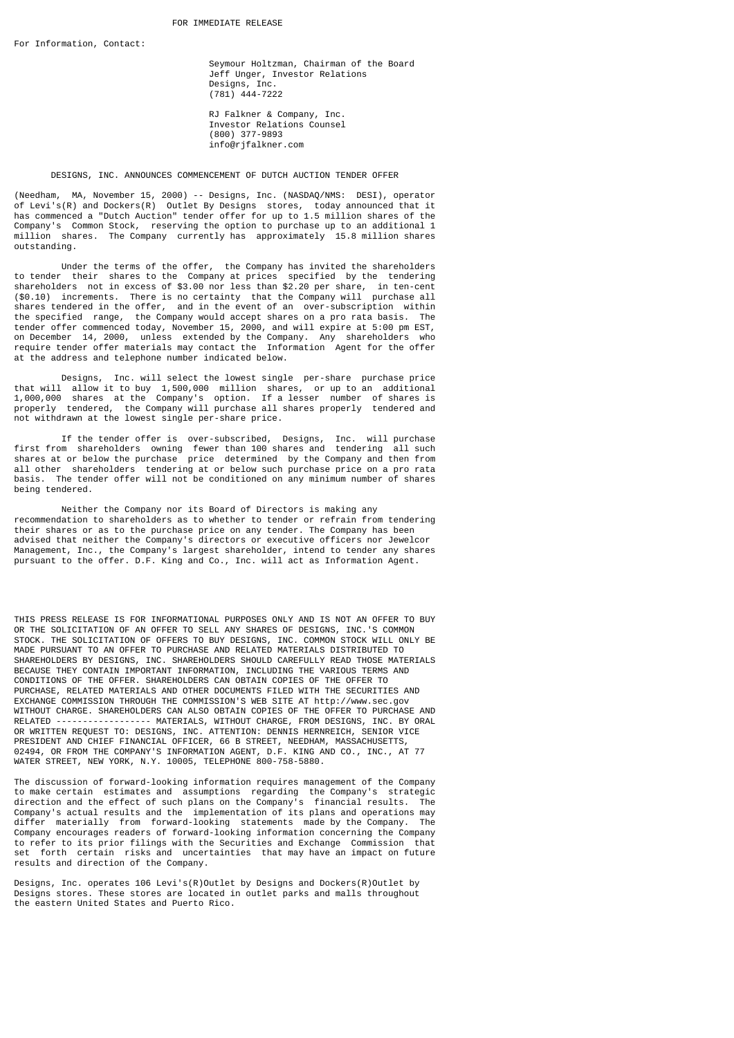FOR IMMEDIATE RELEASE

For Information, Contact:

Seymour Holtzman, Chairman of the Board
Jeff Unger, Investor Relations
Designs, Inc.
(781) 444-7222

RJ Falkner & Company, Inc.
Investor Relations Counsel
(800) 377-9893
info@rjfalkner.com

## DESIGNS, INC. ANNOUNCES COMMENCEMENT OF DUTCH AUCTION TENDER OFFER

(Needham, MA, November 15, 2000) -- Designs, Inc. (NASDAQ/NMS: DESI), operator of Levi's(R) and Dockers(R) Outlet By Designs stores, today announced that it has commenced a "Dutch Auction" tender offer for up to 1.5 million shares of the Company's Common Stock, reserving the option to purchase up to an additional 1 million shares. The Company currently has approximately 15.8 million shares outstanding.

Under the terms of the offer, the Company has invited the shareholders to tender their shares to the Company at prices specified by the tendering shareholders not in excess of $3.00 nor less than $2.20 per share, in ten-cent ($0.10) increments. There is no certainty that the Company will purchase all shares tendered in the offer, and in the event of an over-subscription within the specified range, the Company would accept shares on a pro rata basis. The tender offer commenced today, November 15, 2000, and will expire at 5:00 pm EST, on December 14, 2000, unless extended by the Company. Any shareholders who require tender offer materials may contact the Information Agent for the offer at the address and telephone number indicated below.

Designs, Inc. will select the lowest single per-share purchase price that will allow it to buy 1,500,000 million shares, or up to an additional 1,000,000 shares at the Company's option. If a lesser number of shares is properly tendered, the Company will purchase all shares properly tendered and not withdrawn at the lowest single per-share price.

If the tender offer is over-subscribed, Designs, Inc. will purchase first from shareholders owning fewer than 100 shares and tendering all such shares at or below the purchase price determined by the Company and then from all other shareholders tendering at or below such purchase price on a pro rata basis. The tender offer will not be conditioned on any minimum number of shares being tendered.

Neither the Company nor its Board of Directors is making any recommendation to shareholders as to whether to tender or refrain from tendering their shares or as to the purchase price on any tender. The Company has been advised that neither the Company's directors or executive officers nor Jewelcor Management, Inc., the Company's largest shareholder, intend to tender any shares pursuant to the offer. D.F. King and Co., Inc. will act as Information Agent.

THIS PRESS RELEASE IS FOR INFORMATIONAL PURPOSES ONLY AND IS NOT AN OFFER TO BUY OR THE SOLICITATION OF AN OFFER TO SELL ANY SHARES OF DESIGNS, INC.'S COMMON STOCK. THE SOLICITATION OF OFFERS TO BUY DESIGNS, INC. COMMON STOCK WILL ONLY BE MADE PURSUANT TO AN OFFER TO PURCHASE AND RELATED MATERIALS DISTRIBUTED TO SHAREHOLDERS BY DESIGNS, INC. SHAREHOLDERS SHOULD CAREFULLY READ THOSE MATERIALS BECAUSE THEY CONTAIN IMPORTANT INFORMATION, INCLUDING THE VARIOUS TERMS AND CONDITIONS OF THE OFFER. SHAREHOLDERS CAN OBTAIN COPIES OF THE OFFER TO PURCHASE, RELATED MATERIALS AND OTHER DOCUMENTS FILED WITH THE SECURITIES AND EXCHANGE COMMISSION THROUGH THE COMMISSION'S WEB SITE AT http://www.sec.gov WITHOUT CHARGE. SHAREHOLDERS CAN ALSO OBTAIN COPIES OF THE OFFER TO PURCHASE AND RELATED ------------------ MATERIALS, WITHOUT CHARGE, FROM DESIGNS, INC. BY ORAL OR WRITTEN REQUEST TO: DESIGNS, INC. ATTENTION: DENNIS HERNREICH, SENIOR VICE PRESIDENT AND CHIEF FINANCIAL OFFICER, 66 B STREET, NEEDHAM, MASSACHUSETTS, 02494, OR FROM THE COMPANY'S INFORMATION AGENT, D.F. KING AND CO., INC., AT 77 WATER STREET, NEW YORK, N.Y. 10005, TELEPHONE 800-758-5880.

The discussion of forward-looking information requires management of the Company to make certain estimates and assumptions regarding the Company's strategic direction and the effect of such plans on the Company's financial results. The Company's actual results and the implementation of its plans and operations may differ materially from forward-looking statements made by the Company. The Company encourages readers of forward-looking information concerning the Company to refer to its prior filings with the Securities and Exchange Commission that set forth certain risks and uncertainties that may have an impact on future results and direction of the Company.

Designs, Inc. operates 106 Levi's(R)Outlet by Designs and Dockers(R)Outlet by Designs stores. These stores are located in outlet parks and malls throughout the eastern United States and Puerto Rico.